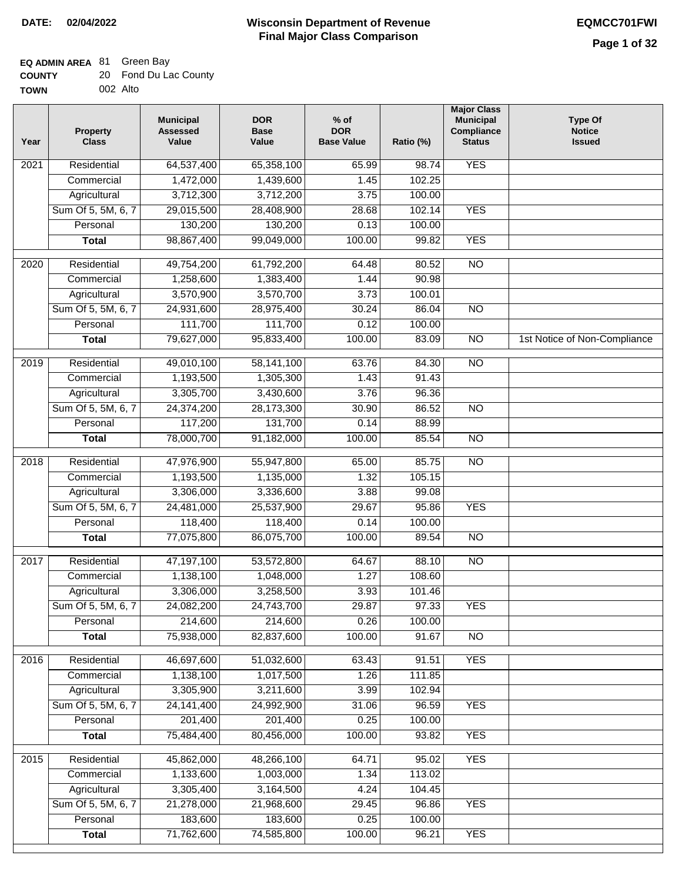**DATE: 02/04/2022**

# Wisconsin Department of Revenue
## Final Major Class Comparison

**EQMCC701FWI**

**EQ ADMIN AREA** 81 Green Bay
**COUNTY** 20 Fond Du Lac County
**TOWN** 002 Alto

| Year | Property Class | Municipal Assessed Value | DOR Base Value | % of DOR Base Value | Ratio (%) | Major Class Municipal Compliance Status | Type Of Notice Issued |
|---|---|---|---|---|---|---|---|
| 2021 | Residential | 64,537,400 | 65,358,100 | 65.99 | 98.74 | YES | |
| | Commercial | 1,472,000 | 1,439,600 | 1.45 | 102.25 | | |
| | Agricultural | 3,712,300 | 3,712,200 | 3.75 | 100.00 | | |
| | Sum Of 5, 5M, 6, 7 | 29,015,500 | 28,408,900 | 28.68 | 102.14 | YES | |
| | Personal | 130,200 | 130,200 | 0.13 | 100.00 | | |
| | **Total** | 98,867,400 | 99,049,000 | 100.00 | 99.82 | YES | |
| 2020 | Residential | 49,754,200 | 61,792,200 | 64.48 | 80.52 | NO | |
| | Commercial | 1,258,600 | 1,383,400 | 1.44 | 90.98 | | |
| | Agricultural | 3,570,900 | 3,570,700 | 3.73 | 100.01 | | |
| | Sum Of 5, 5M, 6, 7 | 24,931,600 | 28,975,400 | 30.24 | 86.04 | NO | |
| | Personal | 111,700 | 111,700 | 0.12 | 100.00 | | |
| | **Total** | 79,627,000 | 95,833,400 | 100.00 | 83.09 | NO | 1st Notice of Non-Compliance |
| 2019 | Residential | 49,010,100 | 58,141,100 | 63.76 | 84.30 | NO | |
| | Commercial | 1,193,500 | 1,305,300 | 1.43 | 91.43 | | |
| | Agricultural | 3,305,700 | 3,430,600 | 3.76 | 96.36 | | |
| | Sum Of 5, 5M, 6, 7 | 24,374,200 | 28,173,300 | 30.90 | 86.52 | NO | |
| | Personal | 117,200 | 131,700 | 0.14 | 88.99 | | |
| | **Total** | 78,000,700 | 91,182,000 | 100.00 | 85.54 | NO | |
| 2018 | Residential | 47,976,900 | 55,947,800 | 65.00 | 85.75 | NO | |
| | Commercial | 1,193,500 | 1,135,000 | 1.32 | 105.15 | | |
| | Agricultural | 3,306,000 | 3,336,600 | 3.88 | 99.08 | | |
| | Sum Of 5, 5M, 6, 7 | 24,481,000 | 25,537,900 | 29.67 | 95.86 | YES | |
| | Personal | 118,400 | 118,400 | 0.14 | 100.00 | | |
| | **Total** | 77,075,800 | 86,075,700 | 100.00 | 89.54 | NO | |
| 2017 | Residential | 47,197,100 | 53,572,800 | 64.67 | 88.10 | NO | |
| | Commercial | 1,138,100 | 1,048,000 | 1.27 | 108.60 | | |
| | Agricultural | 3,306,000 | 3,258,500 | 3.93 | 101.46 | | |
| | Sum Of 5, 5M, 6, 7 | 24,082,200 | 24,743,700 | 29.87 | 97.33 | YES | |
| | Personal | 214,600 | 214,600 | 0.26 | 100.00 | | |
| | **Total** | 75,938,000 | 82,837,600 | 100.00 | 91.67 | NO | |
| 2016 | Residential | 46,697,600 | 51,032,600 | 63.43 | 91.51 | YES | |
| | Commercial | 1,138,100 | 1,017,500 | 1.26 | 111.85 | | |
| | Agricultural | 3,305,900 | 3,211,600 | 3.99 | 102.94 | | |
| | Sum Of 5, 5M, 6, 7 | 24,141,400 | 24,992,900 | 31.06 | 96.59 | YES | |
| | Personal | 201,400 | 201,400 | 0.25 | 100.00 | | |
| | **Total** | 75,484,400 | 80,456,000 | 100.00 | 93.82 | YES | |
| 2015 | Residential | 45,862,000 | 48,266,100 | 64.71 | 95.02 | YES | |
| | Commercial | 1,133,600 | 1,003,000 | 1.34 | 113.02 | | |
| | Agricultural | 3,305,400 | 3,164,500 | 4.24 | 104.45 | | |
| | Sum Of 5, 5M, 6, 7 | 21,278,000 | 21,968,600 | 29.45 | 96.86 | YES | |
| | Personal | 183,600 | 183,600 | 0.25 | 100.00 | | |
| | **Total** | 71,762,600 | 74,585,800 | 100.00 | 96.21 | YES | |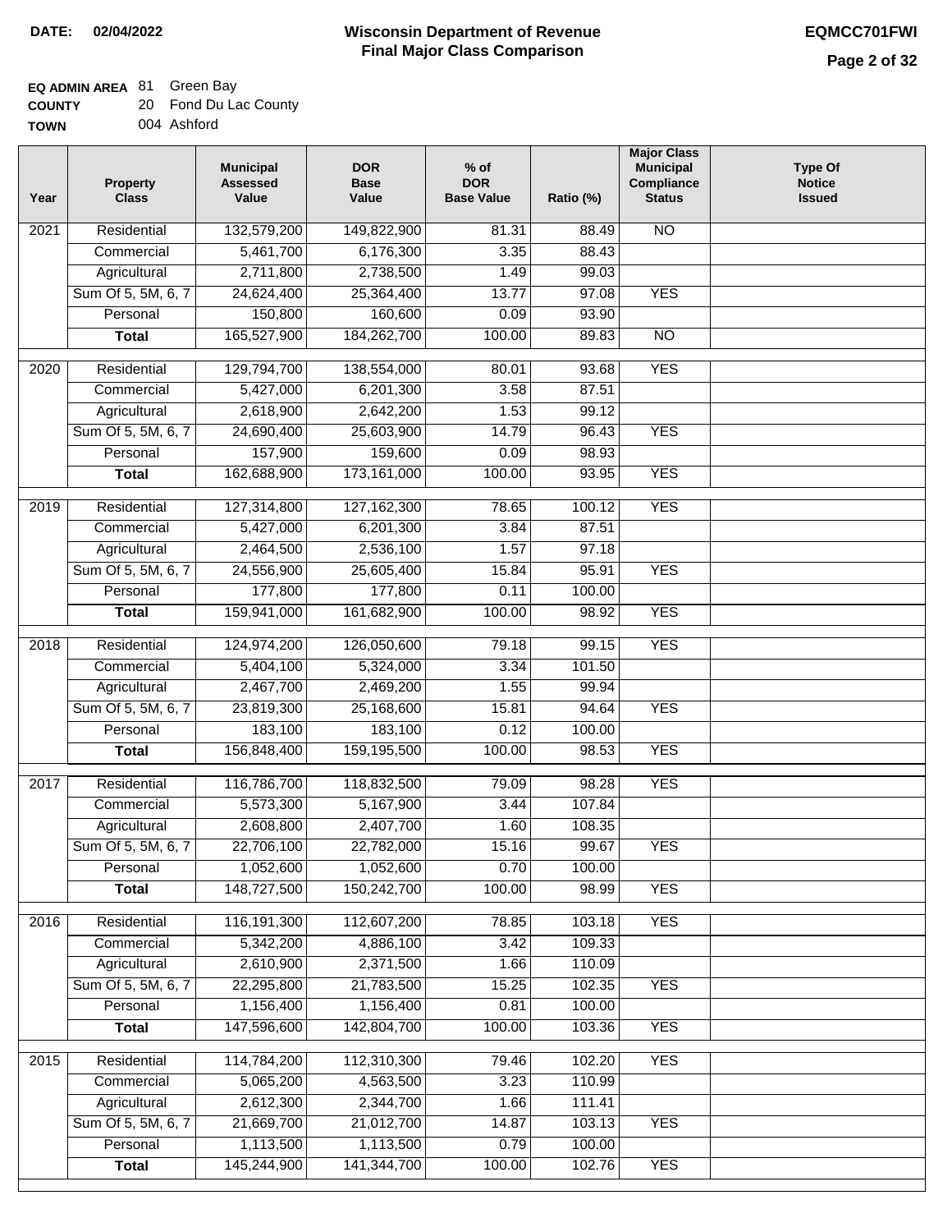**DATE:** 02/04/2022

# Wisconsin Department of Revenue
## Final Major Class Comparison

**EQMCC701FWI**

**EQ ADMIN AREA** 81 Green Bay
**COUNTY** 20 Fond Du Lac County
**TOWN** 004 Ashford

| Year | Property Class | Municipal Assessed Value | DOR Base Value | % of DOR Base Value | Ratio (%) | Major Class Municipal Compliance Status | Type Of Notice Issued |
|---|---|---|---|---|---|---|---|
| 2021 | Residential | 132,579,200 | 149,822,900 | 81.31 | 88.49 | NO | |
| | Commercial | 5,461,700 | 6,176,300 | 3.35 | 88.43 | | |
| | Agricultural | 2,711,800 | 2,738,500 | 1.49 | 99.03 | | |
| | Sum Of 5, 5M, 6, 7 | 24,624,400 | 25,364,400 | 13.77 | 97.08 | YES | |
| | Personal | 150,800 | 160,600 | 0.09 | 93.90 | | |
| | **Total** | 165,527,900 | 184,262,700 | 100.00 | 89.83 | NO | |
| 2020 | Residential | 129,794,700 | 138,554,000 | 80.01 | 93.68 | YES | |
| | Commercial | 5,427,000 | 6,201,300 | 3.58 | 87.51 | | |
| | Agricultural | 2,618,900 | 2,642,200 | 1.53 | 99.12 | | |
| | Sum Of 5, 5M, 6, 7 | 24,690,400 | 25,603,900 | 14.79 | 96.43 | YES | |
| | Personal | 157,900 | 159,600 | 0.09 | 98.93 | | |
| | **Total** | 162,688,900 | 173,161,000 | 100.00 | 93.95 | YES | |
| 2019 | Residential | 127,314,800 | 127,162,300 | 78.65 | 100.12 | YES | |
| | Commercial | 5,427,000 | 6,201,300 | 3.84 | 87.51 | | |
| | Agricultural | 2,464,500 | 2,536,100 | 1.57 | 97.18 | | |
| | Sum Of 5, 5M, 6, 7 | 24,556,900 | 25,605,400 | 15.84 | 95.91 | YES | |
| | Personal | 177,800 | 177,800 | 0.11 | 100.00 | | |
| | **Total** | 159,941,000 | 161,682,900 | 100.00 | 98.92 | YES | |
| 2018 | Residential | 124,974,200 | 126,050,600 | 79.18 | 99.15 | YES | |
| | Commercial | 5,404,100 | 5,324,000 | 3.34 | 101.50 | | |
| | Agricultural | 2,467,700 | 2,469,200 | 1.55 | 99.94 | | |
| | Sum Of 5, 5M, 6, 7 | 23,819,300 | 25,168,600 | 15.81 | 94.64 | YES | |
| | Personal | 183,100 | 183,100 | 0.12 | 100.00 | | |
| | **Total** | 156,848,400 | 159,195,500 | 100.00 | 98.53 | YES | |
| 2017 | Residential | 116,786,700 | 118,832,500 | 79.09 | 98.28 | YES | |
| | Commercial | 5,573,300 | 5,167,900 | 3.44 | 107.84 | | |
| | Agricultural | 2,608,800 | 2,407,700 | 1.60 | 108.35 | | |
| | Sum Of 5, 5M, 6, 7 | 22,706,100 | 22,782,000 | 15.16 | 99.67 | YES | |
| | Personal | 1,052,600 | 1,052,600 | 0.70 | 100.00 | | |
| | **Total** | 148,727,500 | 150,242,700 | 100.00 | 98.99 | YES | |
| 2016 | Residential | 116,191,300 | 112,607,200 | 78.85 | 103.18 | YES | |
| | Commercial | 5,342,200 | 4,886,100 | 3.42 | 109.33 | | |
| | Agricultural | 2,610,900 | 2,371,500 | 1.66 | 110.09 | | |
| | Sum Of 5, 5M, 6, 7 | 22,295,800 | 21,783,500 | 15.25 | 102.35 | YES | |
| | Personal | 1,156,400 | 1,156,400 | 0.81 | 100.00 | | |
| | **Total** | 147,596,600 | 142,804,700 | 100.00 | 103.36 | YES | |
| 2015 | Residential | 114,784,200 | 112,310,300 | 79.46 | 102.20 | YES | |
| | Commercial | 5,065,200 | 4,563,500 | 3.23 | 110.99 | | |
| | Agricultural | 2,612,300 | 2,344,700 | 1.66 | 111.41 | | |
| | Sum Of 5, 5M, 6, 7 | 21,669,700 | 21,012,700 | 14.87 | 103.13 | YES | |
| | Personal | 1,113,500 | 1,113,500 | 0.79 | 100.00 | | |
| | **Total** | 145,244,900 | 141,344,700 | 100.00 | 102.76 | YES | |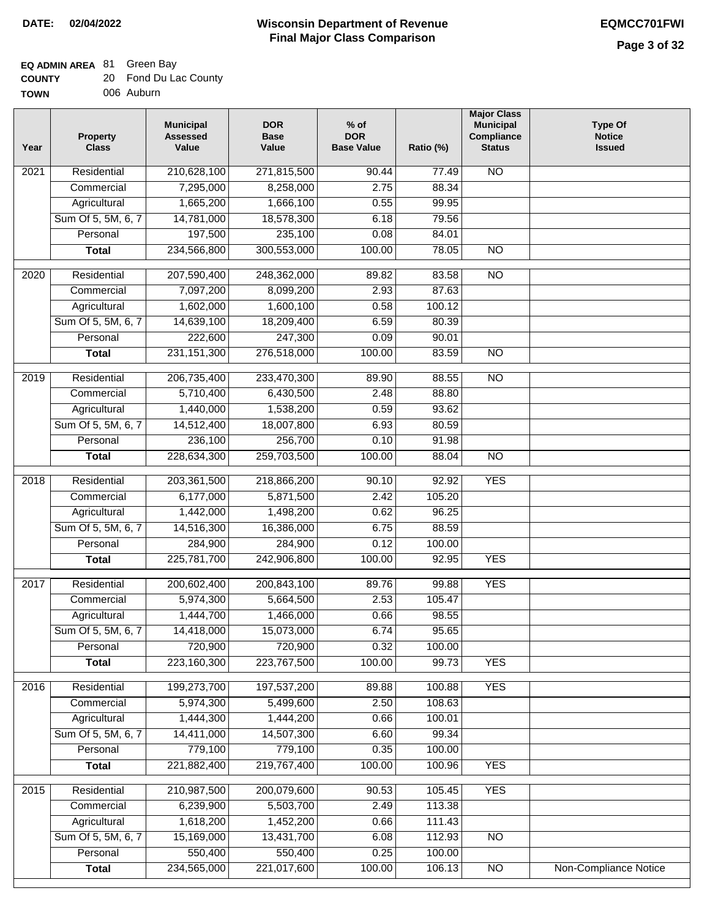**DATE: 02/04/2022**

# Wisconsin Department of Revenue
## Final Major Class Comparison

**EQMCC701FWI**

**EQ ADMIN AREA** 81 Green Bay
**COUNTY** 20 Fond Du Lac County
**TOWN** 006 Auburn

| Year | Property Class | Municipal Assessed Value | DOR Base Value | % of DOR Base Value | Ratio (%) | Major Class Municipal Compliance Status | Type Of Notice Issued |
|---|---|---|---|---|---|---|---|
| 2021 | Residential | 210,628,100 | 271,815,500 | 90.44 | 77.49 | NO | |
| | Commercial | 7,295,000 | 8,258,000 | 2.75 | 88.34 | | |
| | Agricultural | 1,665,200 | 1,666,100 | 0.55 | 99.95 | | |
| | Sum Of 5, 5M, 6, 7 | 14,781,000 | 18,578,300 | 6.18 | 79.56 | | |
| | Personal | 197,500 | 235,100 | 0.08 | 84.01 | | |
| | **Total** | 234,566,800 | 300,553,000 | 100.00 | 78.05 | NO | |
| 2020 | Residential | 207,590,400 | 248,362,000 | 89.82 | 83.58 | NO | |
| | Commercial | 7,097,200 | 8,099,200 | 2.93 | 87.63 | | |
| | Agricultural | 1,602,000 | 1,600,100 | 0.58 | 100.12 | | |
| | Sum Of 5, 5M, 6, 7 | 14,639,100 | 18,209,400 | 6.59 | 80.39 | | |
| | Personal | 222,600 | 247,300 | 0.09 | 90.01 | | |
| | **Total** | 231,151,300 | 276,518,000 | 100.00 | 83.59 | NO | |
| 2019 | Residential | 206,735,400 | 233,470,300 | 89.90 | 88.55 | NO | |
| | Commercial | 5,710,400 | 6,430,500 | 2.48 | 88.80 | | |
| | Agricultural | 1,440,000 | 1,538,200 | 0.59 | 93.62 | | |
| | Sum Of 5, 5M, 6, 7 | 14,512,400 | 18,007,800 | 6.93 | 80.59 | | |
| | Personal | 236,100 | 256,700 | 0.10 | 91.98 | | |
| | **Total** | 228,634,300 | 259,703,500 | 100.00 | 88.04 | NO | |
| 2018 | Residential | 203,361,500 | 218,866,200 | 90.10 | 92.92 | YES | |
| | Commercial | 6,177,000 | 5,871,500 | 2.42 | 105.20 | | |
| | Agricultural | 1,442,000 | 1,498,200 | 0.62 | 96.25 | | |
| | Sum Of 5, 5M, 6, 7 | 14,516,300 | 16,386,000 | 6.75 | 88.59 | | |
| | Personal | 284,900 | 284,900 | 0.12 | 100.00 | | |
| | **Total** | 225,781,700 | 242,906,800 | 100.00 | 92.95 | YES | |
| 2017 | Residential | 200,602,400 | 200,843,100 | 89.76 | 99.88 | YES | |
| | Commercial | 5,974,300 | 5,664,500 | 2.53 | 105.47 | | |
| | Agricultural | 1,444,700 | 1,466,000 | 0.66 | 98.55 | | |
| | Sum Of 5, 5M, 6, 7 | 14,418,000 | 15,073,000 | 6.74 | 95.65 | | |
| | Personal | 720,900 | 720,900 | 0.32 | 100.00 | | |
| | **Total** | 223,160,300 | 223,767,500 | 100.00 | 99.73 | YES | |
| 2016 | Residential | 199,273,700 | 197,537,200 | 89.88 | 100.88 | YES | |
| | Commercial | 5,974,300 | 5,499,600 | 2.50 | 108.63 | | |
| | Agricultural | 1,444,300 | 1,444,200 | 0.66 | 100.01 | | |
| | Sum Of 5, 5M, 6, 7 | 14,411,000 | 14,507,300 | 6.60 | 99.34 | | |
| | Personal | 779,100 | 779,100 | 0.35 | 100.00 | | |
| | **Total** | 221,882,400 | 219,767,400 | 100.00 | 100.96 | YES | |
| 2015 | Residential | 210,987,500 | 200,079,600 | 90.53 | 105.45 | YES | |
| | Commercial | 6,239,900 | 5,503,700 | 2.49 | 113.38 | | |
| | Agricultural | 1,618,200 | 1,452,200 | 0.66 | 111.43 | | |
| | Sum Of 5, 5M, 6, 7 | 15,169,000 | 13,431,700 | 6.08 | 112.93 | NO | |
| | Personal | 550,400 | 550,400 | 0.25 | 100.00 | | |
| | **Total** | 234,565,000 | 221,017,600 | 100.00 | 106.13 | NO | Non-Compliance Notice |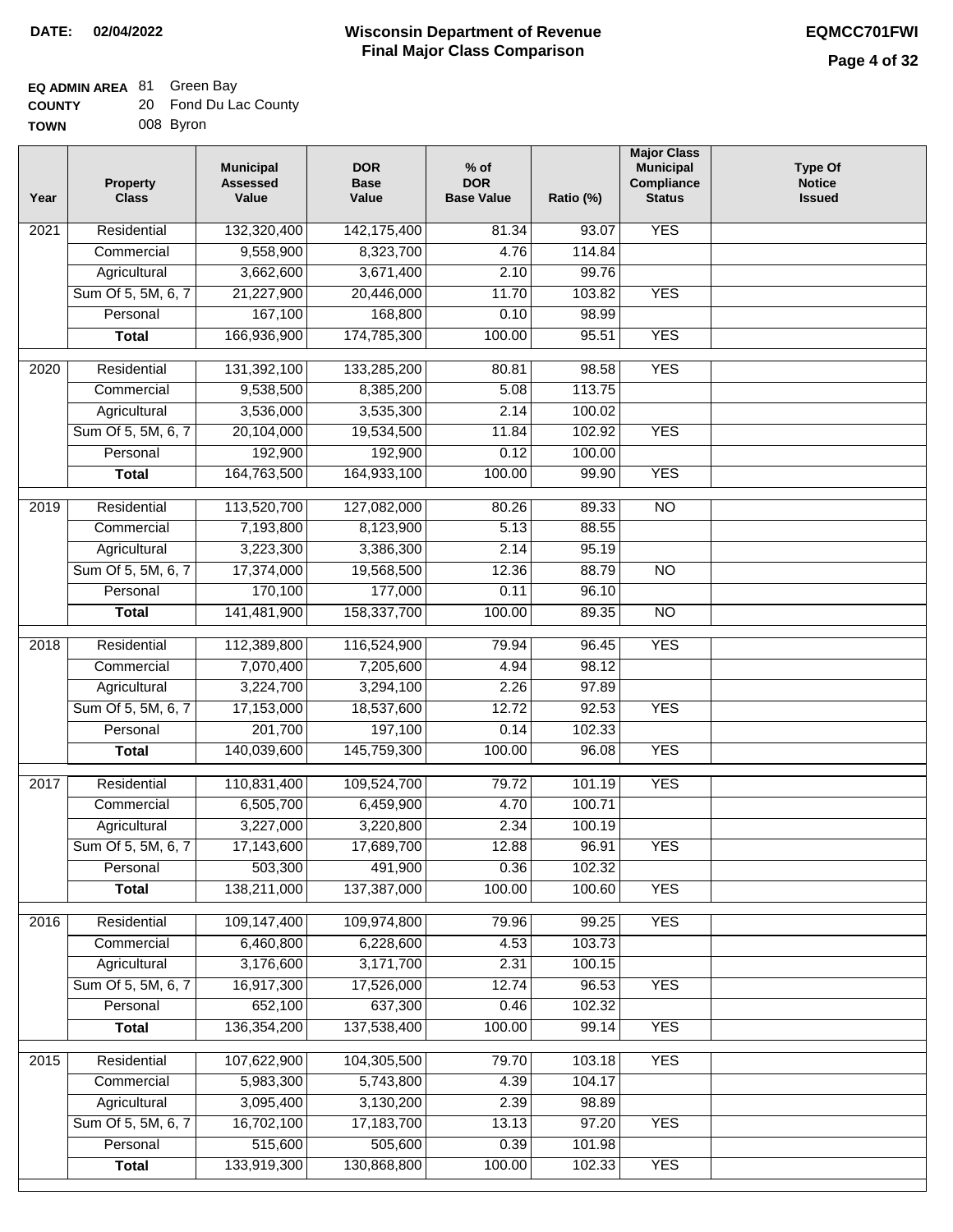**DATE: 02/04/2022**

# Wisconsin Department of Revenue
## Final Major Class Comparison

**EQMCC701FWI**

**EQ ADMIN AREA** 81 Green Bay
**COUNTY** 20 Fond Du Lac County
**TOWN** 008 Byron

| Year | Property Class | Municipal Assessed Value | DOR Base Value | % of DOR Base Value | Ratio (%) | Major Class Municipal Compliance Status | Type Of Notice Issued |
|---|---|---|---|---|---|---|---|
| 2021 | Residential | 132,320,400 | 142,175,400 | 81.34 | 93.07 | YES | |
| | Commercial | 9,558,900 | 8,323,700 | 4.76 | 114.84 | | |
| | Agricultural | 3,662,600 | 3,671,400 | 2.10 | 99.76 | | |
| | Sum Of 5, 5M, 6, 7 | 21,227,900 | 20,446,000 | 11.70 | 103.82 | YES | |
| | Personal | 167,100 | 168,800 | 0.10 | 98.99 | | |
| | **Total** | 166,936,900 | 174,785,300 | 100.00 | 95.51 | YES | |
| 2020 | Residential | 131,392,100 | 133,285,200 | 80.81 | 98.58 | YES | |
| | Commercial | 9,538,500 | 8,385,200 | 5.08 | 113.75 | | |
| | Agricultural | 3,536,000 | 3,535,300 | 2.14 | 100.02 | | |
| | Sum Of 5, 5M, 6, 7 | 20,104,000 | 19,534,500 | 11.84 | 102.92 | YES | |
| | Personal | 192,900 | 192,900 | 0.12 | 100.00 | | |
| | **Total** | 164,763,500 | 164,933,100 | 100.00 | 99.90 | YES | |
| 2019 | Residential | 113,520,700 | 127,082,000 | 80.26 | 89.33 | NO | |
| | Commercial | 7,193,800 | 8,123,900 | 5.13 | 88.55 | | |
| | Agricultural | 3,223,300 | 3,386,300 | 2.14 | 95.19 | | |
| | Sum Of 5, 5M, 6, 7 | 17,374,000 | 19,568,500 | 12.36 | 88.79 | NO | |
| | Personal | 170,100 | 177,000 | 0.11 | 96.10 | | |
| | **Total** | 141,481,900 | 158,337,700 | 100.00 | 89.35 | NO | |
| 2018 | Residential | 112,389,800 | 116,524,900 | 79.94 | 96.45 | YES | |
| | Commercial | 7,070,400 | 7,205,600 | 4.94 | 98.12 | | |
| | Agricultural | 3,224,700 | 3,294,100 | 2.26 | 97.89 | | |
| | Sum Of 5, 5M, 6, 7 | 17,153,000 | 18,537,600 | 12.72 | 92.53 | YES | |
| | Personal | 201,700 | 197,100 | 0.14 | 102.33 | | |
| | **Total** | 140,039,600 | 145,759,300 | 100.00 | 96.08 | YES | |
| 2017 | Residential | 110,831,400 | 109,524,700 | 79.72 | 101.19 | YES | |
| | Commercial | 6,505,700 | 6,459,900 | 4.70 | 100.71 | | |
| | Agricultural | 3,227,000 | 3,220,800 | 2.34 | 100.19 | | |
| | Sum Of 5, 5M, 6, 7 | 17,143,600 | 17,689,700 | 12.88 | 96.91 | YES | |
| | Personal | 503,300 | 491,900 | 0.36 | 102.32 | | |
| | **Total** | 138,211,000 | 137,387,000 | 100.00 | 100.60 | YES | |
| 2016 | Residential | 109,147,400 | 109,974,800 | 79.96 | 99.25 | YES | |
| | Commercial | 6,460,800 | 6,228,600 | 4.53 | 103.73 | | |
| | Agricultural | 3,176,600 | 3,171,700 | 2.31 | 100.15 | | |
| | Sum Of 5, 5M, 6, 7 | 16,917,300 | 17,526,000 | 12.74 | 96.53 | YES | |
| | Personal | 652,100 | 637,300 | 0.46 | 102.32 | | |
| | **Total** | 136,354,200 | 137,538,400 | 100.00 | 99.14 | YES | |
| 2015 | Residential | 107,622,900 | 104,305,500 | 79.70 | 103.18 | YES | |
| | Commercial | 5,983,300 | 5,743,800 | 4.39 | 104.17 | | |
| | Agricultural | 3,095,400 | 3,130,200 | 2.39 | 98.89 | | |
| | Sum Of 5, 5M, 6, 7 | 16,702,100 | 17,183,700 | 13.13 | 97.20 | YES | |
| | Personal | 515,600 | 505,600 | 0.39 | 101.98 | | |
| | **Total** | 133,919,300 | 130,868,800 | 100.00 | 102.33 | YES | |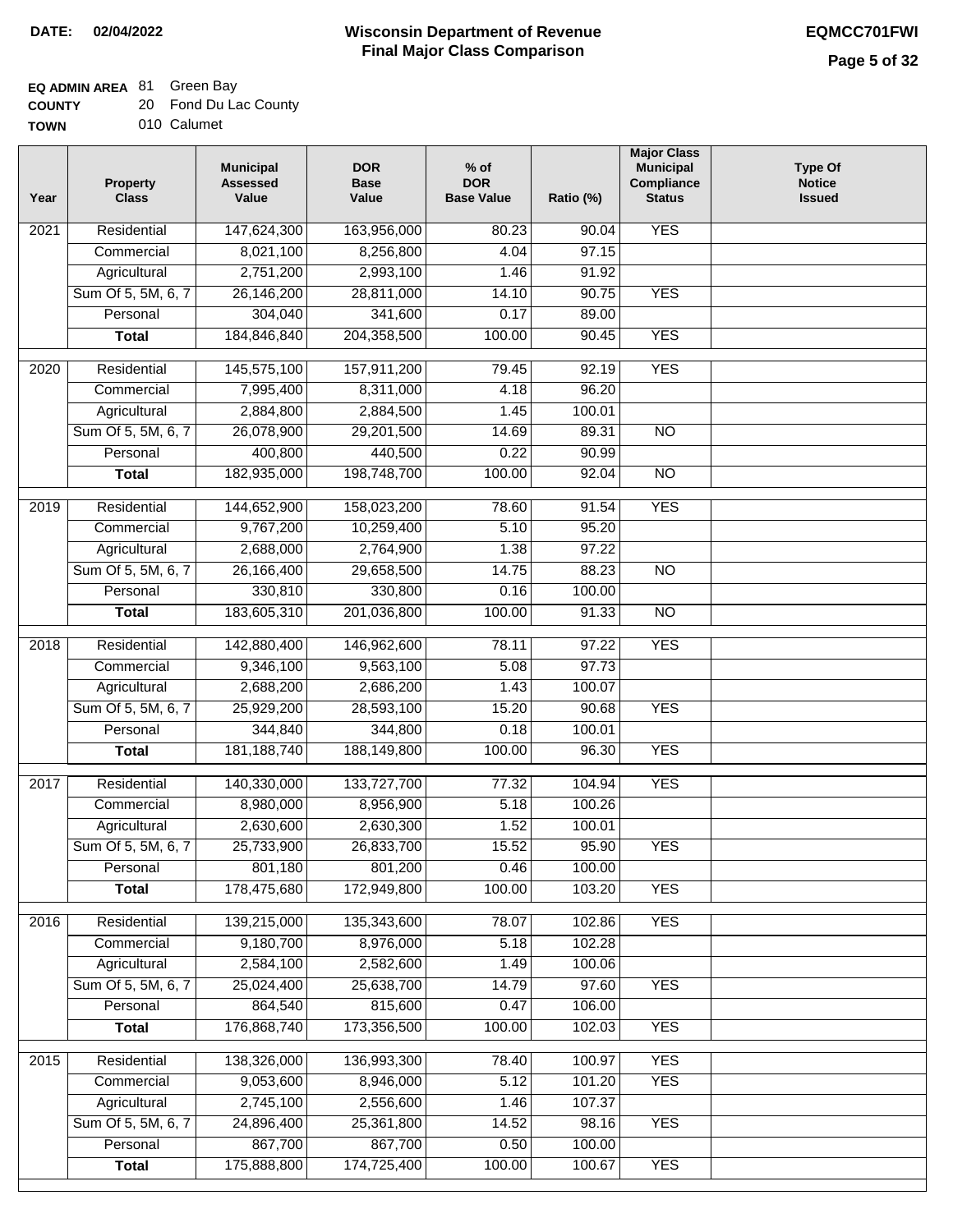**DATE: 02/04/2022**

# Wisconsin Department of Revenue
## Final Major Class Comparison

**EQMCC701FWI**

**EQ ADMIN AREA** 81 Green Bay
**COUNTY** 20 Fond Du Lac County
**TOWN** 010 Calumet

| Year | Property Class | Municipal Assessed Value | DOR Base Value | % of DOR Base Value | Ratio (%) | Major Class Municipal Compliance Status | Type Of Notice Issued |
|---|---|---|---|---|---|---|---|
| 2021 | Residential | 147,624,300 | 163,956,000 | 80.23 | 90.04 | YES | |
| | Commercial | 8,021,100 | 8,256,800 | 4.04 | 97.15 | | |
| | Agricultural | 2,751,200 | 2,993,100 | 1.46 | 91.92 | | |
| | Sum Of 5, 5M, 6, 7 | 26,146,200 | 28,811,000 | 14.10 | 90.75 | YES | |
| | Personal | 304,040 | 341,600 | 0.17 | 89.00 | | |
| | **Total** | 184,846,840 | 204,358,500 | 100.00 | 90.45 | YES | |
| 2020 | Residential | 145,575,100 | 157,911,200 | 79.45 | 92.19 | YES | |
| | Commercial | 7,995,400 | 8,311,000 | 4.18 | 96.20 | | |
| | Agricultural | 2,884,800 | 2,884,500 | 1.45 | 100.01 | | |
| | Sum Of 5, 5M, 6, 7 | 26,078,900 | 29,201,500 | 14.69 | 89.31 | NO | |
| | Personal | 400,800 | 440,500 | 0.22 | 90.99 | | |
| | **Total** | 182,935,000 | 198,748,700 | 100.00 | 92.04 | NO | |
| 2019 | Residential | 144,652,900 | 158,023,200 | 78.60 | 91.54 | YES | |
| | Commercial | 9,767,200 | 10,259,400 | 5.10 | 95.20 | | |
| | Agricultural | 2,688,000 | 2,764,900 | 1.38 | 97.22 | | |
| | Sum Of 5, 5M, 6, 7 | 26,166,400 | 29,658,500 | 14.75 | 88.23 | NO | |
| | Personal | 330,810 | 330,800 | 0.16 | 100.00 | | |
| | **Total** | 183,605,310 | 201,036,800 | 100.00 | 91.33 | NO | |
| 2018 | Residential | 142,880,400 | 146,962,600 | 78.11 | 97.22 | YES | |
| | Commercial | 9,346,100 | 9,563,100 | 5.08 | 97.73 | | |
| | Agricultural | 2,688,200 | 2,686,200 | 1.43 | 100.07 | | |
| | Sum Of 5, 5M, 6, 7 | 25,929,200 | 28,593,100 | 15.20 | 90.68 | YES | |
| | Personal | 344,840 | 344,800 | 0.18 | 100.01 | | |
| | **Total** | 181,188,740 | 188,149,800 | 100.00 | 96.30 | YES | |
| 2017 | Residential | 140,330,000 | 133,727,700 | 77.32 | 104.94 | YES | |
| | Commercial | 8,980,000 | 8,956,900 | 5.18 | 100.26 | | |
| | Agricultural | 2,630,600 | 2,630,300 | 1.52 | 100.01 | | |
| | Sum Of 5, 5M, 6, 7 | 25,733,900 | 26,833,700 | 15.52 | 95.90 | YES | |
| | Personal | 801,180 | 801,200 | 0.46 | 100.00 | | |
| | **Total** | 178,475,680 | 172,949,800 | 100.00 | 103.20 | YES | |
| 2016 | Residential | 139,215,000 | 135,343,600 | 78.07 | 102.86 | YES | |
| | Commercial | 9,180,700 | 8,976,000 | 5.18 | 102.28 | | |
| | Agricultural | 2,584,100 | 2,582,600 | 1.49 | 100.06 | | |
| | Sum Of 5, 5M, 6, 7 | 25,024,400 | 25,638,700 | 14.79 | 97.60 | YES | |
| | Personal | 864,540 | 815,600 | 0.47 | 106.00 | | |
| | **Total** | 176,868,740 | 173,356,500 | 100.00 | 102.03 | YES | |
| 2015 | Residential | 138,326,000 | 136,993,300 | 78.40 | 100.97 | YES | |
| | Commercial | 9,053,600 | 8,946,000 | 5.12 | 101.20 | YES | |
| | Agricultural | 2,745,100 | 2,556,600 | 1.46 | 107.37 | | |
| | Sum Of 5, 5M, 6, 7 | 24,896,400 | 25,361,800 | 14.52 | 98.16 | YES | |
| | Personal | 867,700 | 867,700 | 0.50 | 100.00 | | |
| | **Total** | 175,888,800 | 174,725,400 | 100.00 | 100.67 | YES | |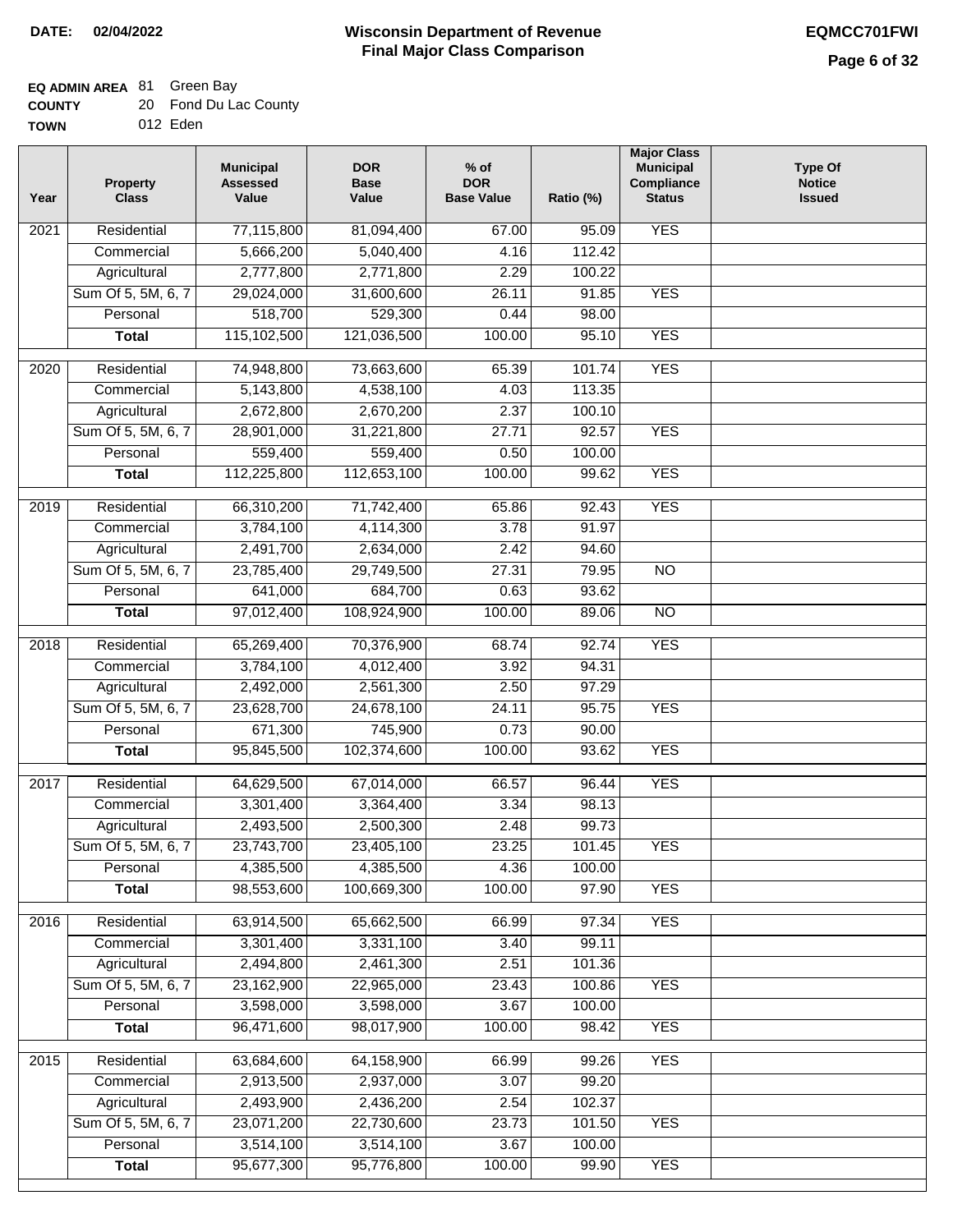# Wisconsin Department of Revenue
## Final Major Class Comparison

**DATE:** 02/04/2022

**EQMCC701FWI**

**EQ ADMIN AREA** 81 Green Bay
**COUNTY** 20 Fond Du Lac County
**TOWN** 012 Eden

| Year | Property Class | Municipal Assessed Value | DOR Base Value | % of DOR Base Value | Ratio (%) | Major Class Municipal Compliance Status | Type Of Notice Issued |
|---|---|---|---|---|---|---|---|
| 2021 | Residential | 77,115,800 | 81,094,400 | 67.00 | 95.09 | YES | |
| | Commercial | 5,666,200 | 5,040,400 | 4.16 | 112.42 | | |
| | Agricultural | 2,777,800 | 2,771,800 | 2.29 | 100.22 | | |
| | Sum Of 5, 5M, 6, 7 | 29,024,000 | 31,600,600 | 26.11 | 91.85 | YES | |
| | Personal | 518,700 | 529,300 | 0.44 | 98.00 | | |
| | **Total** | 115,102,500 | 121,036,500 | 100.00 | 95.10 | YES | |
| 2020 | Residential | 74,948,800 | 73,663,600 | 65.39 | 101.74 | YES | |
| | Commercial | 5,143,800 | 4,538,100 | 4.03 | 113.35 | | |
| | Agricultural | 2,672,800 | 2,670,200 | 2.37 | 100.10 | | |
| | Sum Of 5, 5M, 6, 7 | 28,901,000 | 31,221,800 | 27.71 | 92.57 | YES | |
| | Personal | 559,400 | 559,400 | 0.50 | 100.00 | | |
| | **Total** | 112,225,800 | 112,653,100 | 100.00 | 99.62 | YES | |
| 2019 | Residential | 66,310,200 | 71,742,400 | 65.86 | 92.43 | YES | |
| | Commercial | 3,784,100 | 4,114,300 | 3.78 | 91.97 | | |
| | Agricultural | 2,491,700 | 2,634,000 | 2.42 | 94.60 | | |
| | Sum Of 5, 5M, 6, 7 | 23,785,400 | 29,749,500 | 27.31 | 79.95 | NO | |
| | Personal | 641,000 | 684,700 | 0.63 | 93.62 | | |
| | **Total** | 97,012,400 | 108,924,900 | 100.00 | 89.06 | NO | |
| 2018 | Residential | 65,269,400 | 70,376,900 | 68.74 | 92.74 | YES | |
| | Commercial | 3,784,100 | 4,012,400 | 3.92 | 94.31 | | |
| | Agricultural | 2,492,000 | 2,561,300 | 2.50 | 97.29 | | |
| | Sum Of 5, 5M, 6, 7 | 23,628,700 | 24,678,100 | 24.11 | 95.75 | YES | |
| | Personal | 671,300 | 745,900 | 0.73 | 90.00 | | |
| | **Total** | 95,845,500 | 102,374,600 | 100.00 | 93.62 | YES | |
| 2017 | Residential | 64,629,500 | 67,014,000 | 66.57 | 96.44 | YES | |
| | Commercial | 3,301,400 | 3,364,400 | 3.34 | 98.13 | | |
| | Agricultural | 2,493,500 | 2,500,300 | 2.48 | 99.73 | | |
| | Sum Of 5, 5M, 6, 7 | 23,743,700 | 23,405,100 | 23.25 | 101.45 | YES | |
| | Personal | 4,385,500 | 4,385,500 | 4.36 | 100.00 | | |
| | **Total** | 98,553,600 | 100,669,300 | 100.00 | 97.90 | YES | |
| 2016 | Residential | 63,914,500 | 65,662,500 | 66.99 | 97.34 | YES | |
| | Commercial | 3,301,400 | 3,331,100 | 3.40 | 99.11 | | |
| | Agricultural | 2,494,800 | 2,461,300 | 2.51 | 101.36 | | |
| | Sum Of 5, 5M, 6, 7 | 23,162,900 | 22,965,000 | 23.43 | 100.86 | YES | |
| | Personal | 3,598,000 | 3,598,000 | 3.67 | 100.00 | | |
| | **Total** | 96,471,600 | 98,017,900 | 100.00 | 98.42 | YES | |
| 2015 | Residential | 63,684,600 | 64,158,900 | 66.99 | 99.26 | YES | |
| | Commercial | 2,913,500 | 2,937,000 | 3.07 | 99.20 | | |
| | Agricultural | 2,493,900 | 2,436,200 | 2.54 | 102.37 | | |
| | Sum Of 5, 5M, 6, 7 | 23,071,200 | 22,730,600 | 23.73 | 101.50 | YES | |
| | Personal | 3,514,100 | 3,514,100 | 3.67 | 100.00 | | |
| | **Total** | 95,677,300 | 95,776,800 | 100.00 | 99.90 | YES | |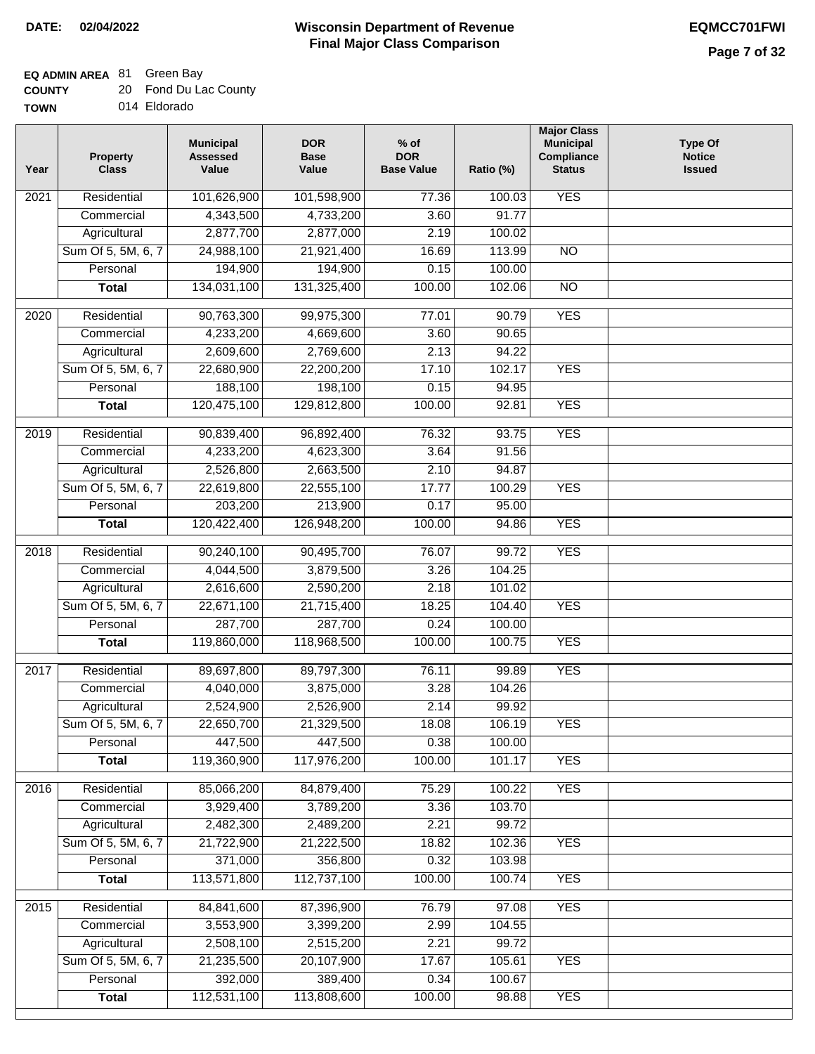**DATE:** 02/04/2022

# Wisconsin Department of Revenue
## Final Major Class Comparison

**EQMCC701FWI**

**EQ ADMIN AREA** 81 Green Bay
**COUNTY** 20 Fond Du Lac County
**TOWN** 014 Eldorado

| Year | Property Class | Municipal Assessed Value | DOR Base Value | % of DOR Base Value | Ratio (%) | Major Class Municipal Compliance Status | Type Of Notice Issued |
|---|---|---|---|---|---|---|---|
| 2021 | Residential | 101,626,900 | 101,598,900 | 77.36 | 100.03 | YES | |
| | Commercial | 4,343,500 | 4,733,200 | 3.60 | 91.77 | | |
| | Agricultural | 2,877,700 | 2,877,000 | 2.19 | 100.02 | | |
| | Sum Of 5, 5M, 6, 7 | 24,988,100 | 21,921,400 | 16.69 | 113.99 | NO | |
| | Personal | 194,900 | 194,900 | 0.15 | 100.00 | | |
| | **Total** | 134,031,100 | 131,325,400 | 100.00 | 102.06 | NO | |
| 2020 | Residential | 90,763,300 | 99,975,300 | 77.01 | 90.79 | YES | |
| | Commercial | 4,233,200 | 4,669,600 | 3.60 | 90.65 | | |
| | Agricultural | 2,609,600 | 2,769,600 | 2.13 | 94.22 | | |
| | Sum Of 5, 5M, 6, 7 | 22,680,900 | 22,200,200 | 17.10 | 102.17 | YES | |
| | Personal | 188,100 | 198,100 | 0.15 | 94.95 | | |
| | **Total** | 120,475,100 | 129,812,800 | 100.00 | 92.81 | YES | |
| 2019 | Residential | 90,839,400 | 96,892,400 | 76.32 | 93.75 | YES | |
| | Commercial | 4,233,200 | 4,623,300 | 3.64 | 91.56 | | |
| | Agricultural | 2,526,800 | 2,663,500 | 2.10 | 94.87 | | |
| | Sum Of 5, 5M, 6, 7 | 22,619,800 | 22,555,100 | 17.77 | 100.29 | YES | |
| | Personal | 203,200 | 213,900 | 0.17 | 95.00 | | |
| | **Total** | 120,422,400 | 126,948,200 | 100.00 | 94.86 | YES | |
| 2018 | Residential | 90,240,100 | 90,495,700 | 76.07 | 99.72 | YES | |
| | Commercial | 4,044,500 | 3,879,500 | 3.26 | 104.25 | | |
| | Agricultural | 2,616,600 | 2,590,200 | 2.18 | 101.02 | | |
| | Sum Of 5, 5M, 6, 7 | 22,671,100 | 21,715,400 | 18.25 | 104.40 | YES | |
| | Personal | 287,700 | 287,700 | 0.24 | 100.00 | | |
| | **Total** | 119,860,000 | 118,968,500 | 100.00 | 100.75 | YES | |
| 2017 | Residential | 89,697,800 | 89,797,300 | 76.11 | 99.89 | YES | |
| | Commercial | 4,040,000 | 3,875,000 | 3.28 | 104.26 | | |
| | Agricultural | 2,524,900 | 2,526,900 | 2.14 | 99.92 | | |
| | Sum Of 5, 5M, 6, 7 | 22,650,700 | 21,329,500 | 18.08 | 106.19 | YES | |
| | Personal | 447,500 | 447,500 | 0.38 | 100.00 | | |
| | **Total** | 119,360,900 | 117,976,200 | 100.00 | 101.17 | YES | |
| 2016 | Residential | 85,066,200 | 84,879,400 | 75.29 | 100.22 | YES | |
| | Commercial | 3,929,400 | 3,789,200 | 3.36 | 103.70 | | |
| | Agricultural | 2,482,300 | 2,489,200 | 2.21 | 99.72 | | |
| | Sum Of 5, 5M, 6, 7 | 21,722,900 | 21,222,500 | 18.82 | 102.36 | YES | |
| | Personal | 371,000 | 356,800 | 0.32 | 103.98 | | |
| | **Total** | 113,571,800 | 112,737,100 | 100.00 | 100.74 | YES | |
| 2015 | Residential | 84,841,600 | 87,396,900 | 76.79 | 97.08 | YES | |
| | Commercial | 3,553,900 | 3,399,200 | 2.99 | 104.55 | | |
| | Agricultural | 2,508,100 | 2,515,200 | 2.21 | 99.72 | | |
| | Sum Of 5, 5M, 6, 7 | 21,235,500 | 20,107,900 | 17.67 | 105.61 | YES | |
| | Personal | 392,000 | 389,400 | 0.34 | 100.67 | | |
| | **Total** | 112,531,100 | 113,808,600 | 100.00 | 98.88 | YES | |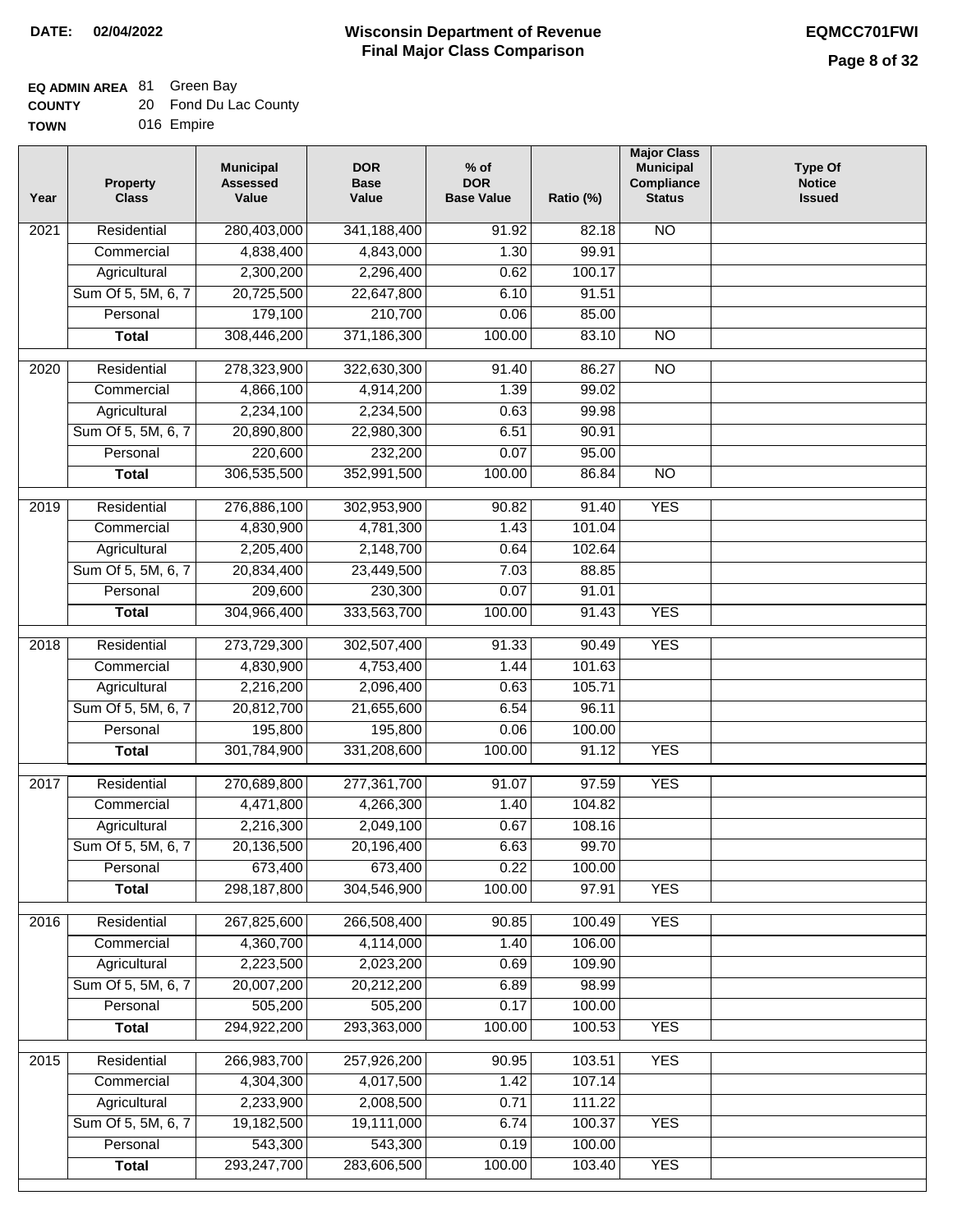**DATE: 02/04/2022**

# Wisconsin Department of Revenue
## Final Major Class Comparison

**EQMCC701FWI**

**EQ ADMIN AREA** 81 Green Bay
**COUNTY** 20 Fond Du Lac County
**TOWN** 016 Empire

| Year | Property Class | Municipal Assessed Value | DOR Base Value | % of DOR Base Value | Ratio (%) | Major Class Municipal Compliance Status | Type Of Notice Issued |
|---|---|---|---|---|---|---|---|
| 2021 | Residential | 280,403,000 | 341,188,400 | 91.92 | 82.18 | NO | |
| | Commercial | 4,838,400 | 4,843,000 | 1.30 | 99.91 | | |
| | Agricultural | 2,300,200 | 2,296,400 | 0.62 | 100.17 | | |
| | Sum Of 5, 5M, 6, 7 | 20,725,500 | 22,647,800 | 6.10 | 91.51 | | |
| | Personal | 179,100 | 210,700 | 0.06 | 85.00 | | |
| | **Total** | 308,446,200 | 371,186,300 | 100.00 | 83.10 | NO | |
| 2020 | Residential | 278,323,900 | 322,630,300 | 91.40 | 86.27 | NO | |
| | Commercial | 4,866,100 | 4,914,200 | 1.39 | 99.02 | | |
| | Agricultural | 2,234,100 | 2,234,500 | 0.63 | 99.98 | | |
| | Sum Of 5, 5M, 6, 7 | 20,890,800 | 22,980,300 | 6.51 | 90.91 | | |
| | Personal | 220,600 | 232,200 | 0.07 | 95.00 | | |
| | **Total** | 306,535,500 | 352,991,500 | 100.00 | 86.84 | NO | |
| 2019 | Residential | 276,886,100 | 302,953,900 | 90.82 | 91.40 | YES | |
| | Commercial | 4,830,900 | 4,781,300 | 1.43 | 101.04 | | |
| | Agricultural | 2,205,400 | 2,148,700 | 0.64 | 102.64 | | |
| | Sum Of 5, 5M, 6, 7 | 20,834,400 | 23,449,500 | 7.03 | 88.85 | | |
| | Personal | 209,600 | 230,300 | 0.07 | 91.01 | | |
| | **Total** | 304,966,400 | 333,563,700 | 100.00 | 91.43 | YES | |
| 2018 | Residential | 273,729,300 | 302,507,400 | 91.33 | 90.49 | YES | |
| | Commercial | 4,830,900 | 4,753,400 | 1.44 | 101.63 | | |
| | Agricultural | 2,216,200 | 2,096,400 | 0.63 | 105.71 | | |
| | Sum Of 5, 5M, 6, 7 | 20,812,700 | 21,655,600 | 6.54 | 96.11 | | |
| | Personal | 195,800 | 195,800 | 0.06 | 100.00 | | |
| | **Total** | 301,784,900 | 331,208,600 | 100.00 | 91.12 | YES | |
| 2017 | Residential | 270,689,800 | 277,361,700 | 91.07 | 97.59 | YES | |
| | Commercial | 4,471,800 | 4,266,300 | 1.40 | 104.82 | | |
| | Agricultural | 2,216,300 | 2,049,100 | 0.67 | 108.16 | | |
| | Sum Of 5, 5M, 6, 7 | 20,136,500 | 20,196,400 | 6.63 | 99.70 | | |
| | Personal | 673,400 | 673,400 | 0.22 | 100.00 | | |
| | **Total** | 298,187,800 | 304,546,900 | 100.00 | 97.91 | YES | |
| 2016 | Residential | 267,825,600 | 266,508,400 | 90.85 | 100.49 | YES | |
| | Commercial | 4,360,700 | 4,114,000 | 1.40 | 106.00 | | |
| | Agricultural | 2,223,500 | 2,023,200 | 0.69 | 109.90 | | |
| | Sum Of 5, 5M, 6, 7 | 20,007,200 | 20,212,200 | 6.89 | 98.99 | | |
| | Personal | 505,200 | 505,200 | 0.17 | 100.00 | | |
| | **Total** | 294,922,200 | 293,363,000 | 100.00 | 100.53 | YES | |
| 2015 | Residential | 266,983,700 | 257,926,200 | 90.95 | 103.51 | YES | |
| | Commercial | 4,304,300 | 4,017,500 | 1.42 | 107.14 | | |
| | Agricultural | 2,233,900 | 2,008,500 | 0.71 | 111.22 | | |
| | Sum Of 5, 5M, 6, 7 | 19,182,500 | 19,111,000 | 6.74 | 100.37 | YES | |
| | Personal | 543,300 | 543,300 | 0.19 | 100.00 | | |
| | **Total** | 293,247,700 | 283,606,500 | 100.00 | 103.40 | YES | |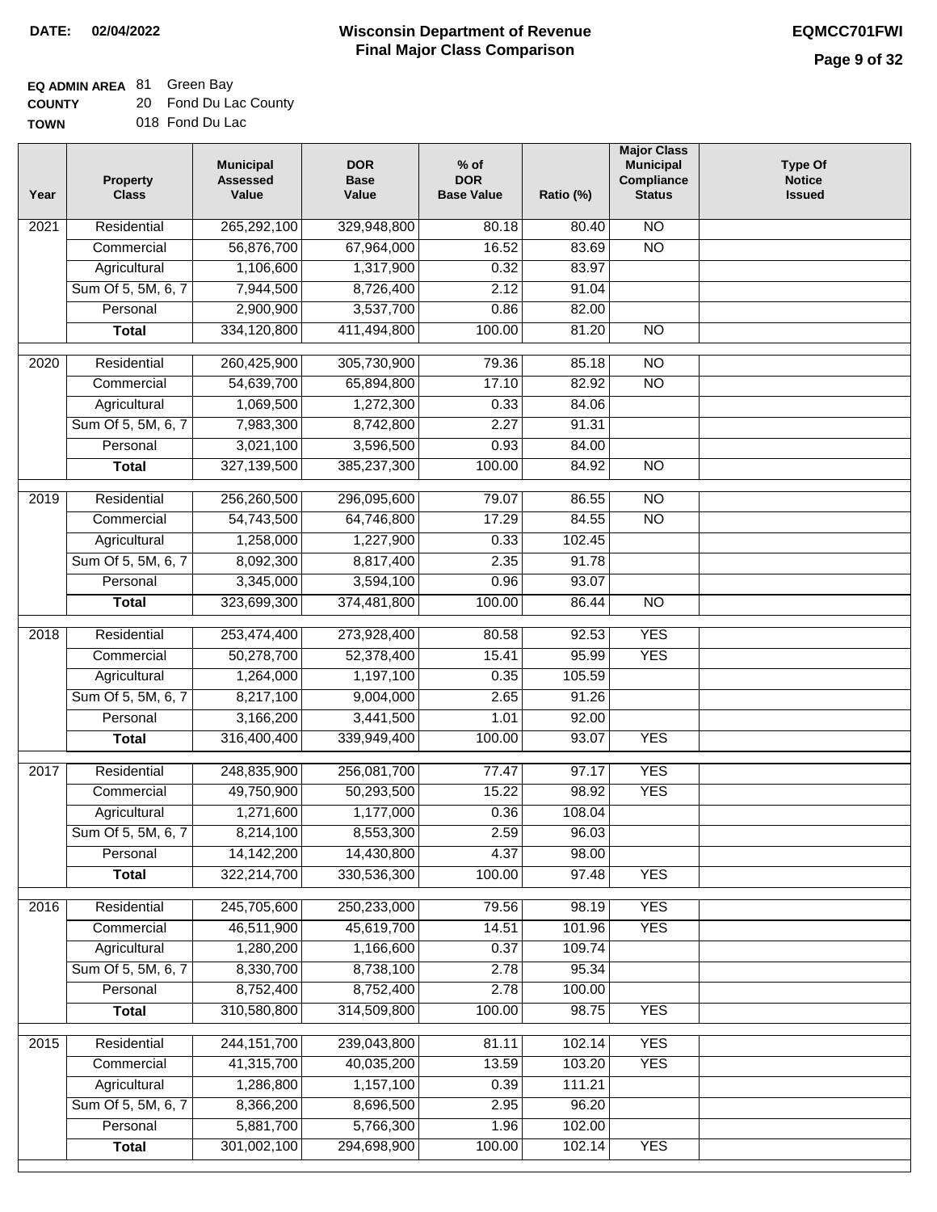**DATE: 02/04/2022**

# Wisconsin Department of Revenue
## Final Major Class Comparison

**EQMCC701FWI**

**EQ ADMIN AREA** 81 Green Bay
**COUNTY** 20 Fond Du Lac County
**TOWN** 018 Fond Du Lac

| Year | Property Class | Municipal Assessed Value | DOR Base Value | % of DOR Base Value | Ratio (%) | Major Class Municipal Compliance Status | Type Of Notice Issued |
|---|---|---|---|---|---|---|---|
| 2021 | Residential | 265,292,100 | 329,948,800 | 80.18 | 80.40 | NO | |
| | Commercial | 56,876,700 | 67,964,000 | 16.52 | 83.69 | NO | |
| | Agricultural | 1,106,600 | 1,317,900 | 0.32 | 83.97 | | |
| | Sum Of 5, 5M, 6, 7 | 7,944,500 | 8,726,400 | 2.12 | 91.04 | | |
| | Personal | 2,900,900 | 3,537,700 | 0.86 | 82.00 | | |
| | **Total** | 334,120,800 | 411,494,800 | 100.00 | 81.20 | NO | |
| 2020 | Residential | 260,425,900 | 305,730,900 | 79.36 | 85.18 | NO | |
| | Commercial | 54,639,700 | 65,894,800 | 17.10 | 82.92 | NO | |
| | Agricultural | 1,069,500 | 1,272,300 | 0.33 | 84.06 | | |
| | Sum Of 5, 5M, 6, 7 | 7,983,300 | 8,742,800 | 2.27 | 91.31 | | |
| | Personal | 3,021,100 | 3,596,500 | 0.93 | 84.00 | | |
| | **Total** | 327,139,500 | 385,237,300 | 100.00 | 84.92 | NO | |
| 2019 | Residential | 256,260,500 | 296,095,600 | 79.07 | 86.55 | NO | |
| | Commercial | 54,743,500 | 64,746,800 | 17.29 | 84.55 | NO | |
| | Agricultural | 1,258,000 | 1,227,900 | 0.33 | 102.45 | | |
| | Sum Of 5, 5M, 6, 7 | 8,092,300 | 8,817,400 | 2.35 | 91.78 | | |
| | Personal | 3,345,000 | 3,594,100 | 0.96 | 93.07 | | |
| | **Total** | 323,699,300 | 374,481,800 | 100.00 | 86.44 | NO | |
| 2018 | Residential | 253,474,400 | 273,928,400 | 80.58 | 92.53 | YES | |
| | Commercial | 50,278,700 | 52,378,400 | 15.41 | 95.99 | YES | |
| | Agricultural | 1,264,000 | 1,197,100 | 0.35 | 105.59 | | |
| | Sum Of 5, 5M, 6, 7 | 8,217,100 | 9,004,000 | 2.65 | 91.26 | | |
| | Personal | 3,166,200 | 3,441,500 | 1.01 | 92.00 | | |
| | **Total** | 316,400,400 | 339,949,400 | 100.00 | 93.07 | YES | |
| 2017 | Residential | 248,835,900 | 256,081,700 | 77.47 | 97.17 | YES | |
| | Commercial | 49,750,900 | 50,293,500 | 15.22 | 98.92 | YES | |
| | Agricultural | 1,271,600 | 1,177,000 | 0.36 | 108.04 | | |
| | Sum Of 5, 5M, 6, 7 | 8,214,100 | 8,553,300 | 2.59 | 96.03 | | |
| | Personal | 14,142,200 | 14,430,800 | 4.37 | 98.00 | | |
| | **Total** | 322,214,700 | 330,536,300 | 100.00 | 97.48 | YES | |
| 2016 | Residential | 245,705,600 | 250,233,000 | 79.56 | 98.19 | YES | |
| | Commercial | 46,511,900 | 45,619,700 | 14.51 | 101.96 | YES | |
| | Agricultural | 1,280,200 | 1,166,600 | 0.37 | 109.74 | | |
| | Sum Of 5, 5M, 6, 7 | 8,330,700 | 8,738,100 | 2.78 | 95.34 | | |
| | Personal | 8,752,400 | 8,752,400 | 2.78 | 100.00 | | |
| | **Total** | 310,580,800 | 314,509,800 | 100.00 | 98.75 | YES | |
| 2015 | Residential | 244,151,700 | 239,043,800 | 81.11 | 102.14 | YES | |
| | Commercial | 41,315,700 | 40,035,200 | 13.59 | 103.20 | YES | |
| | Agricultural | 1,286,800 | 1,157,100 | 0.39 | 111.21 | | |
| | Sum Of 5, 5M, 6, 7 | 8,366,200 | 8,696,500 | 2.95 | 96.20 | | |
| | Personal | 5,881,700 | 5,766,300 | 1.96 | 102.00 | | |
| | **Total** | 301,002,100 | 294,698,900 | 100.00 | 102.14 | YES | |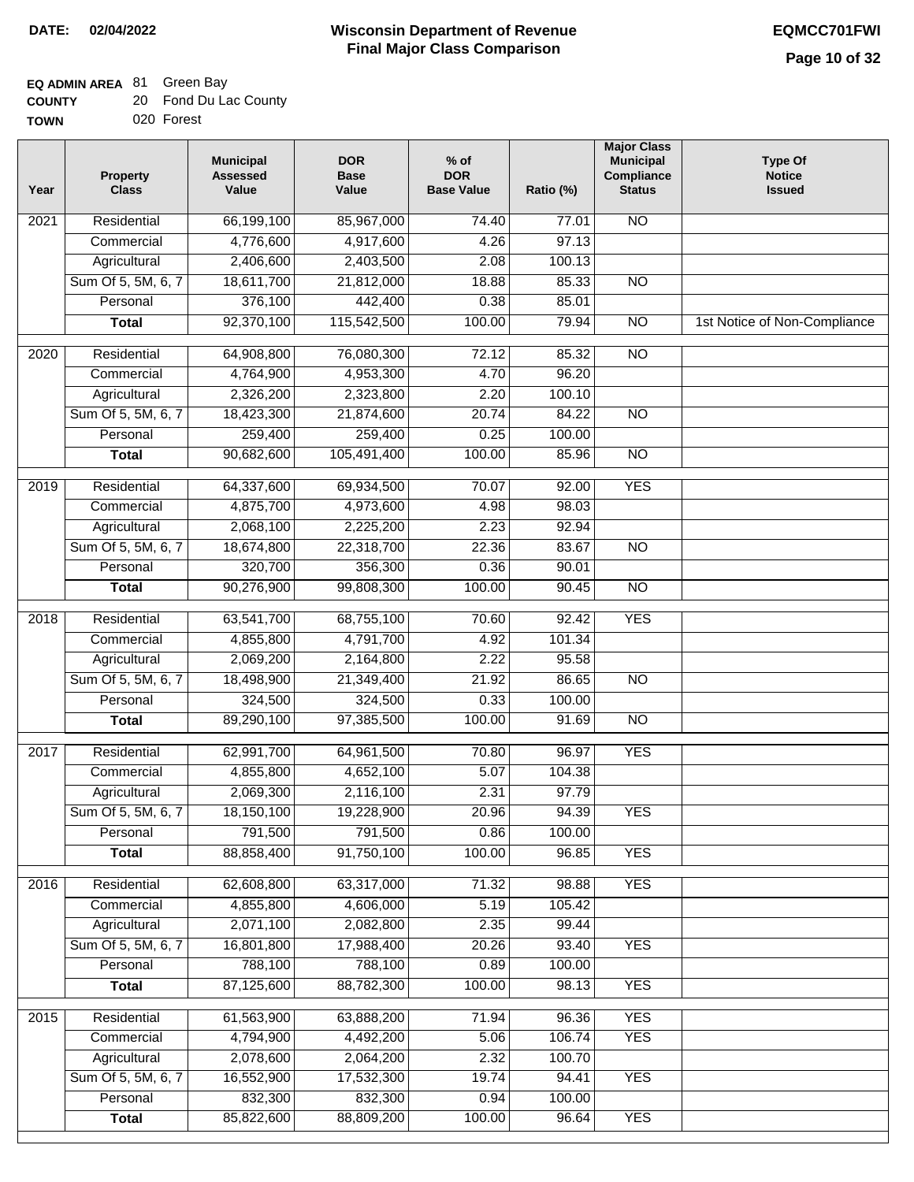**DATE:** 02/04/2022

# Wisconsin Department of Revenue
## Final Major Class Comparison

**EQMCC701FWI**

**EQ ADMIN AREA** 81 Green Bay
**COUNTY** 20 Fond Du Lac County
**TOWN** 020 Forest

| Year | Property Class | Municipal Assessed Value | DOR Base Value | % of DOR Base Value | Ratio (%) | Major Class Municipal Compliance Status | Type Of Notice Issued |
|---|---|---|---|---|---|---|---|
| 2021 | Residential | 66,199,100 | 85,967,000 | 74.40 | 77.01 | NO | |
| | Commercial | 4,776,600 | 4,917,600 | 4.26 | 97.13 | | |
| | Agricultural | 2,406,600 | 2,403,500 | 2.08 | 100.13 | | |
| | Sum Of 5, 5M, 6, 7 | 18,611,700 | 21,812,000 | 18.88 | 85.33 | NO | |
| | Personal | 376,100 | 442,400 | 0.38 | 85.01 | | |
| | **Total** | 92,370,100 | 115,542,500 | 100.00 | 79.94 | NO | 1st Notice of Non-Compliance |
| 2020 | Residential | 64,908,800 | 76,080,300 | 72.12 | 85.32 | NO | |
| | Commercial | 4,764,900 | 4,953,300 | 4.70 | 96.20 | | |
| | Agricultural | 2,326,200 | 2,323,800 | 2.20 | 100.10 | | |
| | Sum Of 5, 5M, 6, 7 | 18,423,300 | 21,874,600 | 20.74 | 84.22 | NO | |
| | Personal | 259,400 | 259,400 | 0.25 | 100.00 | | |
| | **Total** | 90,682,600 | 105,491,400 | 100.00 | 85.96 | NO | |
| 2019 | Residential | 64,337,600 | 69,934,500 | 70.07 | 92.00 | YES | |
| | Commercial | 4,875,700 | 4,973,600 | 4.98 | 98.03 | | |
| | Agricultural | 2,068,100 | 2,225,200 | 2.23 | 92.94 | | |
| | Sum Of 5, 5M, 6, 7 | 18,674,800 | 22,318,700 | 22.36 | 83.67 | NO | |
| | Personal | 320,700 | 356,300 | 0.36 | 90.01 | | |
| | **Total** | 90,276,900 | 99,808,300 | 100.00 | 90.45 | NO | |
| 2018 | Residential | 63,541,700 | 68,755,100 | 70.60 | 92.42 | YES | |
| | Commercial | 4,855,800 | 4,791,700 | 4.92 | 101.34 | | |
| | Agricultural | 2,069,200 | 2,164,800 | 2.22 | 95.58 | | |
| | Sum Of 5, 5M, 6, 7 | 18,498,900 | 21,349,400 | 21.92 | 86.65 | NO | |
| | Personal | 324,500 | 324,500 | 0.33 | 100.00 | | |
| | **Total** | 89,290,100 | 97,385,500 | 100.00 | 91.69 | NO | |
| 2017 | Residential | 62,991,700 | 64,961,500 | 70.80 | 96.97 | YES | |
| | Commercial | 4,855,800 | 4,652,100 | 5.07 | 104.38 | | |
| | Agricultural | 2,069,300 | 2,116,100 | 2.31 | 97.79 | | |
| | Sum Of 5, 5M, 6, 7 | 18,150,100 | 19,228,900 | 20.96 | 94.39 | YES | |
| | Personal | 791,500 | 791,500 | 0.86 | 100.00 | | |
| | **Total** | 88,858,400 | 91,750,100 | 100.00 | 96.85 | YES | |
| 2016 | Residential | 62,608,800 | 63,317,000 | 71.32 | 98.88 | YES | |
| | Commercial | 4,855,800 | 4,606,000 | 5.19 | 105.42 | | |
| | Agricultural | 2,071,100 | 2,082,800 | 2.35 | 99.44 | | |
| | Sum Of 5, 5M, 6, 7 | 16,801,800 | 17,988,400 | 20.26 | 93.40 | YES | |
| | Personal | 788,100 | 788,100 | 0.89 | 100.00 | | |
| | **Total** | 87,125,600 | 88,782,300 | 100.00 | 98.13 | YES | |
| 2015 | Residential | 61,563,900 | 63,888,200 | 71.94 | 96.36 | YES | |
| | Commercial | 4,794,900 | 4,492,200 | 5.06 | 106.74 | YES | |
| | Agricultural | 2,078,600 | 2,064,200 | 2.32 | 100.70 | | |
| | Sum Of 5, 5M, 6, 7 | 16,552,900 | 17,532,300 | 19.74 | 94.41 | YES | |
| | Personal | 832,300 | 832,300 | 0.94 | 100.00 | | |
| | **Total** | 85,822,600 | 88,809,200 | 100.00 | 96.64 | YES | |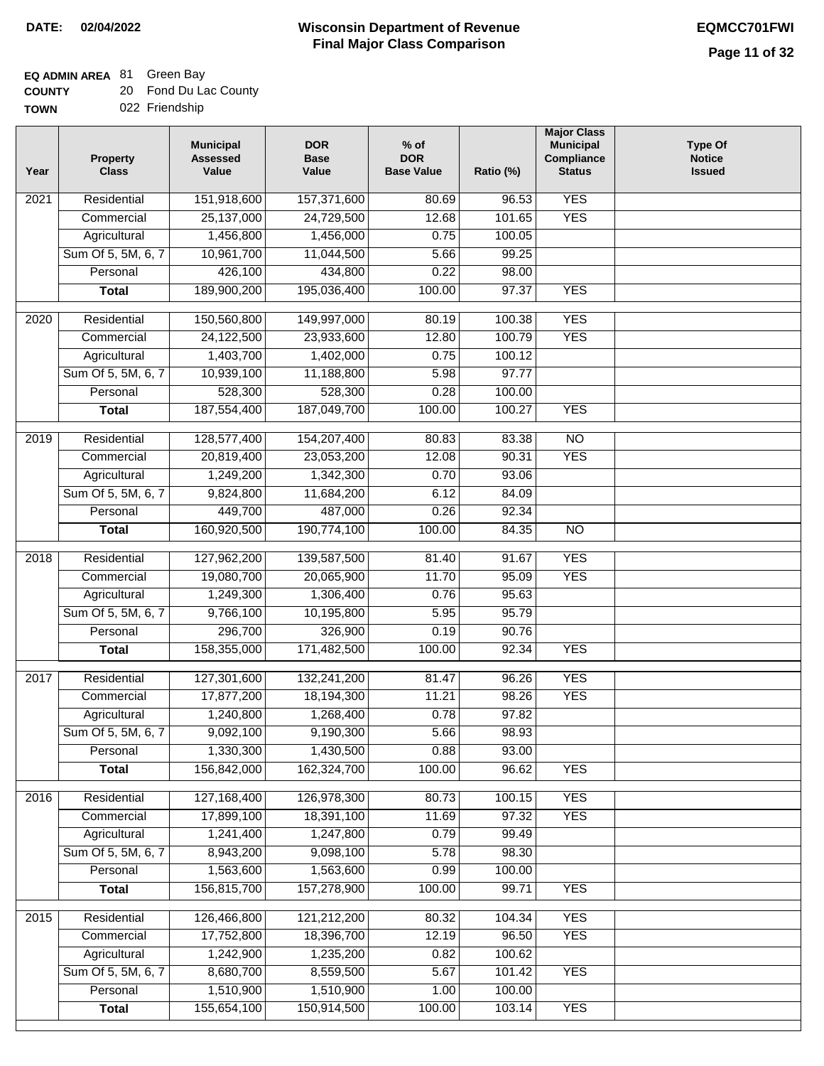**DATE: 02/04/2022**

# Wisconsin Department of Revenue
## Final Major Class Comparison

**EQMCC701FWI**

**EQ ADMIN AREA** 81 Green Bay
**COUNTY** 20 Fond Du Lac County
**TOWN** 022 Friendship

| Year | Property Class | Municipal Assessed Value | DOR Base Value | % of DOR Base Value | Ratio (%) | Major Class Municipal Compliance Status | Type Of Notice Issued |
|---|---|---|---|---|---|---|---|
| 2021 | Residential | 151,918,600 | 157,371,600 | 80.69 | 96.53 | YES | |
| | Commercial | 25,137,000 | 24,729,500 | 12.68 | 101.65 | YES | |
| | Agricultural | 1,456,800 | 1,456,000 | 0.75 | 100.05 | | |
| | Sum Of 5, 5M, 6, 7 | 10,961,700 | 11,044,500 | 5.66 | 99.25 | | |
| | Personal | 426,100 | 434,800 | 0.22 | 98.00 | | |
| | **Total** | 189,900,200 | 195,036,400 | 100.00 | 97.37 | YES | |
| 2020 | Residential | 150,560,800 | 149,997,000 | 80.19 | 100.38 | YES | |
| | Commercial | 24,122,500 | 23,933,600 | 12.80 | 100.79 | YES | |
| | Agricultural | 1,403,700 | 1,402,000 | 0.75 | 100.12 | | |
| | Sum Of 5, 5M, 6, 7 | 10,939,100 | 11,188,800 | 5.98 | 97.77 | | |
| | Personal | 528,300 | 528,300 | 0.28 | 100.00 | | |
| | **Total** | 187,554,400 | 187,049,700 | 100.00 | 100.27 | YES | |
| 2019 | Residential | 128,577,400 | 154,207,400 | 80.83 | 83.38 | NO | |
| | Commercial | 20,819,400 | 23,053,200 | 12.08 | 90.31 | YES | |
| | Agricultural | 1,249,200 | 1,342,300 | 0.70 | 93.06 | | |
| | Sum Of 5, 5M, 6, 7 | 9,824,800 | 11,684,200 | 6.12 | 84.09 | | |
| | Personal | 449,700 | 487,000 | 0.26 | 92.34 | | |
| | **Total** | 160,920,500 | 190,774,100 | 100.00 | 84.35 | NO | |
| 2018 | Residential | 127,962,200 | 139,587,500 | 81.40 | 91.67 | YES | |
| | Commercial | 19,080,700 | 20,065,900 | 11.70 | 95.09 | YES | |
| | Agricultural | 1,249,300 | 1,306,400 | 0.76 | 95.63 | | |
| | Sum Of 5, 5M, 6, 7 | 9,766,100 | 10,195,800 | 5.95 | 95.79 | | |
| | Personal | 296,700 | 326,900 | 0.19 | 90.76 | | |
| | **Total** | 158,355,000 | 171,482,500 | 100.00 | 92.34 | YES | |
| 2017 | Residential | 127,301,600 | 132,241,200 | 81.47 | 96.26 | YES | |
| | Commercial | 17,877,200 | 18,194,300 | 11.21 | 98.26 | YES | |
| | Agricultural | 1,240,800 | 1,268,400 | 0.78 | 97.82 | | |
| | Sum Of 5, 5M, 6, 7 | 9,092,100 | 9,190,300 | 5.66 | 98.93 | | |
| | Personal | 1,330,300 | 1,430,500 | 0.88 | 93.00 | | |
| | **Total** | 156,842,000 | 162,324,700 | 100.00 | 96.62 | YES | |
| 2016 | Residential | 127,168,400 | 126,978,300 | 80.73 | 100.15 | YES | |
| | Commercial | 17,899,100 | 18,391,100 | 11.69 | 97.32 | YES | |
| | Agricultural | 1,241,400 | 1,247,800 | 0.79 | 99.49 | | |
| | Sum Of 5, 5M, 6, 7 | 8,943,200 | 9,098,100 | 5.78 | 98.30 | | |
| | Personal | 1,563,600 | 1,563,600 | 0.99 | 100.00 | | |
| | **Total** | 156,815,700 | 157,278,900 | 100.00 | 99.71 | YES | |
| 2015 | Residential | 126,466,800 | 121,212,200 | 80.32 | 104.34 | YES | |
| | Commercial | 17,752,800 | 18,396,700 | 12.19 | 96.50 | YES | |
| | Agricultural | 1,242,900 | 1,235,200 | 0.82 | 100.62 | | |
| | Sum Of 5, 5M, 6, 7 | 8,680,700 | 8,559,500 | 5.67 | 101.42 | YES | |
| | Personal | 1,510,900 | 1,510,900 | 1.00 | 100.00 | | |
| | **Total** | 155,654,100 | 150,914,500 | 100.00 | 103.14 | YES | |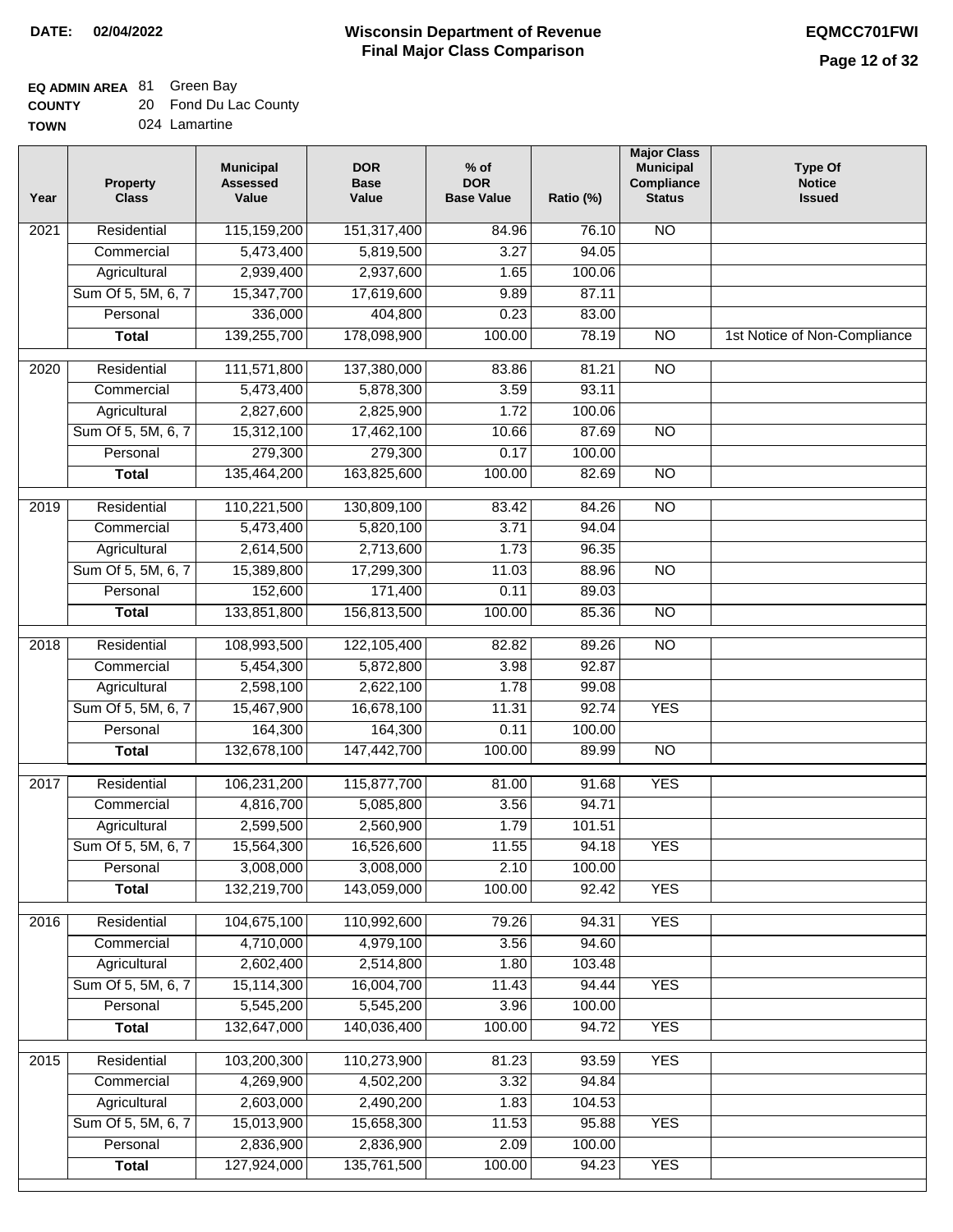**DATE: 02/04/2022**

# Wisconsin Department of Revenue
## Final Major Class Comparison

**EQMCC701FWI**

**EQ ADMIN AREA** 81 Green Bay
**COUNTY** 20 Fond Du Lac County
**TOWN** 024 Lamartine

| Year | Property Class | Municipal Assessed Value | DOR Base Value | % of DOR Base Value | Ratio (%) | Major Class Municipal Compliance Status | Type Of Notice Issued |
|---|---|---|---|---|---|---|---|
| 2021 | Residential | 115,159,200 | 151,317,400 | 84.96 | 76.10 | NO | |
| | Commercial | 5,473,400 | 5,819,500 | 3.27 | 94.05 | | |
| | Agricultural | 2,939,400 | 2,937,600 | 1.65 | 100.06 | | |
| | Sum Of 5, 5M, 6, 7 | 15,347,700 | 17,619,600 | 9.89 | 87.11 | | |
| | Personal | 336,000 | 404,800 | 0.23 | 83.00 | | |
| | **Total** | 139,255,700 | 178,098,900 | 100.00 | 78.19 | NO | 1st Notice of Non-Compliance |
| 2020 | Residential | 111,571,800 | 137,380,000 | 83.86 | 81.21 | NO | |
| | Commercial | 5,473,400 | 5,878,300 | 3.59 | 93.11 | | |
| | Agricultural | 2,827,600 | 2,825,900 | 1.72 | 100.06 | | |
| | Sum Of 5, 5M, 6, 7 | 15,312,100 | 17,462,100 | 10.66 | 87.69 | NO | |
| | Personal | 279,300 | 279,300 | 0.17 | 100.00 | | |
| | **Total** | 135,464,200 | 163,825,600 | 100.00 | 82.69 | NO | |
| 2019 | Residential | 110,221,500 | 130,809,100 | 83.42 | 84.26 | NO | |
| | Commercial | 5,473,400 | 5,820,100 | 3.71 | 94.04 | | |
| | Agricultural | 2,614,500 | 2,713,600 | 1.73 | 96.35 | | |
| | Sum Of 5, 5M, 6, 7 | 15,389,800 | 17,299,300 | 11.03 | 88.96 | NO | |
| | Personal | 152,600 | 171,400 | 0.11 | 89.03 | | |
| | **Total** | 133,851,800 | 156,813,500 | 100.00 | 85.36 | NO | |
| 2018 | Residential | 108,993,500 | 122,105,400 | 82.82 | 89.26 | NO | |
| | Commercial | 5,454,300 | 5,872,800 | 3.98 | 92.87 | | |
| | Agricultural | 2,598,100 | 2,622,100 | 1.78 | 99.08 | | |
| | Sum Of 5, 5M, 6, 7 | 15,467,900 | 16,678,100 | 11.31 | 92.74 | YES | |
| | Personal | 164,300 | 164,300 | 0.11 | 100.00 | | |
| | **Total** | 132,678,100 | 147,442,700 | 100.00 | 89.99 | NO | |
| 2017 | Residential | 106,231,200 | 115,877,700 | 81.00 | 91.68 | YES | |
| | Commercial | 4,816,700 | 5,085,800 | 3.56 | 94.71 | | |
| | Agricultural | 2,599,500 | 2,560,900 | 1.79 | 101.51 | | |
| | Sum Of 5, 5M, 6, 7 | 15,564,300 | 16,526,600 | 11.55 | 94.18 | YES | |
| | Personal | 3,008,000 | 3,008,000 | 2.10 | 100.00 | | |
| | **Total** | 132,219,700 | 143,059,000 | 100.00 | 92.42 | YES | |
| 2016 | Residential | 104,675,100 | 110,992,600 | 79.26 | 94.31 | YES | |
| | Commercial | 4,710,000 | 4,979,100 | 3.56 | 94.60 | | |
| | Agricultural | 2,602,400 | 2,514,800 | 1.80 | 103.48 | | |
| | Sum Of 5, 5M, 6, 7 | 15,114,300 | 16,004,700 | 11.43 | 94.44 | YES | |
| | Personal | 5,545,200 | 5,545,200 | 3.96 | 100.00 | | |
| | **Total** | 132,647,000 | 140,036,400 | 100.00 | 94.72 | YES | |
| 2015 | Residential | 103,200,300 | 110,273,900 | 81.23 | 93.59 | YES | |
| | Commercial | 4,269,900 | 4,502,200 | 3.32 | 94.84 | | |
| | Agricultural | 2,603,000 | 2,490,200 | 1.83 | 104.53 | | |
| | Sum Of 5, 5M, 6, 7 | 15,013,900 | 15,658,300 | 11.53 | 95.88 | YES | |
| | Personal | 2,836,900 | 2,836,900 | 2.09 | 100.00 | | |
| | **Total** | 127,924,000 | 135,761,500 | 100.00 | 94.23 | YES | |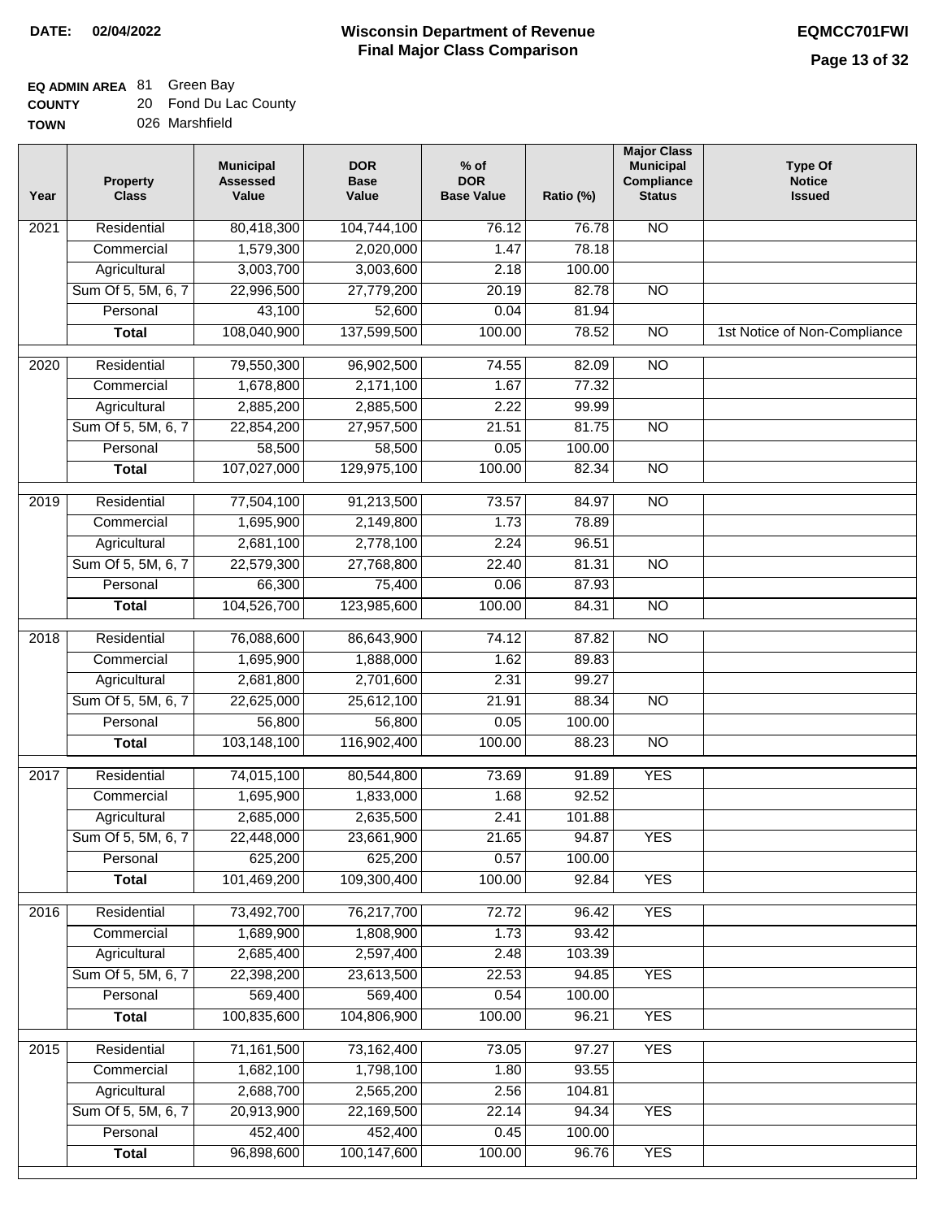**DATE: 02/04/2022**

# Wisconsin Department of Revenue
## Final Major Class Comparison

**EQMCC701FWI**

**EQ ADMIN AREA** 81 Green Bay
**COUNTY** 20 Fond Du Lac County
**TOWN** 026 Marshfield

| Year | Property Class | Municipal Assessed Value | DOR Base Value | % of DOR Base Value | Ratio (%) | Major Class Municipal Compliance Status | Type Of Notice Issued |
|---|---|---|---|---|---|---|---|
| 2021 | Residential | 80,418,300 | 104,744,100 | 76.12 | 76.78 | NO | |
| | Commercial | 1,579,300 | 2,020,000 | 1.47 | 78.18 | | |
| | Agricultural | 3,003,700 | 3,003,600 | 2.18 | 100.00 | | |
| | Sum Of 5, 5M, 6, 7 | 22,996,500 | 27,779,200 | 20.19 | 82.78 | NO | |
| | Personal | 43,100 | 52,600 | 0.04 | 81.94 | | |
| | **Total** | 108,040,900 | 137,599,500 | 100.00 | 78.52 | NO | 1st Notice of Non-Compliance |
| 2020 | Residential | 79,550,300 | 96,902,500 | 74.55 | 82.09 | NO | |
| | Commercial | 1,678,800 | 2,171,100 | 1.67 | 77.32 | | |
| | Agricultural | 2,885,200 | 2,885,500 | 2.22 | 99.99 | | |
| | Sum Of 5, 5M, 6, 7 | 22,854,200 | 27,957,500 | 21.51 | 81.75 | NO | |
| | Personal | 58,500 | 58,500 | 0.05 | 100.00 | | |
| | **Total** | 107,027,000 | 129,975,100 | 100.00 | 82.34 | NO | |
| 2019 | Residential | 77,504,100 | 91,213,500 | 73.57 | 84.97 | NO | |
| | Commercial | 1,695,900 | 2,149,800 | 1.73 | 78.89 | | |
| | Agricultural | 2,681,100 | 2,778,100 | 2.24 | 96.51 | | |
| | Sum Of 5, 5M, 6, 7 | 22,579,300 | 27,768,800 | 22.40 | 81.31 | NO | |
| | Personal | 66,300 | 75,400 | 0.06 | 87.93 | | |
| | **Total** | 104,526,700 | 123,985,600 | 100.00 | 84.31 | NO | |
| 2018 | Residential | 76,088,600 | 86,643,900 | 74.12 | 87.82 | NO | |
| | Commercial | 1,695,900 | 1,888,000 | 1.62 | 89.83 | | |
| | Agricultural | 2,681,800 | 2,701,600 | 2.31 | 99.27 | | |
| | Sum Of 5, 5M, 6, 7 | 22,625,000 | 25,612,100 | 21.91 | 88.34 | NO | |
| | Personal | 56,800 | 56,800 | 0.05 | 100.00 | | |
| | **Total** | 103,148,100 | 116,902,400 | 100.00 | 88.23 | NO | |
| 2017 | Residential | 74,015,100 | 80,544,800 | 73.69 | 91.89 | YES | |
| | Commercial | 1,695,900 | 1,833,000 | 1.68 | 92.52 | | |
| | Agricultural | 2,685,000 | 2,635,500 | 2.41 | 101.88 | | |
| | Sum Of 5, 5M, 6, 7 | 22,448,000 | 23,661,900 | 21.65 | 94.87 | YES | |
| | Personal | 625,200 | 625,200 | 0.57 | 100.00 | | |
| | **Total** | 101,469,200 | 109,300,400 | 100.00 | 92.84 | YES | |
| 2016 | Residential | 73,492,700 | 76,217,700 | 72.72 | 96.42 | YES | |
| | Commercial | 1,689,900 | 1,808,900 | 1.73 | 93.42 | | |
| | Agricultural | 2,685,400 | 2,597,400 | 2.48 | 103.39 | | |
| | Sum Of 5, 5M, 6, 7 | 22,398,200 | 23,613,500 | 22.53 | 94.85 | YES | |
| | Personal | 569,400 | 569,400 | 0.54 | 100.00 | | |
| | **Total** | 100,835,600 | 104,806,900 | 100.00 | 96.21 | YES | |
| 2015 | Residential | 71,161,500 | 73,162,400 | 73.05 | 97.27 | YES | |
| | Commercial | 1,682,100 | 1,798,100 | 1.80 | 93.55 | | |
| | Agricultural | 2,688,700 | 2,565,200 | 2.56 | 104.81 | | |
| | Sum Of 5, 5M, 6, 7 | 20,913,900 | 22,169,500 | 22.14 | 94.34 | YES | |
| | Personal | 452,400 | 452,400 | 0.45 | 100.00 | | |
| | **Total** | 96,898,600 | 100,147,600 | 100.00 | 96.76 | YES | |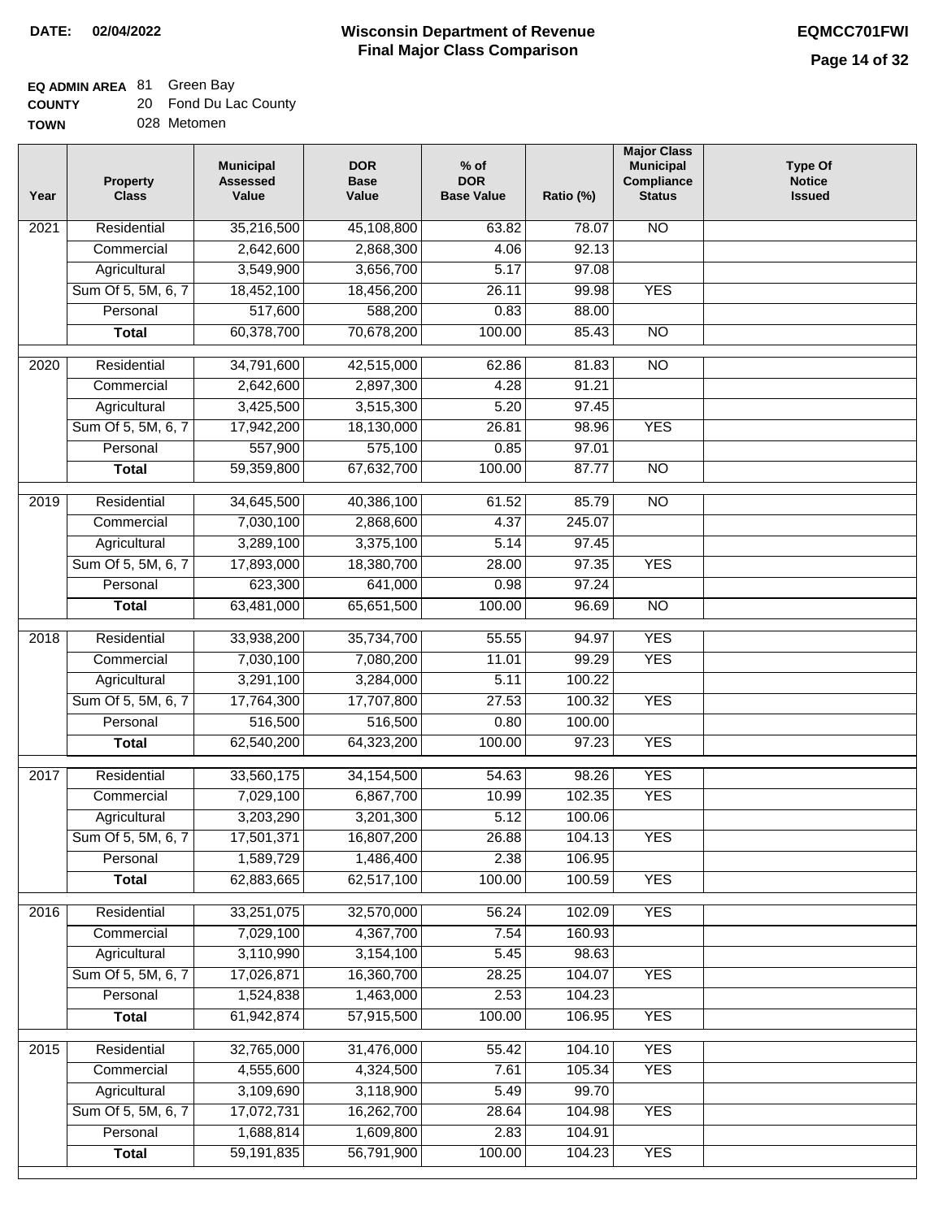**DATE:** 02/04/2022

# Wisconsin Department of Revenue
## Final Major Class Comparison

**EQMCC701FWI**

**EQ ADMIN AREA** 81 Green Bay
**COUNTY** 20 Fond Du Lac County
**TOWN** 028 Metomen

| Year | Property Class | Municipal Assessed Value | DOR Base Value | % of DOR Base Value | Ratio (%) | Major Class Municipal Compliance Status | Type Of Notice Issued |
|---|---|---|---|---|---|---|---|
| 2021 | Residential | 35,216,500 | 45,108,800 | 63.82 | 78.07 | NO | |
| | Commercial | 2,642,600 | 2,868,300 | 4.06 | 92.13 | | |
| | Agricultural | 3,549,900 | 3,656,700 | 5.17 | 97.08 | | |
| | Sum Of 5, 5M, 6, 7 | 18,452,100 | 18,456,200 | 26.11 | 99.98 | YES | |
| | Personal | 517,600 | 588,200 | 0.83 | 88.00 | | |
| | **Total** | 60,378,700 | 70,678,200 | 100.00 | 85.43 | NO | |
| 2020 | Residential | 34,791,600 | 42,515,000 | 62.86 | 81.83 | NO | |
| | Commercial | 2,642,600 | 2,897,300 | 4.28 | 91.21 | | |
| | Agricultural | 3,425,500 | 3,515,300 | 5.20 | 97.45 | | |
| | Sum Of 5, 5M, 6, 7 | 17,942,200 | 18,130,000 | 26.81 | 98.96 | YES | |
| | Personal | 557,900 | 575,100 | 0.85 | 97.01 | | |
| | **Total** | 59,359,800 | 67,632,700 | 100.00 | 87.77 | NO | |
| 2019 | Residential | 34,645,500 | 40,386,100 | 61.52 | 85.79 | NO | |
| | Commercial | 7,030,100 | 2,868,600 | 4.37 | 245.07 | | |
| | Agricultural | 3,289,100 | 3,375,100 | 5.14 | 97.45 | | |
| | Sum Of 5, 5M, 6, 7 | 17,893,000 | 18,380,700 | 28.00 | 97.35 | YES | |
| | Personal | 623,300 | 641,000 | 0.98 | 97.24 | | |
| | **Total** | 63,481,000 | 65,651,500 | 100.00 | 96.69 | NO | |
| 2018 | Residential | 33,938,200 | 35,734,700 | 55.55 | 94.97 | YES | |
| | Commercial | 7,030,100 | 7,080,200 | 11.01 | 99.29 | YES | |
| | Agricultural | 3,291,100 | 3,284,000 | 5.11 | 100.22 | | |
| | Sum Of 5, 5M, 6, 7 | 17,764,300 | 17,707,800 | 27.53 | 100.32 | YES | |
| | Personal | 516,500 | 516,500 | 0.80 | 100.00 | | |
| | **Total** | 62,540,200 | 64,323,200 | 100.00 | 97.23 | YES | |
| 2017 | Residential | 33,560,175 | 34,154,500 | 54.63 | 98.26 | YES | |
| | Commercial | 7,029,100 | 6,867,700 | 10.99 | 102.35 | YES | |
| | Agricultural | 3,203,290 | 3,201,300 | 5.12 | 100.06 | | |
| | Sum Of 5, 5M, 6, 7 | 17,501,371 | 16,807,200 | 26.88 | 104.13 | YES | |
| | Personal | 1,589,729 | 1,486,400 | 2.38 | 106.95 | | |
| | **Total** | 62,883,665 | 62,517,100 | 100.00 | 100.59 | YES | |
| 2016 | Residential | 33,251,075 | 32,570,000 | 56.24 | 102.09 | YES | |
| | Commercial | 7,029,100 | 4,367,700 | 7.54 | 160.93 | | |
| | Agricultural | 3,110,990 | 3,154,100 | 5.45 | 98.63 | | |
| | Sum Of 5, 5M, 6, 7 | 17,026,871 | 16,360,700 | 28.25 | 104.07 | YES | |
| | Personal | 1,524,838 | 1,463,000 | 2.53 | 104.23 | | |
| | **Total** | 61,942,874 | 57,915,500 | 100.00 | 106.95 | YES | |
| 2015 | Residential | 32,765,000 | 31,476,000 | 55.42 | 104.10 | YES | |
| | Commercial | 4,555,600 | 4,324,500 | 7.61 | 105.34 | YES | |
| | Agricultural | 3,109,690 | 3,118,900 | 5.49 | 99.70 | | |
| | Sum Of 5, 5M, 6, 7 | 17,072,731 | 16,262,700 | 28.64 | 104.98 | YES | |
| | Personal | 1,688,814 | 1,609,800 | 2.83 | 104.91 | | |
| | **Total** | 59,191,835 | 56,791,900 | 100.00 | 104.23 | YES | |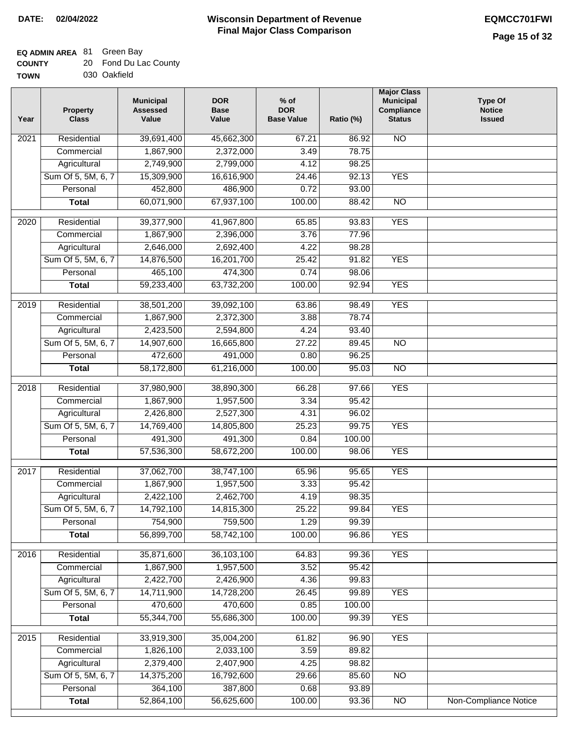**DATE:** 02/04/2022

# Wisconsin Department of Revenue
## Final Major Class Comparison

**EQMCC701FWI**

**EQ ADMIN AREA** 81 Green Bay
**COUNTY** 20 Fond Du Lac County
**TOWN** 030 Oakfield

| Year | Property Class | Municipal Assessed Value | DOR Base Value | % of DOR Base Value | Ratio (%) | Major Class Municipal Compliance Status | Type Of Notice Issued |
|---|---|---|---|---|---|---|---|
| 2021 | Residential | 39,691,400 | 45,662,300 | 67.21 | 86.92 | NO | |
| | Commercial | 1,867,900 | 2,372,000 | 3.49 | 78.75 | | |
| | Agricultural | 2,749,900 | 2,799,000 | 4.12 | 98.25 | | |
| | Sum Of 5, 5M, 6, 7 | 15,309,900 | 16,616,900 | 24.46 | 92.13 | YES | |
| | Personal | 452,800 | 486,900 | 0.72 | 93.00 | | |
| | **Total** | 60,071,900 | 67,937,100 | 100.00 | 88.42 | NO | |
| 2020 | Residential | 39,377,900 | 41,967,800 | 65.85 | 93.83 | YES | |
| | Commercial | 1,867,900 | 2,396,000 | 3.76 | 77.96 | | |
| | Agricultural | 2,646,000 | 2,692,400 | 4.22 | 98.28 | | |
| | Sum Of 5, 5M, 6, 7 | 14,876,500 | 16,201,700 | 25.42 | 91.82 | YES | |
| | Personal | 465,100 | 474,300 | 0.74 | 98.06 | | |
| | **Total** | 59,233,400 | 63,732,200 | 100.00 | 92.94 | YES | |
| 2019 | Residential | 38,501,200 | 39,092,100 | 63.86 | 98.49 | YES | |
| | Commercial | 1,867,900 | 2,372,300 | 3.88 | 78.74 | | |
| | Agricultural | 2,423,500 | 2,594,800 | 4.24 | 93.40 | | |
| | Sum Of 5, 5M, 6, 7 | 14,907,600 | 16,665,800 | 27.22 | 89.45 | NO | |
| | Personal | 472,600 | 491,000 | 0.80 | 96.25 | | |
| | **Total** | 58,172,800 | 61,216,000 | 100.00 | 95.03 | NO | |
| 2018 | Residential | 37,980,900 | 38,890,300 | 66.28 | 97.66 | YES | |
| | Commercial | 1,867,900 | 1,957,500 | 3.34 | 95.42 | | |
| | Agricultural | 2,426,800 | 2,527,300 | 4.31 | 96.02 | | |
| | Sum Of 5, 5M, 6, 7 | 14,769,400 | 14,805,800 | 25.23 | 99.75 | YES | |
| | Personal | 491,300 | 491,300 | 0.84 | 100.00 | | |
| | **Total** | 57,536,300 | 58,672,200 | 100.00 | 98.06 | YES | |
| 2017 | Residential | 37,062,700 | 38,747,100 | 65.96 | 95.65 | YES | |
| | Commercial | 1,867,900 | 1,957,500 | 3.33 | 95.42 | | |
| | Agricultural | 2,422,100 | 2,462,700 | 4.19 | 98.35 | | |
| | Sum Of 5, 5M, 6, 7 | 14,792,100 | 14,815,300 | 25.22 | 99.84 | YES | |
| | Personal | 754,900 | 759,500 | 1.29 | 99.39 | | |
| | **Total** | 56,899,700 | 58,742,100 | 100.00 | 96.86 | YES | |
| 2016 | Residential | 35,871,600 | 36,103,100 | 64.83 | 99.36 | YES | |
| | Commercial | 1,867,900 | 1,957,500 | 3.52 | 95.42 | | |
| | Agricultural | 2,422,700 | 2,426,900 | 4.36 | 99.83 | | |
| | Sum Of 5, 5M, 6, 7 | 14,711,900 | 14,728,200 | 26.45 | 99.89 | YES | |
| | Personal | 470,600 | 470,600 | 0.85 | 100.00 | | |
| | **Total** | 55,344,700 | 55,686,300 | 100.00 | 99.39 | YES | |
| 2015 | Residential | 33,919,300 | 35,004,200 | 61.82 | 96.90 | YES | |
| | Commercial | 1,826,100 | 2,033,100 | 3.59 | 89.82 | | |
| | Agricultural | 2,379,400 | 2,407,900 | 4.25 | 98.82 | | |
| | Sum Of 5, 5M, 6, 7 | 14,375,200 | 16,792,600 | 29.66 | 85.60 | NO | |
| | Personal | 364,100 | 387,800 | 0.68 | 93.89 | | |
| | **Total** | 52,864,100 | 56,625,600 | 100.00 | 93.36 | NO | Non-Compliance Notice |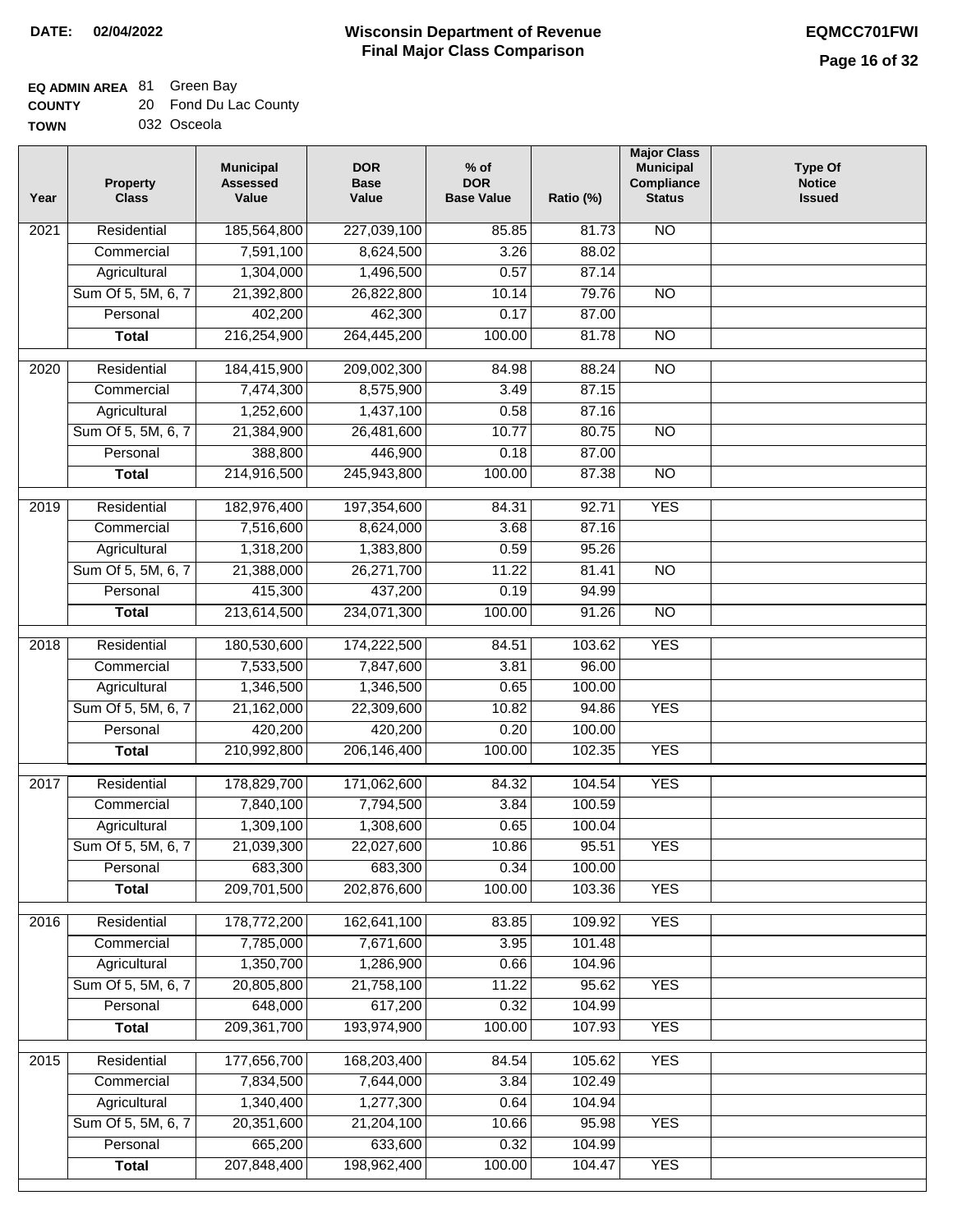**DATE: 02/04/2022**

# Wisconsin Department of Revenue
## Final Major Class Comparison

**EQMCC701FWI**

**EQ ADMIN AREA** 81 Green Bay
**COUNTY** 20 Fond Du Lac County
**TOWN** 032 Osceola

| Year | Property Class | Municipal Assessed Value | DOR Base Value | % of DOR Base Value | Ratio (%) | Major Class Municipal Compliance Status | Type Of Notice Issued |
|---|---|---|---|---|---|---|---|
| 2021 | Residential | 185,564,800 | 227,039,100 | 85.85 | 81.73 | NO | |
| | Commercial | 7,591,100 | 8,624,500 | 3.26 | 88.02 | | |
| | Agricultural | 1,304,000 | 1,496,500 | 0.57 | 87.14 | | |
| | Sum Of 5, 5M, 6, 7 | 21,392,800 | 26,822,800 | 10.14 | 79.76 | NO | |
| | Personal | 402,200 | 462,300 | 0.17 | 87.00 | | |
| | **Total** | 216,254,900 | 264,445,200 | 100.00 | 81.78 | NO | |
| 2020 | Residential | 184,415,900 | 209,002,300 | 84.98 | 88.24 | NO | |
| | Commercial | 7,474,300 | 8,575,900 | 3.49 | 87.15 | | |
| | Agricultural | 1,252,600 | 1,437,100 | 0.58 | 87.16 | | |
| | Sum Of 5, 5M, 6, 7 | 21,384,900 | 26,481,600 | 10.77 | 80.75 | NO | |
| | Personal | 388,800 | 446,900 | 0.18 | 87.00 | | |
| | **Total** | 214,916,500 | 245,943,800 | 100.00 | 87.38 | NO | |
| 2019 | Residential | 182,976,400 | 197,354,600 | 84.31 | 92.71 | YES | |
| | Commercial | 7,516,600 | 8,624,000 | 3.68 | 87.16 | | |
| | Agricultural | 1,318,200 | 1,383,800 | 0.59 | 95.26 | | |
| | Sum Of 5, 5M, 6, 7 | 21,388,000 | 26,271,700 | 11.22 | 81.41 | NO | |
| | Personal | 415,300 | 437,200 | 0.19 | 94.99 | | |
| | **Total** | 213,614,500 | 234,071,300 | 100.00 | 91.26 | NO | |
| 2018 | Residential | 180,530,600 | 174,222,500 | 84.51 | 103.62 | YES | |
| | Commercial | 7,533,500 | 7,847,600 | 3.81 | 96.00 | | |
| | Agricultural | 1,346,500 | 1,346,500 | 0.65 | 100.00 | | |
| | Sum Of 5, 5M, 6, 7 | 21,162,000 | 22,309,600 | 10.82 | 94.86 | YES | |
| | Personal | 420,200 | 420,200 | 0.20 | 100.00 | | |
| | **Total** | 210,992,800 | 206,146,400 | 100.00 | 102.35 | YES | |
| 2017 | Residential | 178,829,700 | 171,062,600 | 84.32 | 104.54 | YES | |
| | Commercial | 7,840,100 | 7,794,500 | 3.84 | 100.59 | | |
| | Agricultural | 1,309,100 | 1,308,600 | 0.65 | 100.04 | | |
| | Sum Of 5, 5M, 6, 7 | 21,039,300 | 22,027,600 | 10.86 | 95.51 | YES | |
| | Personal | 683,300 | 683,300 | 0.34 | 100.00 | | |
| | **Total** | 209,701,500 | 202,876,600 | 100.00 | 103.36 | YES | |
| 2016 | Residential | 178,772,200 | 162,641,100 | 83.85 | 109.92 | YES | |
| | Commercial | 7,785,000 | 7,671,600 | 3.95 | 101.48 | | |
| | Agricultural | 1,350,700 | 1,286,900 | 0.66 | 104.96 | | |
| | Sum Of 5, 5M, 6, 7 | 20,805,800 | 21,758,100 | 11.22 | 95.62 | YES | |
| | Personal | 648,000 | 617,200 | 0.32 | 104.99 | | |
| | **Total** | 209,361,700 | 193,974,900 | 100.00 | 107.93 | YES | |
| 2015 | Residential | 177,656,700 | 168,203,400 | 84.54 | 105.62 | YES | |
| | Commercial | 7,834,500 | 7,644,000 | 3.84 | 102.49 | | |
| | Agricultural | 1,340,400 | 1,277,300 | 0.64 | 104.94 | | |
| | Sum Of 5, 5M, 6, 7 | 20,351,600 | 21,204,100 | 10.66 | 95.98 | YES | |
| | Personal | 665,200 | 633,600 | 0.32 | 104.99 | | |
| | **Total** | 207,848,400 | 198,962,400 | 100.00 | 104.47 | YES | |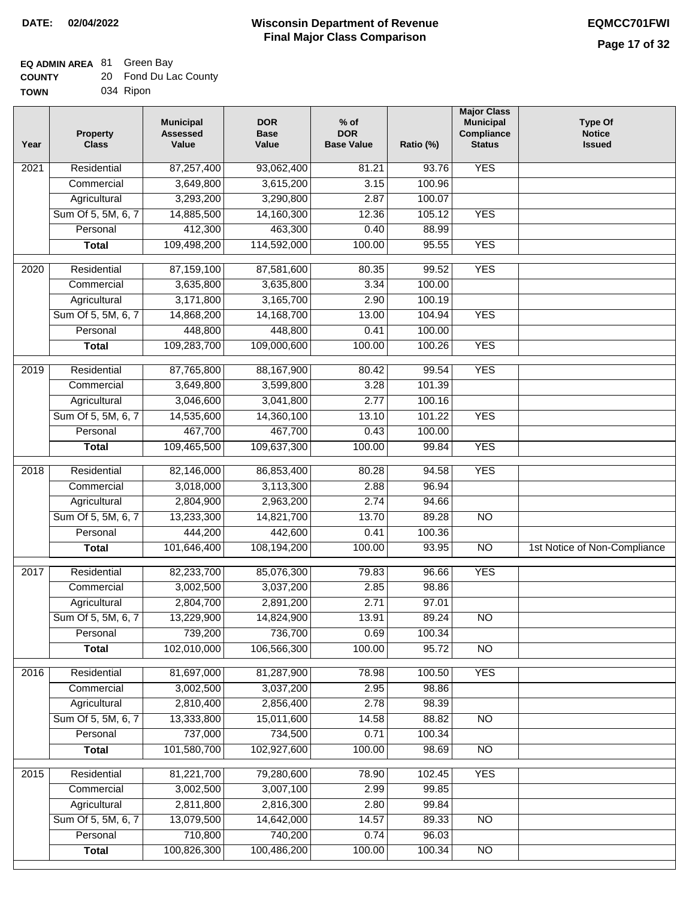**DATE: 02/04/2022**

# Wisconsin Department of Revenue
## Final Major Class Comparison

**EQMCC701FWI**

**EQ ADMIN AREA** 81 Green Bay
**COUNTY** 20 Fond Du Lac County
**TOWN** 034 Ripon

| Year | Property Class | Municipal Assessed Value | DOR Base Value | % of DOR Base Value | Ratio (%) | Major Class Municipal Compliance Status | Type Of Notice Issued |
|---|---|---|---|---|---|---|---|
| 2021 | Residential | 87,257,400 | 93,062,400 | 81.21 | 93.76 | YES | |
| | Commercial | 3,649,800 | 3,615,200 | 3.15 | 100.96 | | |
| | Agricultural | 3,293,200 | 3,290,800 | 2.87 | 100.07 | | |
| | Sum Of 5, 5M, 6, 7 | 14,885,500 | 14,160,300 | 12.36 | 105.12 | YES | |
| | Personal | 412,300 | 463,300 | 0.40 | 88.99 | | |
| | **Total** | 109,498,200 | 114,592,000 | 100.00 | 95.55 | YES | |
| 2020 | Residential | 87,159,100 | 87,581,600 | 80.35 | 99.52 | YES | |
| | Commercial | 3,635,800 | 3,635,800 | 3.34 | 100.00 | | |
| | Agricultural | 3,171,800 | 3,165,700 | 2.90 | 100.19 | | |
| | Sum Of 5, 5M, 6, 7 | 14,868,200 | 14,168,700 | 13.00 | 104.94 | YES | |
| | Personal | 448,800 | 448,800 | 0.41 | 100.00 | | |
| | **Total** | 109,283,700 | 109,000,600 | 100.00 | 100.26 | YES | |
| 2019 | Residential | 87,765,800 | 88,167,900 | 80.42 | 99.54 | YES | |
| | Commercial | 3,649,800 | 3,599,800 | 3.28 | 101.39 | | |
| | Agricultural | 3,046,600 | 3,041,800 | 2.77 | 100.16 | | |
| | Sum Of 5, 5M, 6, 7 | 14,535,600 | 14,360,100 | 13.10 | 101.22 | YES | |
| | Personal | 467,700 | 467,700 | 0.43 | 100.00 | | |
| | **Total** | 109,465,500 | 109,637,300 | 100.00 | 99.84 | YES | |
| 2018 | Residential | 82,146,000 | 86,853,400 | 80.28 | 94.58 | YES | |
| | Commercial | 3,018,000 | 3,113,300 | 2.88 | 96.94 | | |
| | Agricultural | 2,804,900 | 2,963,200 | 2.74 | 94.66 | | |
| | Sum Of 5, 5M, 6, 7 | 13,233,300 | 14,821,700 | 13.70 | 89.28 | NO | |
| | Personal | 444,200 | 442,600 | 0.41 | 100.36 | | |
| | **Total** | 101,646,400 | 108,194,200 | 100.00 | 93.95 | NO | 1st Notice of Non-Compliance |
| 2017 | Residential | 82,233,700 | 85,076,300 | 79.83 | 96.66 | YES | |
| | Commercial | 3,002,500 | 3,037,200 | 2.85 | 98.86 | | |
| | Agricultural | 2,804,700 | 2,891,200 | 2.71 | 97.01 | | |
| | Sum Of 5, 5M, 6, 7 | 13,229,900 | 14,824,900 | 13.91 | 89.24 | NO | |
| | Personal | 739,200 | 736,700 | 0.69 | 100.34 | | |
| | **Total** | 102,010,000 | 106,566,300 | 100.00 | 95.72 | NO | |
| 2016 | Residential | 81,697,000 | 81,287,900 | 78.98 | 100.50 | YES | |
| | Commercial | 3,002,500 | 3,037,200 | 2.95 | 98.86 | | |
| | Agricultural | 2,810,400 | 2,856,400 | 2.78 | 98.39 | | |
| | Sum Of 5, 5M, 6, 7 | 13,333,800 | 15,011,600 | 14.58 | 88.82 | NO | |
| | Personal | 737,000 | 734,500 | 0.71 | 100.34 | | |
| | **Total** | 101,580,700 | 102,927,600 | 100.00 | 98.69 | NO | |
| 2015 | Residential | 81,221,700 | 79,280,600 | 78.90 | 102.45 | YES | |
| | Commercial | 3,002,500 | 3,007,100 | 2.99 | 99.85 | | |
| | Agricultural | 2,811,800 | 2,816,300 | 2.80 | 99.84 | | |
| | Sum Of 5, 5M, 6, 7 | 13,079,500 | 14,642,000 | 14.57 | 89.33 | NO | |
| | Personal | 710,800 | 740,200 | 0.74 | 96.03 | | |
| | **Total** | 100,826,300 | 100,486,200 | 100.00 | 100.34 | NO | |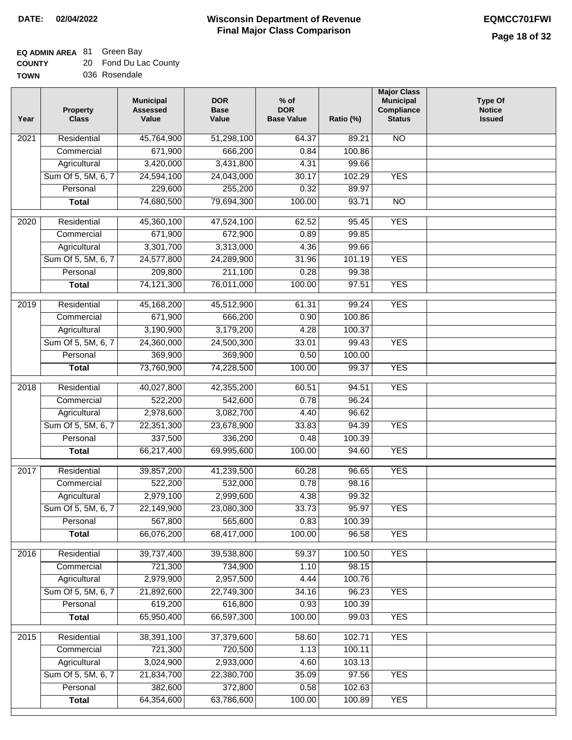**DATE:** 02/04/2022

# Wisconsin Department of Revenue
## Final Major Class Comparison

**EQMCC701FWI**

**EQ ADMIN AREA** 81 Green Bay
**COUNTY** 20 Fond Du Lac County
**TOWN** 036 Rosendale

| Year | Property Class | Municipal Assessed Value | DOR Base Value | % of DOR Base Value | Ratio (%) | Major Class Municipal Compliance Status | Type Of Notice Issued |
|---|---|---|---|---|---|---|---|
| 2021 | Residential | 45,764,900 | 51,298,100 | 64.37 | 89.21 | NO | |
| | Commercial | 671,900 | 666,200 | 0.84 | 100.86 | | |
| | Agricultural | 3,420,000 | 3,431,800 | 4.31 | 99.66 | | |
| | Sum Of 5, 5M, 6, 7 | 24,594,100 | 24,043,000 | 30.17 | 102.29 | YES | |
| | Personal | 229,600 | 255,200 | 0.32 | 89.97 | | |
| | **Total** | 74,680,500 | 79,694,300 | 100.00 | 93.71 | NO | |
| 2020 | Residential | 45,360,100 | 47,524,100 | 62.52 | 95.45 | YES | |
| | Commercial | 671,900 | 672,900 | 0.89 | 99.85 | | |
| | Agricultural | 3,301,700 | 3,313,000 | 4.36 | 99.66 | | |
| | Sum Of 5, 5M, 6, 7 | 24,577,800 | 24,289,900 | 31.96 | 101.19 | YES | |
| | Personal | 209,800 | 211,100 | 0.28 | 99.38 | | |
| | **Total** | 74,121,300 | 76,011,000 | 100.00 | 97.51 | YES | |
| 2019 | Residential | 45,168,200 | 45,512,900 | 61.31 | 99.24 | YES | |
| | Commercial | 671,900 | 666,200 | 0.90 | 100.86 | | |
| | Agricultural | 3,190,900 | 3,179,200 | 4.28 | 100.37 | | |
| | Sum Of 5, 5M, 6, 7 | 24,360,000 | 24,500,300 | 33.01 | 99.43 | YES | |
| | Personal | 369,900 | 369,900 | 0.50 | 100.00 | | |
| | **Total** | 73,760,900 | 74,228,500 | 100.00 | 99.37 | YES | |
| 2018 | Residential | 40,027,800 | 42,355,200 | 60.51 | 94.51 | YES | |
| | Commercial | 522,200 | 542,600 | 0.78 | 96.24 | | |
| | Agricultural | 2,978,600 | 3,082,700 | 4.40 | 96.62 | | |
| | Sum Of 5, 5M, 6, 7 | 22,351,300 | 23,678,900 | 33.83 | 94.39 | YES | |
| | Personal | 337,500 | 336,200 | 0.48 | 100.39 | | |
| | **Total** | 66,217,400 | 69,995,600 | 100.00 | 94.60 | YES | |
| 2017 | Residential | 39,857,200 | 41,239,500 | 60.28 | 96.65 | YES | |
| | Commercial | 522,200 | 532,000 | 0.78 | 98.16 | | |
| | Agricultural | 2,979,100 | 2,999,600 | 4.38 | 99.32 | | |
| | Sum Of 5, 5M, 6, 7 | 22,149,900 | 23,080,300 | 33.73 | 95.97 | YES | |
| | Personal | 567,800 | 565,600 | 0.83 | 100.39 | | |
| | **Total** | 66,076,200 | 68,417,000 | 100.00 | 96.58 | YES | |
| 2016 | Residential | 39,737,400 | 39,538,800 | 59.37 | 100.50 | YES | |
| | Commercial | 721,300 | 734,900 | 1.10 | 98.15 | | |
| | Agricultural | 2,979,900 | 2,957,500 | 4.44 | 100.76 | | |
| | Sum Of 5, 5M, 6, 7 | 21,892,600 | 22,749,300 | 34.16 | 96.23 | YES | |
| | Personal | 619,200 | 616,800 | 0.93 | 100.39 | | |
| | **Total** | 65,950,400 | 66,597,300 | 100.00 | 99.03 | YES | |
| 2015 | Residential | 38,391,100 | 37,379,600 | 58.60 | 102.71 | YES | |
| | Commercial | 721,300 | 720,500 | 1.13 | 100.11 | | |
| | Agricultural | 3,024,900 | 2,933,000 | 4.60 | 103.13 | | |
| | Sum Of 5, 5M, 6, 7 | 21,834,700 | 22,380,700 | 35.09 | 97.56 | YES | |
| | Personal | 382,600 | 372,800 | 0.58 | 102.63 | | |
| | **Total** | 64,354,600 | 63,786,600 | 100.00 | 100.89 | YES | |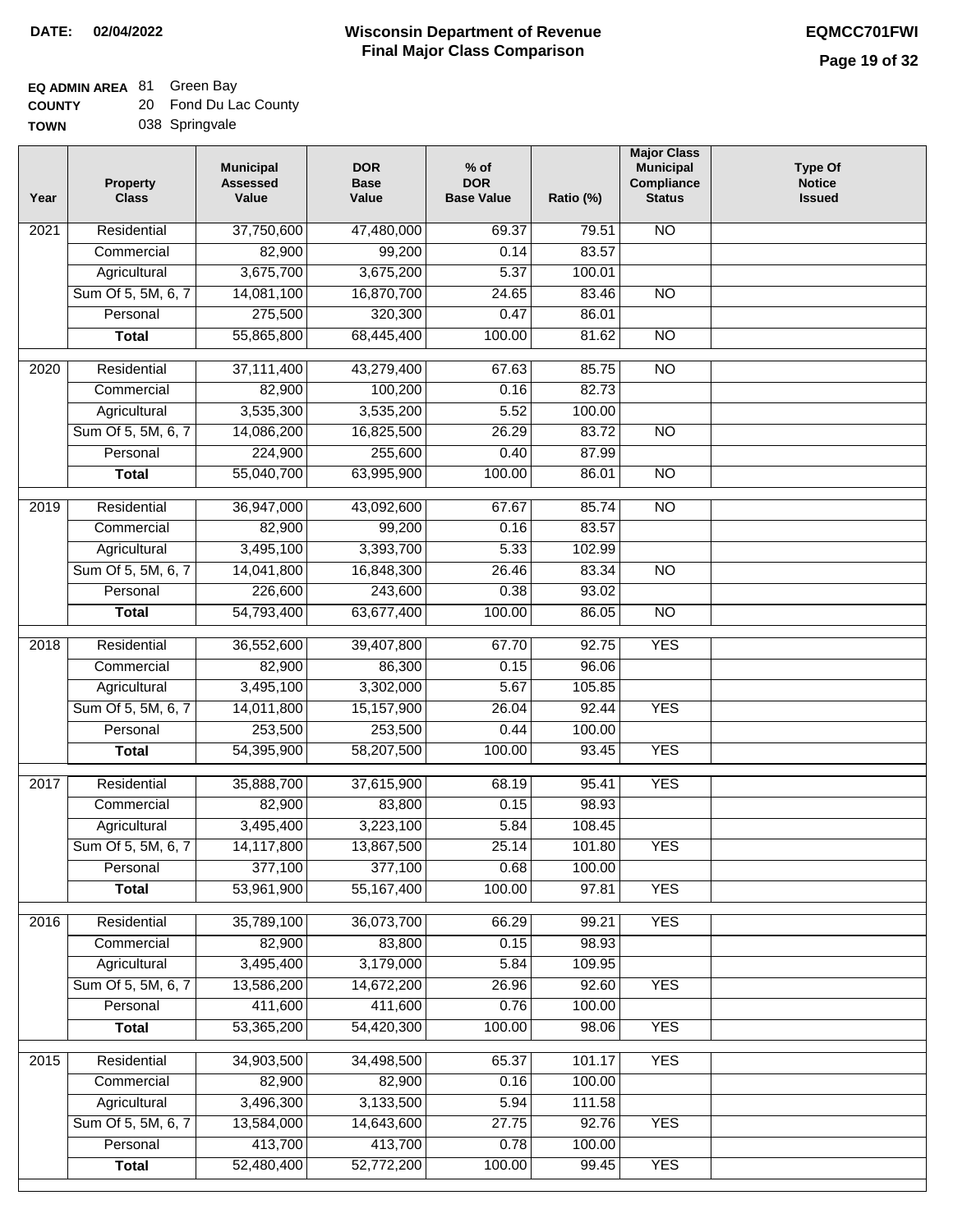**DATE: 02/04/2022**

# Wisconsin Department of Revenue
## Final Major Class Comparison

**EQMCC701FWI**

**EQ ADMIN AREA** 81 Green Bay
**COUNTY** 20 Fond Du Lac County
**TOWN** 038 Springvale

| Year | Property Class | Municipal Assessed Value | DOR Base Value | % of DOR Base Value | Ratio (%) | Major Class Municipal Compliance Status | Type Of Notice Issued |
|---|---|---|---|---|---|---|---|
| 2021 | Residential | 37,750,600 | 47,480,000 | 69.37 | 79.51 | NO | |
| | Commercial | 82,900 | 99,200 | 0.14 | 83.57 | | |
| | Agricultural | 3,675,700 | 3,675,200 | 5.37 | 100.01 | | |
| | Sum Of 5, 5M, 6, 7 | 14,081,100 | 16,870,700 | 24.65 | 83.46 | NO | |
| | Personal | 275,500 | 320,300 | 0.47 | 86.01 | | |
| | **Total** | 55,865,800 | 68,445,400 | 100.00 | 81.62 | NO | |
| 2020 | Residential | 37,111,400 | 43,279,400 | 67.63 | 85.75 | NO | |
| | Commercial | 82,900 | 100,200 | 0.16 | 82.73 | | |
| | Agricultural | 3,535,300 | 3,535,200 | 5.52 | 100.00 | | |
| | Sum Of 5, 5M, 6, 7 | 14,086,200 | 16,825,500 | 26.29 | 83.72 | NO | |
| | Personal | 224,900 | 255,600 | 0.40 | 87.99 | | |
| | **Total** | 55,040,700 | 63,995,900 | 100.00 | 86.01 | NO | |
| 2019 | Residential | 36,947,000 | 43,092,600 | 67.67 | 85.74 | NO | |
| | Commercial | 82,900 | 99,200 | 0.16 | 83.57 | | |
| | Agricultural | 3,495,100 | 3,393,700 | 5.33 | 102.99 | | |
| | Sum Of 5, 5M, 6, 7 | 14,041,800 | 16,848,300 | 26.46 | 83.34 | NO | |
| | Personal | 226,600 | 243,600 | 0.38 | 93.02 | | |
| | **Total** | 54,793,400 | 63,677,400 | 100.00 | 86.05 | NO | |
| 2018 | Residential | 36,552,600 | 39,407,800 | 67.70 | 92.75 | YES | |
| | Commercial | 82,900 | 86,300 | 0.15 | 96.06 | | |
| | Agricultural | 3,495,100 | 3,302,000 | 5.67 | 105.85 | | |
| | Sum Of 5, 5M, 6, 7 | 14,011,800 | 15,157,900 | 26.04 | 92.44 | YES | |
| | Personal | 253,500 | 253,500 | 0.44 | 100.00 | | |
| | **Total** | 54,395,900 | 58,207,500 | 100.00 | 93.45 | YES | |
| 2017 | Residential | 35,888,700 | 37,615,900 | 68.19 | 95.41 | YES | |
| | Commercial | 82,900 | 83,800 | 0.15 | 98.93 | | |
| | Agricultural | 3,495,400 | 3,223,100 | 5.84 | 108.45 | | |
| | Sum Of 5, 5M, 6, 7 | 14,117,800 | 13,867,500 | 25.14 | 101.80 | YES | |
| | Personal | 377,100 | 377,100 | 0.68 | 100.00 | | |
| | **Total** | 53,961,900 | 55,167,400 | 100.00 | 97.81 | YES | |
| 2016 | Residential | 35,789,100 | 36,073,700 | 66.29 | 99.21 | YES | |
| | Commercial | 82,900 | 83,800 | 0.15 | 98.93 | | |
| | Agricultural | 3,495,400 | 3,179,000 | 5.84 | 109.95 | | |
| | Sum Of 5, 5M, 6, 7 | 13,586,200 | 14,672,200 | 26.96 | 92.60 | YES | |
| | Personal | 411,600 | 411,600 | 0.76 | 100.00 | | |
| | **Total** | 53,365,200 | 54,420,300 | 100.00 | 98.06 | YES | |
| 2015 | Residential | 34,903,500 | 34,498,500 | 65.37 | 101.17 | YES | |
| | Commercial | 82,900 | 82,900 | 0.16 | 100.00 | | |
| | Agricultural | 3,496,300 | 3,133,500 | 5.94 | 111.58 | | |
| | Sum Of 5, 5M, 6, 7 | 13,584,000 | 14,643,600 | 27.75 | 92.76 | YES | |
| | Personal | 413,700 | 413,700 | 0.78 | 100.00 | | |
| | **Total** | 52,480,400 | 52,772,200 | 100.00 | 99.45 | YES | |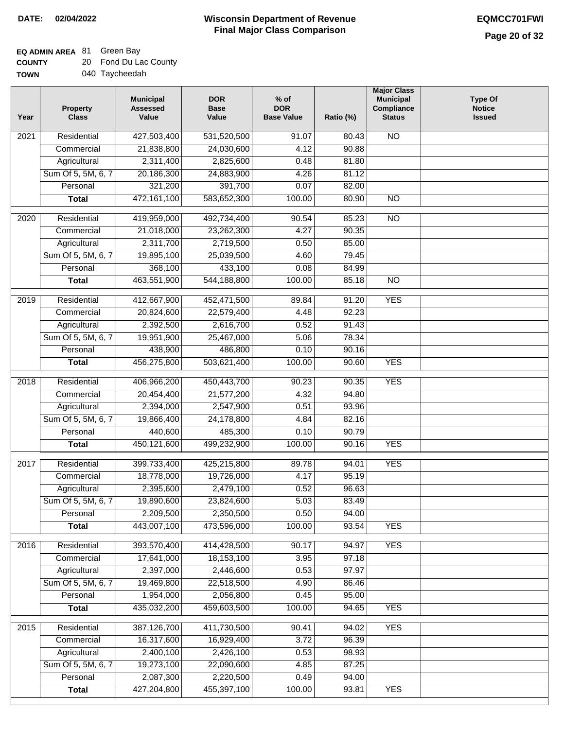**DATE: 02/04/2022**

# Wisconsin Department of Revenue
## Final Major Class Comparison

**EQMCC701FWI**

**EQ ADMIN AREA** 81 Green Bay
**COUNTY** 20 Fond Du Lac County
**TOWN** 040 Taycheedah

| Year | Property Class | Municipal Assessed Value | DOR Base Value | % of DOR Base Value | Ratio (%) | Major Class Municipal Compliance Status | Type Of Notice Issued |
|---|---|---|---|---|---|---|---|
| 2021 | Residential | 427,503,400 | 531,520,500 | 91.07 | 80.43 | NO | |
| | Commercial | 21,838,800 | 24,030,600 | 4.12 | 90.88 | | |
| | Agricultural | 2,311,400 | 2,825,600 | 0.48 | 81.80 | | |
| | Sum Of 5, 5M, 6, 7 | 20,186,300 | 24,883,900 | 4.26 | 81.12 | | |
| | Personal | 321,200 | 391,700 | 0.07 | 82.00 | | |
| | **Total** | 472,161,100 | 583,652,300 | 100.00 | 80.90 | NO | |
| 2020 | Residential | 419,959,000 | 492,734,400 | 90.54 | 85.23 | NO | |
| | Commercial | 21,018,000 | 23,262,300 | 4.27 | 90.35 | | |
| | Agricultural | 2,311,700 | 2,719,500 | 0.50 | 85.00 | | |
| | Sum Of 5, 5M, 6, 7 | 19,895,100 | 25,039,500 | 4.60 | 79.45 | | |
| | Personal | 368,100 | 433,100 | 0.08 | 84.99 | | |
| | **Total** | 463,551,900 | 544,188,800 | 100.00 | 85.18 | NO | |
| 2019 | Residential | 412,667,900 | 452,471,500 | 89.84 | 91.20 | YES | |
| | Commercial | 20,824,600 | 22,579,400 | 4.48 | 92.23 | | |
| | Agricultural | 2,392,500 | 2,616,700 | 0.52 | 91.43 | | |
| | Sum Of 5, 5M, 6, 7 | 19,951,900 | 25,467,000 | 5.06 | 78.34 | | |
| | Personal | 438,900 | 486,800 | 0.10 | 90.16 | | |
| | **Total** | 456,275,800 | 503,621,400 | 100.00 | 90.60 | YES | |
| 2018 | Residential | 406,966,200 | 450,443,700 | 90.23 | 90.35 | YES | |
| | Commercial | 20,454,400 | 21,577,200 | 4.32 | 94.80 | | |
| | Agricultural | 2,394,000 | 2,547,900 | 0.51 | 93.96 | | |
| | Sum Of 5, 5M, 6, 7 | 19,866,400 | 24,178,800 | 4.84 | 82.16 | | |
| | Personal | 440,600 | 485,300 | 0.10 | 90.79 | | |
| | **Total** | 450,121,600 | 499,232,900 | 100.00 | 90.16 | YES | |
| 2017 | Residential | 399,733,400 | 425,215,800 | 89.78 | 94.01 | YES | |
| | Commercial | 18,778,000 | 19,726,000 | 4.17 | 95.19 | | |
| | Agricultural | 2,395,600 | 2,479,100 | 0.52 | 96.63 | | |
| | Sum Of 5, 5M, 6, 7 | 19,890,600 | 23,824,600 | 5.03 | 83.49 | | |
| | Personal | 2,209,500 | 2,350,500 | 0.50 | 94.00 | | |
| | **Total** | 443,007,100 | 473,596,000 | 100.00 | 93.54 | YES | |
| 2016 | Residential | 393,570,400 | 414,428,500 | 90.17 | 94.97 | YES | |
| | Commercial | 17,641,000 | 18,153,100 | 3.95 | 97.18 | | |
| | Agricultural | 2,397,000 | 2,446,600 | 0.53 | 97.97 | | |
| | Sum Of 5, 5M, 6, 7 | 19,469,800 | 22,518,500 | 4.90 | 86.46 | | |
| | Personal | 1,954,000 | 2,056,800 | 0.45 | 95.00 | | |
| | **Total** | 435,032,200 | 459,603,500 | 100.00 | 94.65 | YES | |
| 2015 | Residential | 387,126,700 | 411,730,500 | 90.41 | 94.02 | YES | |
| | Commercial | 16,317,600 | 16,929,400 | 3.72 | 96.39 | | |
| | Agricultural | 2,400,100 | 2,426,100 | 0.53 | 98.93 | | |
| | Sum Of 5, 5M, 6, 7 | 19,273,100 | 22,090,600 | 4.85 | 87.25 | | |
| | Personal | 2,087,300 | 2,220,500 | 0.49 | 94.00 | | |
| | **Total** | 427,204,800 | 455,397,100 | 100.00 | 93.81 | YES | |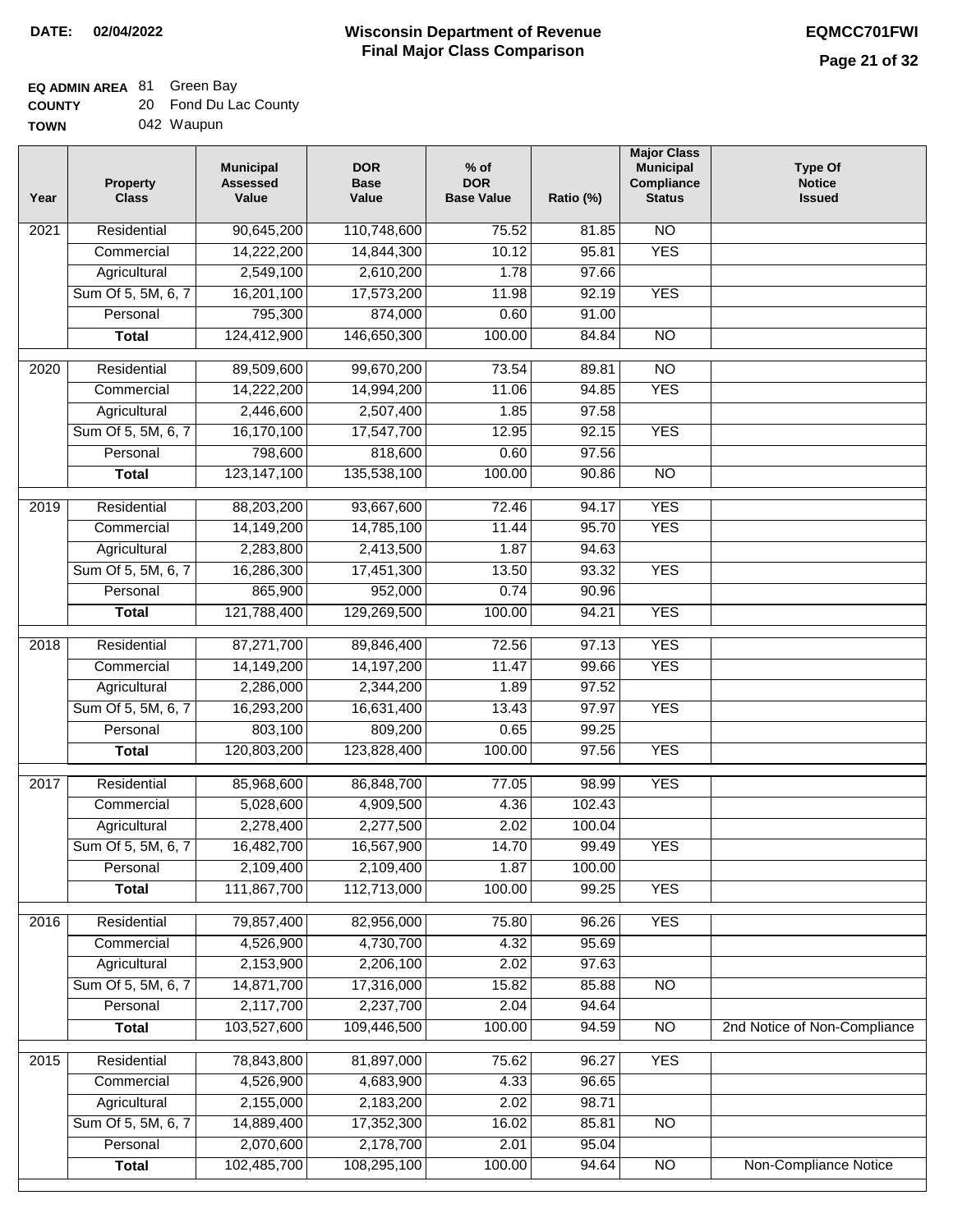**DATE: 02/04/2022**

# Wisconsin Department of Revenue
## Final Major Class Comparison

**EQMCC701FWI**

**EQ ADMIN AREA** 81 Green Bay
**COUNTY** 20 Fond Du Lac County
**TOWN** 042 Waupun

| Year | Property Class | Municipal Assessed Value | DOR Base Value | % of DOR Base Value | Ratio (%) | Major Class Municipal Compliance Status | Type Of Notice Issued |
|---|---|---|---|---|---|---|---|
| 2021 | Residential | 90,645,200 | 110,748,600 | 75.52 | 81.85 | NO | |
| | Commercial | 14,222,200 | 14,844,300 | 10.12 | 95.81 | YES | |
| | Agricultural | 2,549,100 | 2,610,200 | 1.78 | 97.66 | | |
| | Sum Of 5, 5M, 6, 7 | 16,201,100 | 17,573,200 | 11.98 | 92.19 | YES | |
| | Personal | 795,300 | 874,000 | 0.60 | 91.00 | | |
| | **Total** | 124,412,900 | 146,650,300 | 100.00 | 84.84 | NO | |
| 2020 | Residential | 89,509,600 | 99,670,200 | 73.54 | 89.81 | NO | |
| | Commercial | 14,222,200 | 14,994,200 | 11.06 | 94.85 | YES | |
| | Agricultural | 2,446,600 | 2,507,400 | 1.85 | 97.58 | | |
| | Sum Of 5, 5M, 6, 7 | 16,170,100 | 17,547,700 | 12.95 | 92.15 | YES | |
| | Personal | 798,600 | 818,600 | 0.60 | 97.56 | | |
| | **Total** | 123,147,100 | 135,538,100 | 100.00 | 90.86 | NO | |
| 2019 | Residential | 88,203,200 | 93,667,600 | 72.46 | 94.17 | YES | |
| | Commercial | 14,149,200 | 14,785,100 | 11.44 | 95.70 | YES | |
| | Agricultural | 2,283,800 | 2,413,500 | 1.87 | 94.63 | | |
| | Sum Of 5, 5M, 6, 7 | 16,286,300 | 17,451,300 | 13.50 | 93.32 | YES | |
| | Personal | 865,900 | 952,000 | 0.74 | 90.96 | | |
| | **Total** | 121,788,400 | 129,269,500 | 100.00 | 94.21 | YES | |
| 2018 | Residential | 87,271,700 | 89,846,400 | 72.56 | 97.13 | YES | |
| | Commercial | 14,149,200 | 14,197,200 | 11.47 | 99.66 | YES | |
| | Agricultural | 2,286,000 | 2,344,200 | 1.89 | 97.52 | | |
| | Sum Of 5, 5M, 6, 7 | 16,293,200 | 16,631,400 | 13.43 | 97.97 | YES | |
| | Personal | 803,100 | 809,200 | 0.65 | 99.25 | | |
| | **Total** | 120,803,200 | 123,828,400 | 100.00 | 97.56 | YES | |
| 2017 | Residential | 85,968,600 | 86,848,700 | 77.05 | 98.99 | YES | |
| | Commercial | 5,028,600 | 4,909,500 | 4.36 | 102.43 | | |
| | Agricultural | 2,278,400 | 2,277,500 | 2.02 | 100.04 | | |
| | Sum Of 5, 5M, 6, 7 | 16,482,700 | 16,567,900 | 14.70 | 99.49 | YES | |
| | Personal | 2,109,400 | 2,109,400 | 1.87 | 100.00 | | |
| | **Total** | 111,867,700 | 112,713,000 | 100.00 | 99.25 | YES | |
| 2016 | Residential | 79,857,400 | 82,956,000 | 75.80 | 96.26 | YES | |
| | Commercial | 4,526,900 | 4,730,700 | 4.32 | 95.69 | | |
| | Agricultural | 2,153,900 | 2,206,100 | 2.02 | 97.63 | | |
| | Sum Of 5, 5M, 6, 7 | 14,871,700 | 17,316,000 | 15.82 | 85.88 | NO | |
| | Personal | 2,117,700 | 2,237,700 | 2.04 | 94.64 | | |
| | **Total** | 103,527,600 | 109,446,500 | 100.00 | 94.59 | NO | 2nd Notice of Non-Compliance |
| 2015 | Residential | 78,843,800 | 81,897,000 | 75.62 | 96.27 | YES | |
| | Commercial | 4,526,900 | 4,683,900 | 4.33 | 96.65 | | |
| | Agricultural | 2,155,000 | 2,183,200 | 2.02 | 98.71 | | |
| | Sum Of 5, 5M, 6, 7 | 14,889,400 | 17,352,300 | 16.02 | 85.81 | NO | |
| | Personal | 2,070,600 | 2,178,700 | 2.01 | 95.04 | | |
| | **Total** | 102,485,700 | 108,295,100 | 100.00 | 94.64 | NO | Non-Compliance Notice |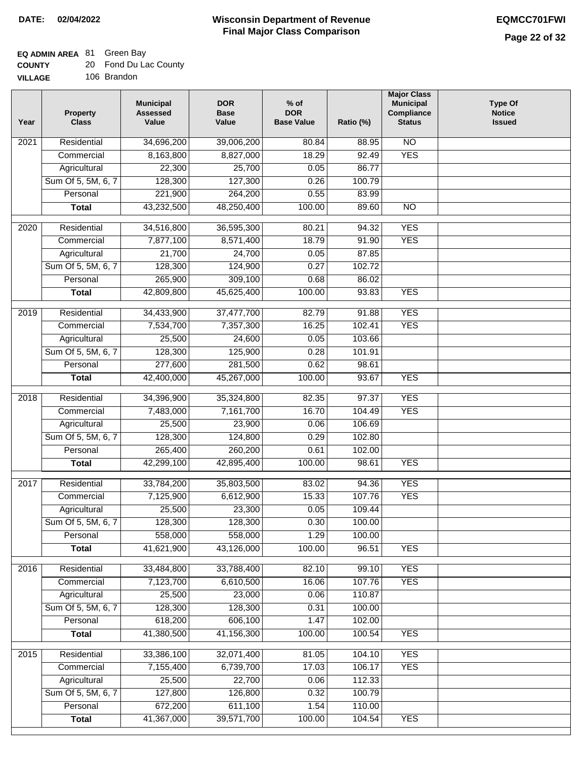**DATE: 02/04/2022**

# Wisconsin Department of Revenue
## Final Major Class Comparison

**EQMCC701FWI**

**EQ ADMIN AREA** 81 Green Bay
**COUNTY** 20 Fond Du Lac County
**VILLAGE** 106 Brandon

| Year | Property Class | Municipal Assessed Value | DOR Base Value | % of DOR Base Value | Ratio (%) | Major Class Municipal Compliance Status | Type Of Notice Issued |
|---|---|---|---|---|---|---|---|
| 2021 | Residential | 34,696,200 | 39,006,200 | 80.84 | 88.95 | NO | |
| | Commercial | 8,163,800 | 8,827,000 | 18.29 | 92.49 | YES | |
| | Agricultural | 22,300 | 25,700 | 0.05 | 86.77 | | |
| | Sum Of 5, 5M, 6, 7 | 128,300 | 127,300 | 0.26 | 100.79 | | |
| | Personal | 221,900 | 264,200 | 0.55 | 83.99 | | |
| | **Total** | 43,232,500 | 48,250,400 | 100.00 | 89.60 | NO | |
| 2020 | Residential | 34,516,800 | 36,595,300 | 80.21 | 94.32 | YES | |
| | Commercial | 7,877,100 | 8,571,400 | 18.79 | 91.90 | YES | |
| | Agricultural | 21,700 | 24,700 | 0.05 | 87.85 | | |
| | Sum Of 5, 5M, 6, 7 | 128,300 | 124,900 | 0.27 | 102.72 | | |
| | Personal | 265,900 | 309,100 | 0.68 | 86.02 | | |
| | **Total** | 42,809,800 | 45,625,400 | 100.00 | 93.83 | YES | |
| 2019 | Residential | 34,433,900 | 37,477,700 | 82.79 | 91.88 | YES | |
| | Commercial | 7,534,700 | 7,357,300 | 16.25 | 102.41 | YES | |
| | Agricultural | 25,500 | 24,600 | 0.05 | 103.66 | | |
| | Sum Of 5, 5M, 6, 7 | 128,300 | 125,900 | 0.28 | 101.91 | | |
| | Personal | 277,600 | 281,500 | 0.62 | 98.61 | | |
| | **Total** | 42,400,000 | 45,267,000 | 100.00 | 93.67 | YES | |
| 2018 | Residential | 34,396,900 | 35,324,800 | 82.35 | 97.37 | YES | |
| | Commercial | 7,483,000 | 7,161,700 | 16.70 | 104.49 | YES | |
| | Agricultural | 25,500 | 23,900 | 0.06 | 106.69 | | |
| | Sum Of 5, 5M, 6, 7 | 128,300 | 124,800 | 0.29 | 102.80 | | |
| | Personal | 265,400 | 260,200 | 0.61 | 102.00 | | |
| | **Total** | 42,299,100 | 42,895,400 | 100.00 | 98.61 | YES | |
| 2017 | Residential | 33,784,200 | 35,803,500 | 83.02 | 94.36 | YES | |
| | Commercial | 7,125,900 | 6,612,900 | 15.33 | 107.76 | YES | |
| | Agricultural | 25,500 | 23,300 | 0.05 | 109.44 | | |
| | Sum Of 5, 5M, 6, 7 | 128,300 | 128,300 | 0.30 | 100.00 | | |
| | Personal | 558,000 | 558,000 | 1.29 | 100.00 | | |
| | **Total** | 41,621,900 | 43,126,000 | 100.00 | 96.51 | YES | |
| 2016 | Residential | 33,484,800 | 33,788,400 | 82.10 | 99.10 | YES | |
| | Commercial | 7,123,700 | 6,610,500 | 16.06 | 107.76 | YES | |
| | Agricultural | 25,500 | 23,000 | 0.06 | 110.87 | | |
| | Sum Of 5, 5M, 6, 7 | 128,300 | 128,300 | 0.31 | 100.00 | | |
| | Personal | 618,200 | 606,100 | 1.47 | 102.00 | | |
| | **Total** | 41,380,500 | 41,156,300 | 100.00 | 100.54 | YES | |
| 2015 | Residential | 33,386,100 | 32,071,400 | 81.05 | 104.10 | YES | |
| | Commercial | 7,155,400 | 6,739,700 | 17.03 | 106.17 | YES | |
| | Agricultural | 25,500 | 22,700 | 0.06 | 112.33 | | |
| | Sum Of 5, 5M, 6, 7 | 127,800 | 126,800 | 0.32 | 100.79 | | |
| | Personal | 672,200 | 611,100 | 1.54 | 110.00 | | |
| | **Total** | 41,367,000 | 39,571,700 | 100.00 | 104.54 | YES | |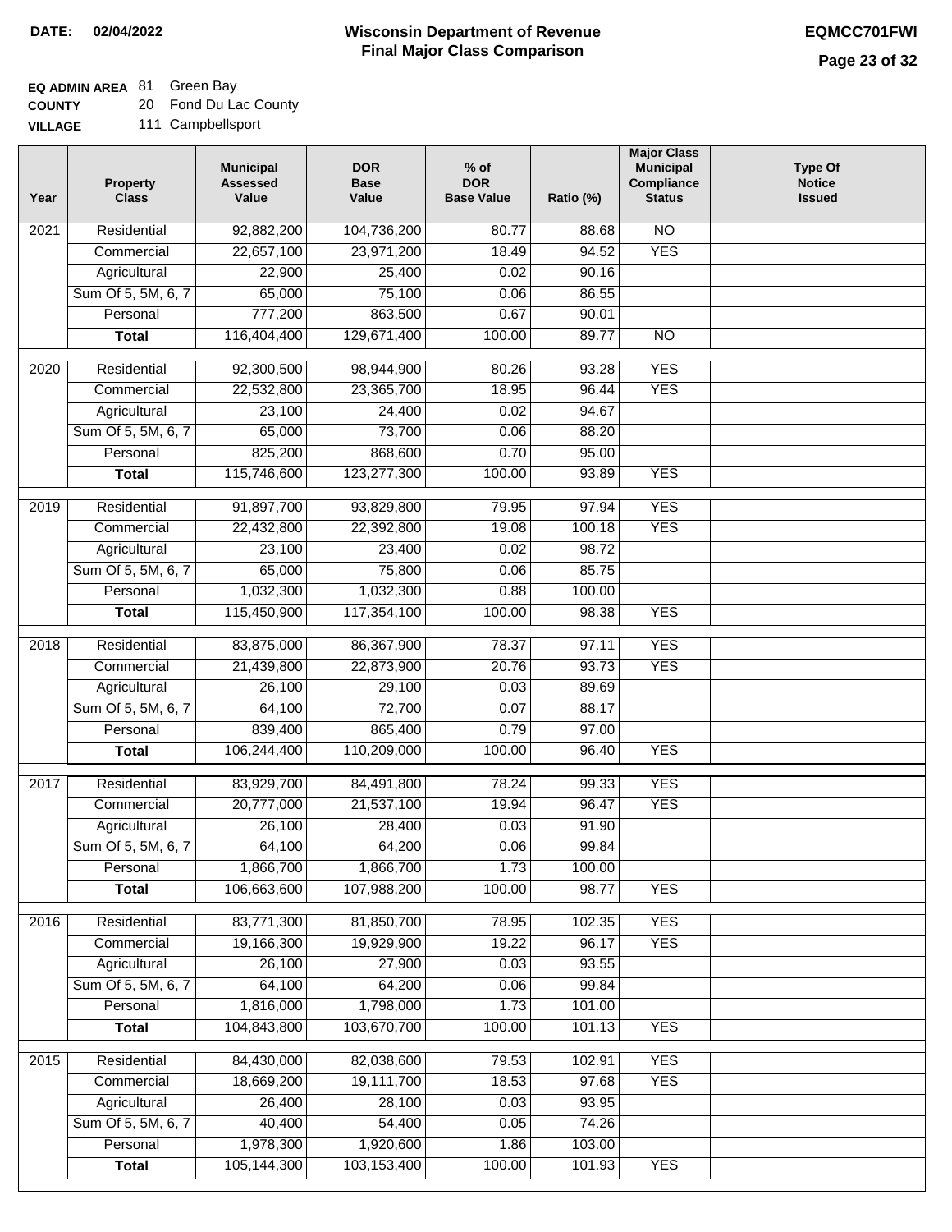**DATE:** 02/04/2022

# Wisconsin Department of Revenue
## Final Major Class Comparison

**EQMCC701FWI**

**EQ ADMIN AREA** 81 Green Bay
**COUNTY** 20 Fond Du Lac County
**VILLAGE** 111 Campbellsport

| Year | Property Class | Municipal Assessed Value | DOR Base Value | % of DOR Base Value | Ratio (%) | Major Class Municipal Compliance Status | Type Of Notice Issued |
|---|---|---|---|---|---|---|---|
| 2021 | Residential | 92,882,200 | 104,736,200 | 80.77 | 88.68 | NO | |
| | Commercial | 22,657,100 | 23,971,200 | 18.49 | 94.52 | YES | |
| | Agricultural | 22,900 | 25,400 | 0.02 | 90.16 | | |
| | Sum Of 5, 5M, 6, 7 | 65,000 | 75,100 | 0.06 | 86.55 | | |
| | Personal | 777,200 | 863,500 | 0.67 | 90.01 | | |
| | **Total** | 116,404,400 | 129,671,400 | 100.00 | 89.77 | NO | |
| 2020 | Residential | 92,300,500 | 98,944,900 | 80.26 | 93.28 | YES | |
| | Commercial | 22,532,800 | 23,365,700 | 18.95 | 96.44 | YES | |
| | Agricultural | 23,100 | 24,400 | 0.02 | 94.67 | | |
| | Sum Of 5, 5M, 6, 7 | 65,000 | 73,700 | 0.06 | 88.20 | | |
| | Personal | 825,200 | 868,600 | 0.70 | 95.00 | | |
| | **Total** | 115,746,600 | 123,277,300 | 100.00 | 93.89 | YES | |
| 2019 | Residential | 91,897,700 | 93,829,800 | 79.95 | 97.94 | YES | |
| | Commercial | 22,432,800 | 22,392,800 | 19.08 | 100.18 | YES | |
| | Agricultural | 23,100 | 23,400 | 0.02 | 98.72 | | |
| | Sum Of 5, 5M, 6, 7 | 65,000 | 75,800 | 0.06 | 85.75 | | |
| | Personal | 1,032,300 | 1,032,300 | 0.88 | 100.00 | | |
| | **Total** | 115,450,900 | 117,354,100 | 100.00 | 98.38 | YES | |
| 2018 | Residential | 83,875,000 | 86,367,900 | 78.37 | 97.11 | YES | |
| | Commercial | 21,439,800 | 22,873,900 | 20.76 | 93.73 | YES | |
| | Agricultural | 26,100 | 29,100 | 0.03 | 89.69 | | |
| | Sum Of 5, 5M, 6, 7 | 64,100 | 72,700 | 0.07 | 88.17 | | |
| | Personal | 839,400 | 865,400 | 0.79 | 97.00 | | |
| | **Total** | 106,244,400 | 110,209,000 | 100.00 | 96.40 | YES | |
| 2017 | Residential | 83,929,700 | 84,491,800 | 78.24 | 99.33 | YES | |
| | Commercial | 20,777,000 | 21,537,100 | 19.94 | 96.47 | YES | |
| | Agricultural | 26,100 | 28,400 | 0.03 | 91.90 | | |
| | Sum Of 5, 5M, 6, 7 | 64,100 | 64,200 | 0.06 | 99.84 | | |
| | Personal | 1,866,700 | 1,866,700 | 1.73 | 100.00 | | |
| | **Total** | 106,663,600 | 107,988,200 | 100.00 | 98.77 | YES | |
| 2016 | Residential | 83,771,300 | 81,850,700 | 78.95 | 102.35 | YES | |
| | Commercial | 19,166,300 | 19,929,900 | 19.22 | 96.17 | YES | |
| | Agricultural | 26,100 | 27,900 | 0.03 | 93.55 | | |
| | Sum Of 5, 5M, 6, 7 | 64,100 | 64,200 | 0.06 | 99.84 | | |
| | Personal | 1,816,000 | 1,798,000 | 1.73 | 101.00 | | |
| | **Total** | 104,843,800 | 103,670,700 | 100.00 | 101.13 | YES | |
| 2015 | Residential | 84,430,000 | 82,038,600 | 79.53 | 102.91 | YES | |
| | Commercial | 18,669,200 | 19,111,700 | 18.53 | 97.68 | YES | |
| | Agricultural | 26,400 | 28,100 | 0.03 | 93.95 | | |
| | Sum Of 5, 5M, 6, 7 | 40,400 | 54,400 | 0.05 | 74.26 | | |
| | Personal | 1,978,300 | 1,920,600 | 1.86 | 103.00 | | |
| | **Total** | 105,144,300 | 103,153,400 | 100.00 | 101.93 | YES | |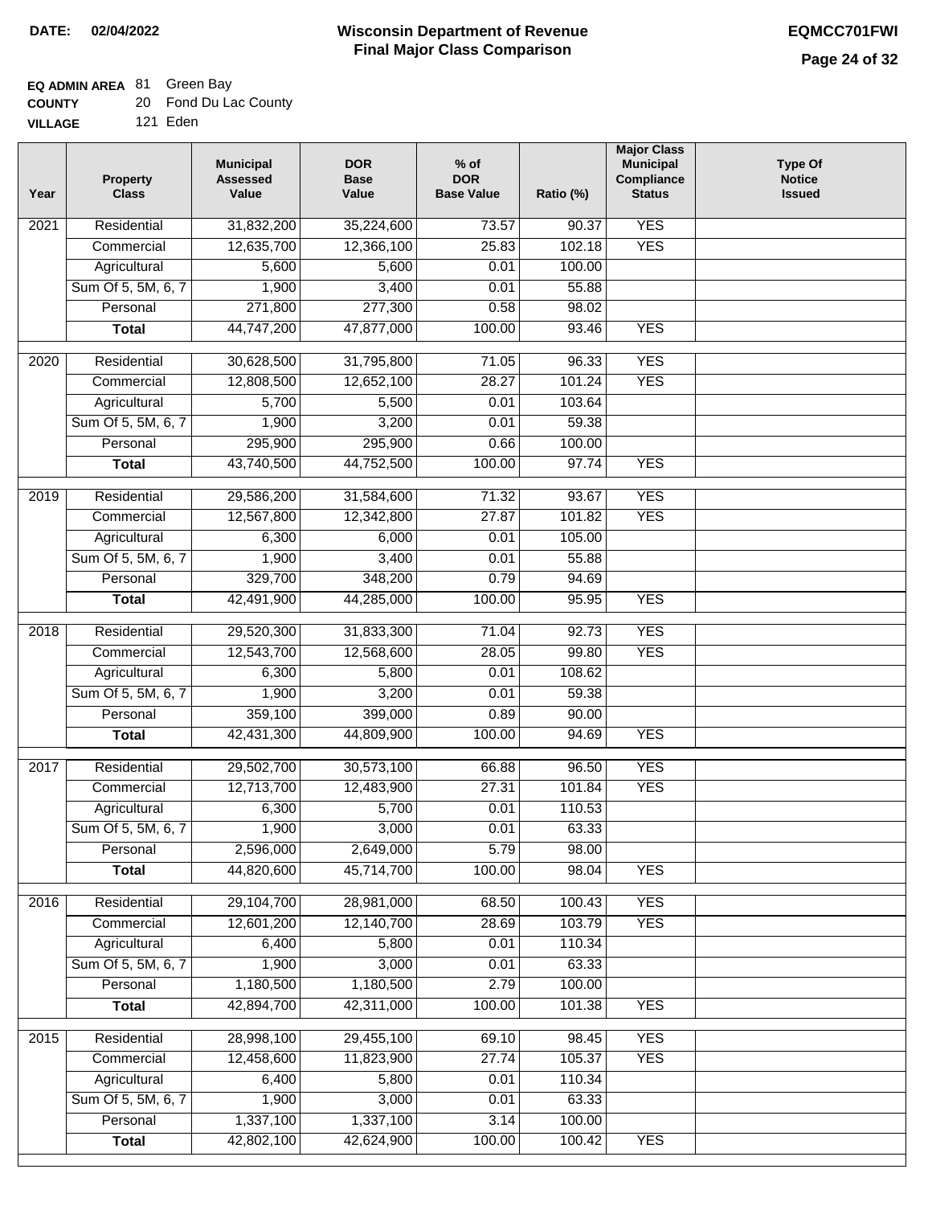**DATE:** 02/04/2022

# Wisconsin Department of Revenue
## Final Major Class Comparison

**EQMCC701FWI**

**EQ ADMIN AREA** 81 Green Bay
**COUNTY** 20 Fond Du Lac County
**VILLAGE** 121 Eden

| Year | Property Class | Municipal Assessed Value | DOR Base Value | % of DOR Base Value | Ratio (%) | Major Class Municipal Compliance Status | Type Of Notice Issued |
|---|---|---|---|---|---|---|---|
| 2021 | Residential | 31,832,200 | 35,224,600 | 73.57 | 90.37 | YES | |
| | Commercial | 12,635,700 | 12,366,100 | 25.83 | 102.18 | YES | |
| | Agricultural | 5,600 | 5,600 | 0.01 | 100.00 | | |
| | Sum Of 5, 5M, 6, 7 | 1,900 | 3,400 | 0.01 | 55.88 | | |
| | Personal | 271,800 | 277,300 | 0.58 | 98.02 | | |
| | **Total** | 44,747,200 | 47,877,000 | 100.00 | 93.46 | YES | |
| 2020 | Residential | 30,628,500 | 31,795,800 | 71.05 | 96.33 | YES | |
| | Commercial | 12,808,500 | 12,652,100 | 28.27 | 101.24 | YES | |
| | Agricultural | 5,700 | 5,500 | 0.01 | 103.64 | | |
| | Sum Of 5, 5M, 6, 7 | 1,900 | 3,200 | 0.01 | 59.38 | | |
| | Personal | 295,900 | 295,900 | 0.66 | 100.00 | | |
| | **Total** | 43,740,500 | 44,752,500 | 100.00 | 97.74 | YES | |
| 2019 | Residential | 29,586,200 | 31,584,600 | 71.32 | 93.67 | YES | |
| | Commercial | 12,567,800 | 12,342,800 | 27.87 | 101.82 | YES | |
| | Agricultural | 6,300 | 6,000 | 0.01 | 105.00 | | |
| | Sum Of 5, 5M, 6, 7 | 1,900 | 3,400 | 0.01 | 55.88 | | |
| | Personal | 329,700 | 348,200 | 0.79 | 94.69 | | |
| | **Total** | 42,491,900 | 44,285,000 | 100.00 | 95.95 | YES | |
| 2018 | Residential | 29,520,300 | 31,833,300 | 71.04 | 92.73 | YES | |
| | Commercial | 12,543,700 | 12,568,600 | 28.05 | 99.80 | YES | |
| | Agricultural | 6,300 | 5,800 | 0.01 | 108.62 | | |
| | Sum Of 5, 5M, 6, 7 | 1,900 | 3,200 | 0.01 | 59.38 | | |
| | Personal | 359,100 | 399,000 | 0.89 | 90.00 | | |
| | **Total** | 42,431,300 | 44,809,900 | 100.00 | 94.69 | YES | |
| 2017 | Residential | 29,502,700 | 30,573,100 | 66.88 | 96.50 | YES | |
| | Commercial | 12,713,700 | 12,483,900 | 27.31 | 101.84 | YES | |
| | Agricultural | 6,300 | 5,700 | 0.01 | 110.53 | | |
| | Sum Of 5, 5M, 6, 7 | 1,900 | 3,000 | 0.01 | 63.33 | | |
| | Personal | 2,596,000 | 2,649,000 | 5.79 | 98.00 | | |
| | **Total** | 44,820,600 | 45,714,700 | 100.00 | 98.04 | YES | |
| 2016 | Residential | 29,104,700 | 28,981,000 | 68.50 | 100.43 | YES | |
| | Commercial | 12,601,200 | 12,140,700 | 28.69 | 103.79 | YES | |
| | Agricultural | 6,400 | 5,800 | 0.01 | 110.34 | | |
| | Sum Of 5, 5M, 6, 7 | 1,900 | 3,000 | 0.01 | 63.33 | | |
| | Personal | 1,180,500 | 1,180,500 | 2.79 | 100.00 | | |
| | **Total** | 42,894,700 | 42,311,000 | 100.00 | 101.38 | YES | |
| 2015 | Residential | 28,998,100 | 29,455,100 | 69.10 | 98.45 | YES | |
| | Commercial | 12,458,600 | 11,823,900 | 27.74 | 105.37 | YES | |
| | Agricultural | 6,400 | 5,800 | 0.01 | 110.34 | | |
| | Sum Of 5, 5M, 6, 7 | 1,900 | 3,000 | 0.01 | 63.33 | | |
| | Personal | 1,337,100 | 1,337,100 | 3.14 | 100.00 | | |
| | **Total** | 42,802,100 | 42,624,900 | 100.00 | 100.42 | YES | |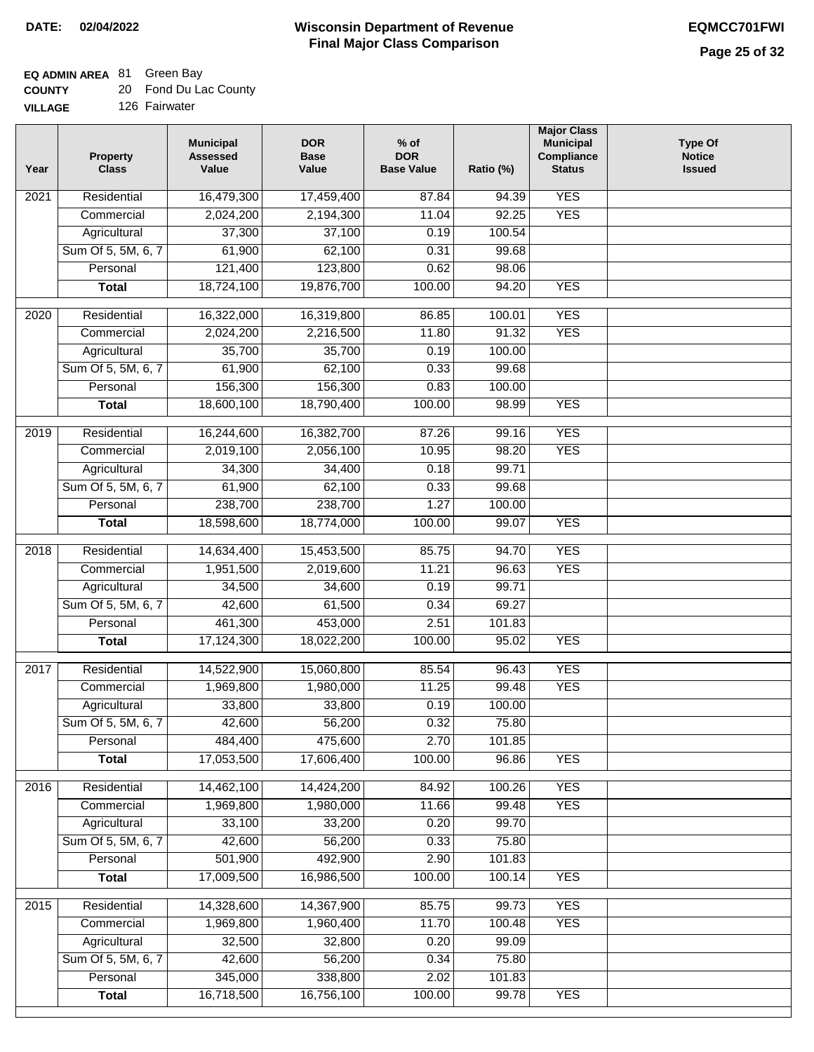**DATE: 02/04/2022**

# Wisconsin Department of Revenue
## Final Major Class Comparison

**EQMCC701FWI**

**EQ ADMIN AREA** 81 Green Bay
**COUNTY** 20 Fond Du Lac County
**VILLAGE** 126 Fairwater

| Year | Property Class | Municipal Assessed Value | DOR Base Value | % of DOR Base Value | Ratio (%) | Major Class Municipal Compliance Status | Type Of Notice Issued |
|---|---|---|---|---|---|---|---|
| 2021 | Residential | 16,479,300 | 17,459,400 | 87.84 | 94.39 | YES | |
| | Commercial | 2,024,200 | 2,194,300 | 11.04 | 92.25 | YES | |
| | Agricultural | 37,300 | 37,100 | 0.19 | 100.54 | | |
| | Sum Of 5, 5M, 6, 7 | 61,900 | 62,100 | 0.31 | 99.68 | | |
| | Personal | 121,400 | 123,800 | 0.62 | 98.06 | | |
| | **Total** | 18,724,100 | 19,876,700 | 100.00 | 94.20 | YES | |
| 2020 | Residential | 16,322,000 | 16,319,800 | 86.85 | 100.01 | YES | |
| | Commercial | 2,024,200 | 2,216,500 | 11.80 | 91.32 | YES | |
| | Agricultural | 35,700 | 35,700 | 0.19 | 100.00 | | |
| | Sum Of 5, 5M, 6, 7 | 61,900 | 62,100 | 0.33 | 99.68 | | |
| | Personal | 156,300 | 156,300 | 0.83 | 100.00 | | |
| | **Total** | 18,600,100 | 18,790,400 | 100.00 | 98.99 | YES | |
| 2019 | Residential | 16,244,600 | 16,382,700 | 87.26 | 99.16 | YES | |
| | Commercial | 2,019,100 | 2,056,100 | 10.95 | 98.20 | YES | |
| | Agricultural | 34,300 | 34,400 | 0.18 | 99.71 | | |
| | Sum Of 5, 5M, 6, 7 | 61,900 | 62,100 | 0.33 | 99.68 | | |
| | Personal | 238,700 | 238,700 | 1.27 | 100.00 | | |
| | **Total** | 18,598,600 | 18,774,000 | 100.00 | 99.07 | YES | |
| 2018 | Residential | 14,634,400 | 15,453,500 | 85.75 | 94.70 | YES | |
| | Commercial | 1,951,500 | 2,019,600 | 11.21 | 96.63 | YES | |
| | Agricultural | 34,500 | 34,600 | 0.19 | 99.71 | | |
| | Sum Of 5, 5M, 6, 7 | 42,600 | 61,500 | 0.34 | 69.27 | | |
| | Personal | 461,300 | 453,000 | 2.51 | 101.83 | | |
| | **Total** | 17,124,300 | 18,022,200 | 100.00 | 95.02 | YES | |
| 2017 | Residential | 14,522,900 | 15,060,800 | 85.54 | 96.43 | YES | |
| | Commercial | 1,969,800 | 1,980,000 | 11.25 | 99.48 | YES | |
| | Agricultural | 33,800 | 33,800 | 0.19 | 100.00 | | |
| | Sum Of 5, 5M, 6, 7 | 42,600 | 56,200 | 0.32 | 75.80 | | |
| | Personal | 484,400 | 475,600 | 2.70 | 101.85 | | |
| | **Total** | 17,053,500 | 17,606,400 | 100.00 | 96.86 | YES | |
| 2016 | Residential | 14,462,100 | 14,424,200 | 84.92 | 100.26 | YES | |
| | Commercial | 1,969,800 | 1,980,000 | 11.66 | 99.48 | YES | |
| | Agricultural | 33,100 | 33,200 | 0.20 | 99.70 | | |
| | Sum Of 5, 5M, 6, 7 | 42,600 | 56,200 | 0.33 | 75.80 | | |
| | Personal | 501,900 | 492,900 | 2.90 | 101.83 | | |
| | **Total** | 17,009,500 | 16,986,500 | 100.00 | 100.14 | YES | |
| 2015 | Residential | 14,328,600 | 14,367,900 | 85.75 | 99.73 | YES | |
| | Commercial | 1,969,800 | 1,960,400 | 11.70 | 100.48 | YES | |
| | Agricultural | 32,500 | 32,800 | 0.20 | 99.09 | | |
| | Sum Of 5, 5M, 6, 7 | 42,600 | 56,200 | 0.34 | 75.80 | | |
| | Personal | 345,000 | 338,800 | 2.02 | 101.83 | | |
| | **Total** | 16,718,500 | 16,756,100 | 100.00 | 99.78 | YES | |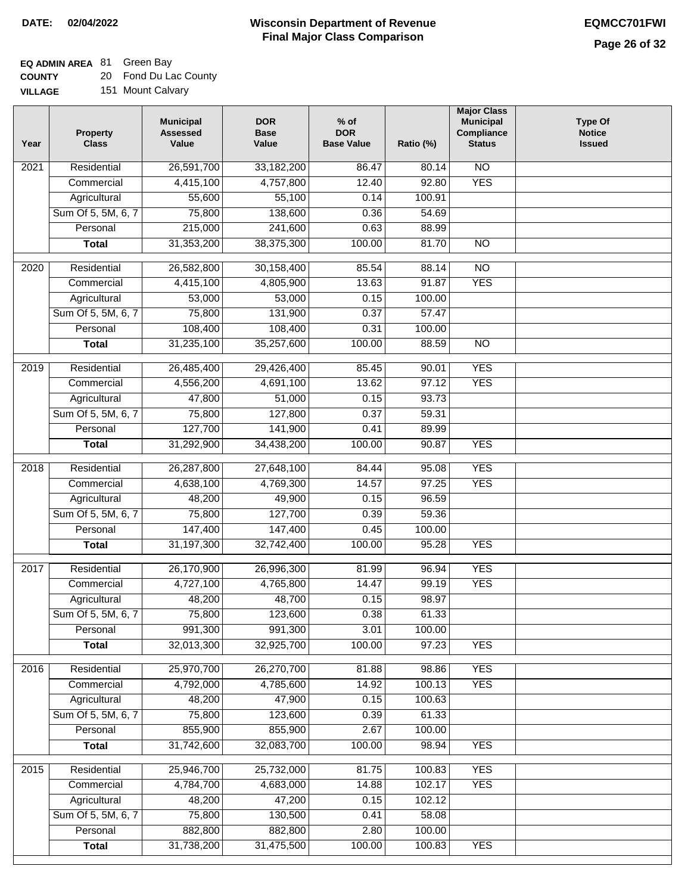**DATE:** 02/04/2022

# Wisconsin Department of Revenue
## Final Major Class Comparison

**EQMCC701FWI**

**EQ ADMIN AREA** 81 Green Bay
**COUNTY** 20 Fond Du Lac County
**VILLAGE** 151 Mount Calvary

| Year | Property Class | Municipal Assessed Value | DOR Base Value | % of DOR Base Value | Ratio (%) | Major Class Municipal Compliance Status | Type Of Notice Issued |
|---|---|---|---|---|---|---|---|
| 2021 | Residential | 26,591,700 | 33,182,200 | 86.47 | 80.14 | NO | |
| | Commercial | 4,415,100 | 4,757,800 | 12.40 | 92.80 | YES | |
| | Agricultural | 55,600 | 55,100 | 0.14 | 100.91 | | |
| | Sum Of 5, 5M, 6, 7 | 75,800 | 138,600 | 0.36 | 54.69 | | |
| | Personal | 215,000 | 241,600 | 0.63 | 88.99 | | |
| | **Total** | 31,353,200 | 38,375,300 | 100.00 | 81.70 | NO | |
| 2020 | Residential | 26,582,800 | 30,158,400 | 85.54 | 88.14 | NO | |
| | Commercial | 4,415,100 | 4,805,900 | 13.63 | 91.87 | YES | |
| | Agricultural | 53,000 | 53,000 | 0.15 | 100.00 | | |
| | Sum Of 5, 5M, 6, 7 | 75,800 | 131,900 | 0.37 | 57.47 | | |
| | Personal | 108,400 | 108,400 | 0.31 | 100.00 | | |
| | **Total** | 31,235,100 | 35,257,600 | 100.00 | 88.59 | NO | |
| 2019 | Residential | 26,485,400 | 29,426,400 | 85.45 | 90.01 | YES | |
| | Commercial | 4,556,200 | 4,691,100 | 13.62 | 97.12 | YES | |
| | Agricultural | 47,800 | 51,000 | 0.15 | 93.73 | | |
| | Sum Of 5, 5M, 6, 7 | 75,800 | 127,800 | 0.37 | 59.31 | | |
| | Personal | 127,700 | 141,900 | 0.41 | 89.99 | | |
| | **Total** | 31,292,900 | 34,438,200 | 100.00 | 90.87 | YES | |
| 2018 | Residential | 26,287,800 | 27,648,100 | 84.44 | 95.08 | YES | |
| | Commercial | 4,638,100 | 4,769,300 | 14.57 | 97.25 | YES | |
| | Agricultural | 48,200 | 49,900 | 0.15 | 96.59 | | |
| | Sum Of 5, 5M, 6, 7 | 75,800 | 127,700 | 0.39 | 59.36 | | |
| | Personal | 147,400 | 147,400 | 0.45 | 100.00 | | |
| | **Total** | 31,197,300 | 32,742,400 | 100.00 | 95.28 | YES | |
| 2017 | Residential | 26,170,900 | 26,996,300 | 81.99 | 96.94 | YES | |
| | Commercial | 4,727,100 | 4,765,800 | 14.47 | 99.19 | YES | |
| | Agricultural | 48,200 | 48,700 | 0.15 | 98.97 | | |
| | Sum Of 5, 5M, 6, 7 | 75,800 | 123,600 | 0.38 | 61.33 | | |
| | Personal | 991,300 | 991,300 | 3.01 | 100.00 | | |
| | **Total** | 32,013,300 | 32,925,700 | 100.00 | 97.23 | YES | |
| 2016 | Residential | 25,970,700 | 26,270,700 | 81.88 | 98.86 | YES | |
| | Commercial | 4,792,000 | 4,785,600 | 14.92 | 100.13 | YES | |
| | Agricultural | 48,200 | 47,900 | 0.15 | 100.63 | | |
| | Sum Of 5, 5M, 6, 7 | 75,800 | 123,600 | 0.39 | 61.33 | | |
| | Personal | 855,900 | 855,900 | 2.67 | 100.00 | | |
| | **Total** | 31,742,600 | 32,083,700 | 100.00 | 98.94 | YES | |
| 2015 | Residential | 25,946,700 | 25,732,000 | 81.75 | 100.83 | YES | |
| | Commercial | 4,784,700 | 4,683,000 | 14.88 | 102.17 | YES | |
| | Agricultural | 48,200 | 47,200 | 0.15 | 102.12 | | |
| | Sum Of 5, 5M, 6, 7 | 75,800 | 130,500 | 0.41 | 58.08 | | |
| | Personal | 882,800 | 882,800 | 2.80 | 100.00 | | |
| | **Total** | 31,738,200 | 31,475,500 | 100.00 | 100.83 | YES | |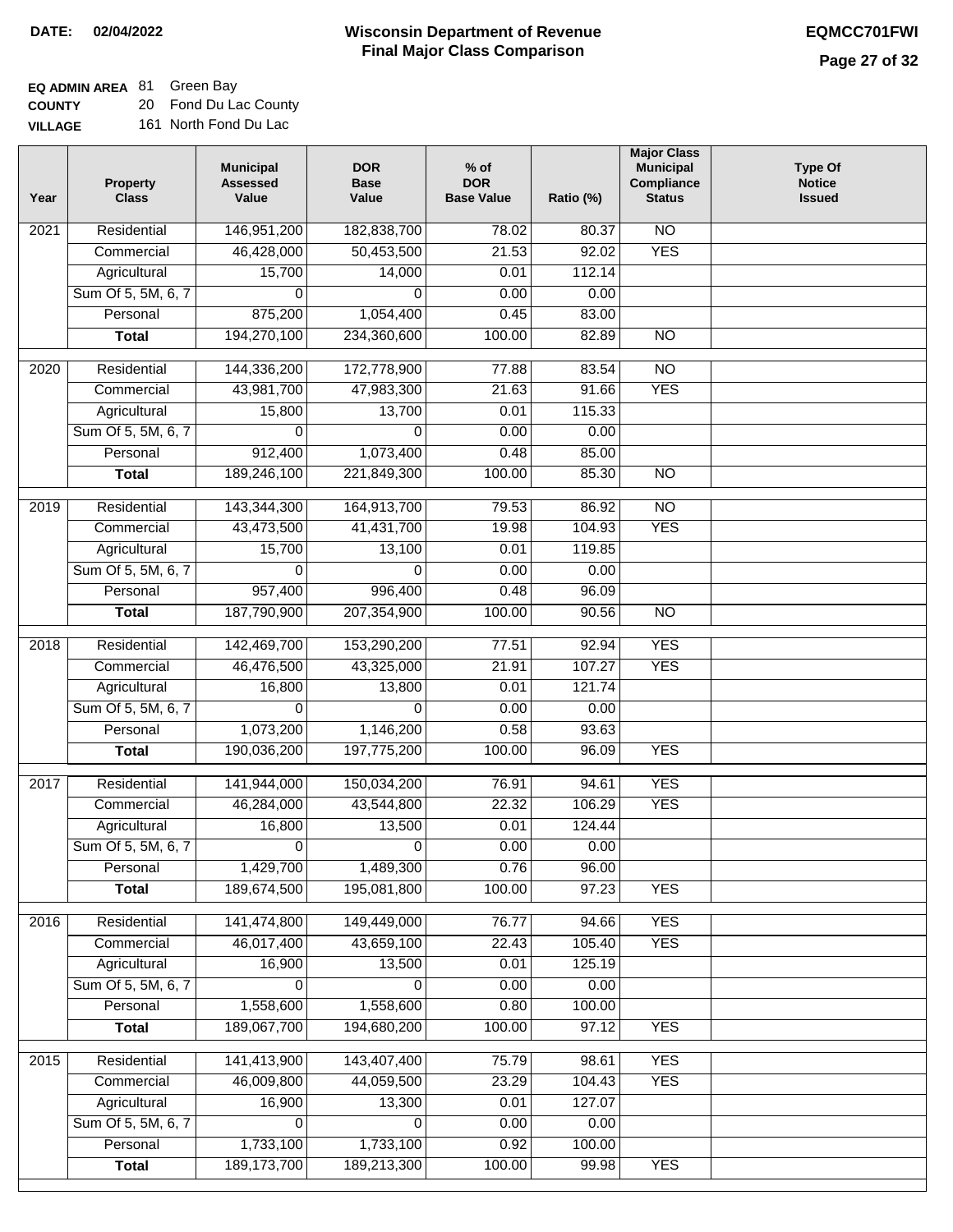**DATE: 02/04/2022**

# Wisconsin Department of Revenue
## Final Major Class Comparison

**EQMCC701FWI**

**EQ ADMIN AREA** 81 Green Bay
**COUNTY** 20 Fond Du Lac County
**VILLAGE** 161 North Fond Du Lac

| Year | Property Class | Municipal Assessed Value | DOR Base Value | % of DOR Base Value | Ratio (%) | Major Class Municipal Compliance Status | Type Of Notice Issued |
|---|---|---|---|---|---|---|---|
| 2021 | Residential | 146,951,200 | 182,838,700 | 78.02 | 80.37 | NO | |
| | Commercial | 46,428,000 | 50,453,500 | 21.53 | 92.02 | YES | |
| | Agricultural | 15,700 | 14,000 | 0.01 | 112.14 | | |
| | Sum Of 5, 5M, 6, 7 | 0 | 0 | 0.00 | 0.00 | | |
| | Personal | 875,200 | 1,054,400 | 0.45 | 83.00 | | |
| | **Total** | 194,270,100 | 234,360,600 | 100.00 | 82.89 | NO | |
| 2020 | Residential | 144,336,200 | 172,778,900 | 77.88 | 83.54 | NO | |
| | Commercial | 43,981,700 | 47,983,300 | 21.63 | 91.66 | YES | |
| | Agricultural | 15,800 | 13,700 | 0.01 | 115.33 | | |
| | Sum Of 5, 5M, 6, 7 | 0 | 0 | 0.00 | 0.00 | | |
| | Personal | 912,400 | 1,073,400 | 0.48 | 85.00 | | |
| | **Total** | 189,246,100 | 221,849,300 | 100.00 | 85.30 | NO | |
| 2019 | Residential | 143,344,300 | 164,913,700 | 79.53 | 86.92 | NO | |
| | Commercial | 43,473,500 | 41,431,700 | 19.98 | 104.93 | YES | |
| | Agricultural | 15,700 | 13,100 | 0.01 | 119.85 | | |
| | Sum Of 5, 5M, 6, 7 | 0 | 0 | 0.00 | 0.00 | | |
| | Personal | 957,400 | 996,400 | 0.48 | 96.09 | | |
| | **Total** | 187,790,900 | 207,354,900 | 100.00 | 90.56 | NO | |
| 2018 | Residential | 142,469,700 | 153,290,200 | 77.51 | 92.94 | YES | |
| | Commercial | 46,476,500 | 43,325,000 | 21.91 | 107.27 | YES | |
| | Agricultural | 16,800 | 13,800 | 0.01 | 121.74 | | |
| | Sum Of 5, 5M, 6, 7 | 0 | 0 | 0.00 | 0.00 | | |
| | Personal | 1,073,200 | 1,146,200 | 0.58 | 93.63 | | |
| | **Total** | 190,036,200 | 197,775,200 | 100.00 | 96.09 | YES | |
| 2017 | Residential | 141,944,000 | 150,034,200 | 76.91 | 94.61 | YES | |
| | Commercial | 46,284,000 | 43,544,800 | 22.32 | 106.29 | YES | |
| | Agricultural | 16,800 | 13,500 | 0.01 | 124.44 | | |
| | Sum Of 5, 5M, 6, 7 | 0 | 0 | 0.00 | 0.00 | | |
| | Personal | 1,429,700 | 1,489,300 | 0.76 | 96.00 | | |
| | **Total** | 189,674,500 | 195,081,800 | 100.00 | 97.23 | YES | |
| 2016 | Residential | 141,474,800 | 149,449,000 | 76.77 | 94.66 | YES | |
| | Commercial | 46,017,400 | 43,659,100 | 22.43 | 105.40 | YES | |
| | Agricultural | 16,900 | 13,500 | 0.01 | 125.19 | | |
| | Sum Of 5, 5M, 6, 7 | 0 | 0 | 0.00 | 0.00 | | |
| | Personal | 1,558,600 | 1,558,600 | 0.80 | 100.00 | | |
| | **Total** | 189,067,700 | 194,680,200 | 100.00 | 97.12 | YES | |
| 2015 | Residential | 141,413,900 | 143,407,400 | 75.79 | 98.61 | YES | |
| | Commercial | 46,009,800 | 44,059,500 | 23.29 | 104.43 | YES | |
| | Agricultural | 16,900 | 13,300 | 0.01 | 127.07 | | |
| | Sum Of 5, 5M, 6, 7 | 0 | 0 | 0.00 | 0.00 | | |
| | Personal | 1,733,100 | 1,733,100 | 0.92 | 100.00 | | |
| | **Total** | 189,173,700 | 189,213,300 | 100.00 | 99.98 | YES | |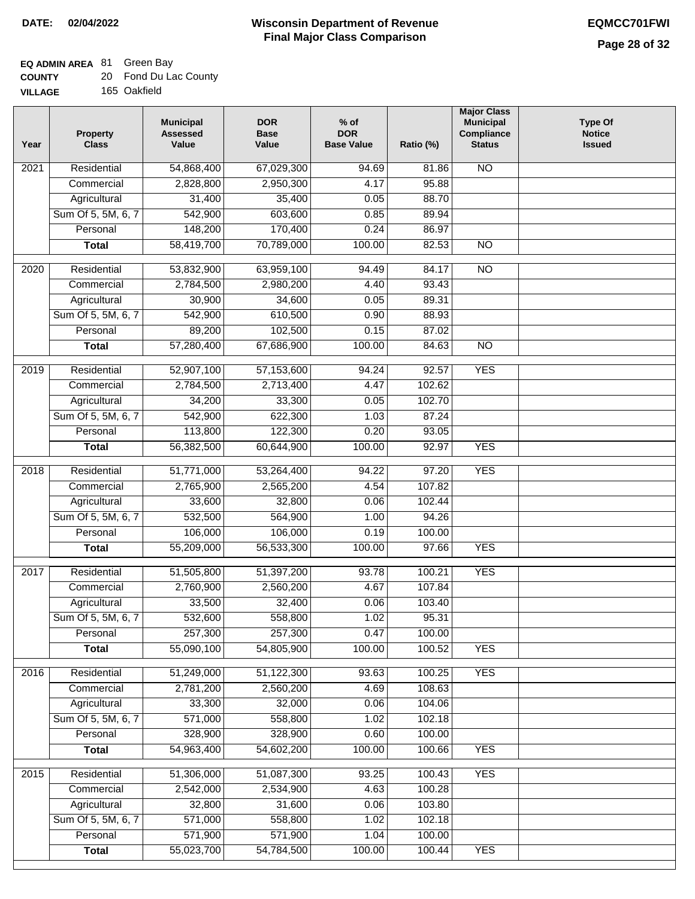**DATE:** 02/04/2022

# Wisconsin Department of Revenue
## Final Major Class Comparison

**EQMCC701FWI**

**EQ ADMIN AREA** 81 Green Bay
**COUNTY** 20 Fond Du Lac County
**VILLAGE** 165 Oakfield

| Year | Property Class | Municipal Assessed Value | DOR Base Value | % of DOR Base Value | Ratio (%) | Major Class Municipal Compliance Status | Type Of Notice Issued |
|---|---|---|---|---|---|---|---|
| 2021 | Residential | 54,868,400 | 67,029,300 | 94.69 | 81.86 | NO | |
| | Commercial | 2,828,800 | 2,950,300 | 4.17 | 95.88 | | |
| | Agricultural | 31,400 | 35,400 | 0.05 | 88.70 | | |
| | Sum Of 5, 5M, 6, 7 | 542,900 | 603,600 | 0.85 | 89.94 | | |
| | Personal | 148,200 | 170,400 | 0.24 | 86.97 | | |
| | **Total** | 58,419,700 | 70,789,000 | 100.00 | 82.53 | NO | |
| 2020 | Residential | 53,832,900 | 63,959,100 | 94.49 | 84.17 | NO | |
| | Commercial | 2,784,500 | 2,980,200 | 4.40 | 93.43 | | |
| | Agricultural | 30,900 | 34,600 | 0.05 | 89.31 | | |
| | Sum Of 5, 5M, 6, 7 | 542,900 | 610,500 | 0.90 | 88.93 | | |
| | Personal | 89,200 | 102,500 | 0.15 | 87.02 | | |
| | **Total** | 57,280,400 | 67,686,900 | 100.00 | 84.63 | NO | |
| 2019 | Residential | 52,907,100 | 57,153,600 | 94.24 | 92.57 | YES | |
| | Commercial | 2,784,500 | 2,713,400 | 4.47 | 102.62 | | |
| | Agricultural | 34,200 | 33,300 | 0.05 | 102.70 | | |
| | Sum Of 5, 5M, 6, 7 | 542,900 | 622,300 | 1.03 | 87.24 | | |
| | Personal | 113,800 | 122,300 | 0.20 | 93.05 | | |
| | **Total** | 56,382,500 | 60,644,900 | 100.00 | 92.97 | YES | |
| 2018 | Residential | 51,771,000 | 53,264,400 | 94.22 | 97.20 | YES | |
| | Commercial | 2,765,900 | 2,565,200 | 4.54 | 107.82 | | |
| | Agricultural | 33,600 | 32,800 | 0.06 | 102.44 | | |
| | Sum Of 5, 5M, 6, 7 | 532,500 | 564,900 | 1.00 | 94.26 | | |
| | Personal | 106,000 | 106,000 | 0.19 | 100.00 | | |
| | **Total** | 55,209,000 | 56,533,300 | 100.00 | 97.66 | YES | |
| 2017 | Residential | 51,505,800 | 51,397,200 | 93.78 | 100.21 | YES | |
| | Commercial | 2,760,900 | 2,560,200 | 4.67 | 107.84 | | |
| | Agricultural | 33,500 | 32,400 | 0.06 | 103.40 | | |
| | Sum Of 5, 5M, 6, 7 | 532,600 | 558,800 | 1.02 | 95.31 | | |
| | Personal | 257,300 | 257,300 | 0.47 | 100.00 | | |
| | **Total** | 55,090,100 | 54,805,900 | 100.00 | 100.52 | YES | |
| 2016 | Residential | 51,249,000 | 51,122,300 | 93.63 | 100.25 | YES | |
| | Commercial | 2,781,200 | 2,560,200 | 4.69 | 108.63 | | |
| | Agricultural | 33,300 | 32,000 | 0.06 | 104.06 | | |
| | Sum Of 5, 5M, 6, 7 | 571,000 | 558,800 | 1.02 | 102.18 | | |
| | Personal | 328,900 | 328,900 | 0.60 | 100.00 | | |
| | **Total** | 54,963,400 | 54,602,200 | 100.00 | 100.66 | YES | |
| 2015 | Residential | 51,306,000 | 51,087,300 | 93.25 | 100.43 | YES | |
| | Commercial | 2,542,000 | 2,534,900 | 4.63 | 100.28 | | |
| | Agricultural | 32,800 | 31,600 | 0.06 | 103.80 | | |
| | Sum Of 5, 5M, 6, 7 | 571,000 | 558,800 | 1.02 | 102.18 | | |
| | Personal | 571,900 | 571,900 | 1.04 | 100.00 | | |
| | **Total** | 55,023,700 | 54,784,500 | 100.00 | 100.44 | YES | |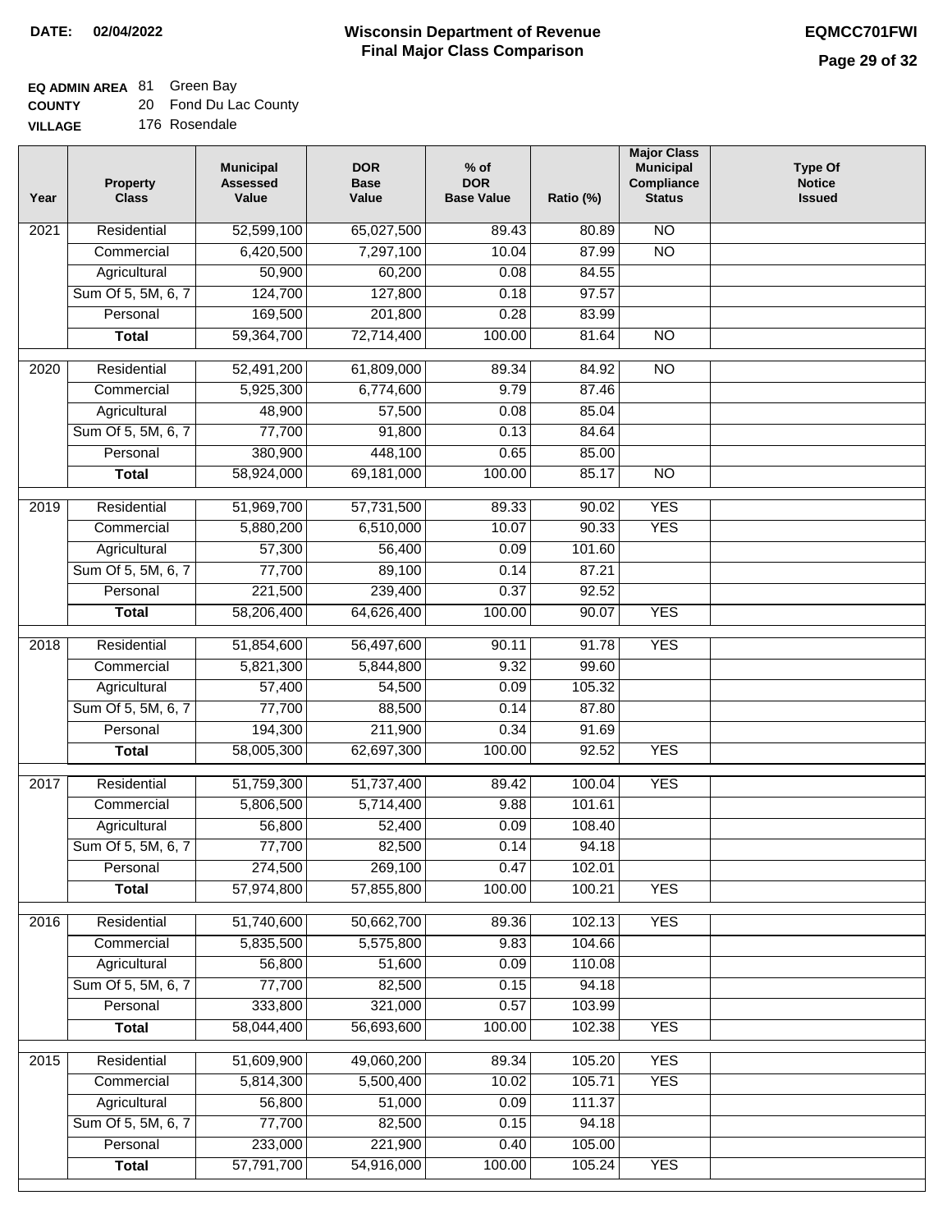**DATE:** 02/04/2022

# Wisconsin Department of Revenue
## Final Major Class Comparison

**EQMCC701FWI**

**EQ ADMIN AREA** 81 Green Bay
**COUNTY** 20 Fond Du Lac County
**VILLAGE** 176 Rosendale

| Year | Property Class | Municipal Assessed Value | DOR Base Value | % of DOR Base Value | Ratio (%) | Major Class Municipal Compliance Status | Type Of Notice Issued |
|---|---|---|---|---|---|---|---|
| 2021 | Residential | 52,599,100 | 65,027,500 | 89.43 | 80.89 | NO | |
| | Commercial | 6,420,500 | 7,297,100 | 10.04 | 87.99 | NO | |
| | Agricultural | 50,900 | 60,200 | 0.08 | 84.55 | | |
| | Sum Of 5, 5M, 6, 7 | 124,700 | 127,800 | 0.18 | 97.57 | | |
| | Personal | 169,500 | 201,800 | 0.28 | 83.99 | | |
| | **Total** | 59,364,700 | 72,714,400 | 100.00 | 81.64 | NO | |
| 2020 | Residential | 52,491,200 | 61,809,000 | 89.34 | 84.92 | NO | |
| | Commercial | 5,925,300 | 6,774,600 | 9.79 | 87.46 | | |
| | Agricultural | 48,900 | 57,500 | 0.08 | 85.04 | | |
| | Sum Of 5, 5M, 6, 7 | 77,700 | 91,800 | 0.13 | 84.64 | | |
| | Personal | 380,900 | 448,100 | 0.65 | 85.00 | | |
| | **Total** | 58,924,000 | 69,181,000 | 100.00 | 85.17 | NO | |
| 2019 | Residential | 51,969,700 | 57,731,500 | 89.33 | 90.02 | YES | |
| | Commercial | 5,880,200 | 6,510,000 | 10.07 | 90.33 | YES | |
| | Agricultural | 57,300 | 56,400 | 0.09 | 101.60 | | |
| | Sum Of 5, 5M, 6, 7 | 77,700 | 89,100 | 0.14 | 87.21 | | |
| | Personal | 221,500 | 239,400 | 0.37 | 92.52 | | |
| | **Total** | 58,206,400 | 64,626,400 | 100.00 | 90.07 | YES | |
| 2018 | Residential | 51,854,600 | 56,497,600 | 90.11 | 91.78 | YES | |
| | Commercial | 5,821,300 | 5,844,800 | 9.32 | 99.60 | | |
| | Agricultural | 57,400 | 54,500 | 0.09 | 105.32 | | |
| | Sum Of 5, 5M, 6, 7 | 77,700 | 88,500 | 0.14 | 87.80 | | |
| | Personal | 194,300 | 211,900 | 0.34 | 91.69 | | |
| | **Total** | 58,005,300 | 62,697,300 | 100.00 | 92.52 | YES | |
| 2017 | Residential | 51,759,300 | 51,737,400 | 89.42 | 100.04 | YES | |
| | Commercial | 5,806,500 | 5,714,400 | 9.88 | 101.61 | | |
| | Agricultural | 56,800 | 52,400 | 0.09 | 108.40 | | |
| | Sum Of 5, 5M, 6, 7 | 77,700 | 82,500 | 0.14 | 94.18 | | |
| | Personal | 274,500 | 269,100 | 0.47 | 102.01 | | |
| | **Total** | 57,974,800 | 57,855,800 | 100.00 | 100.21 | YES | |
| 2016 | Residential | 51,740,600 | 50,662,700 | 89.36 | 102.13 | YES | |
| | Commercial | 5,835,500 | 5,575,800 | 9.83 | 104.66 | | |
| | Agricultural | 56,800 | 51,600 | 0.09 | 110.08 | | |
| | Sum Of 5, 5M, 6, 7 | 77,700 | 82,500 | 0.15 | 94.18 | | |
| | Personal | 333,800 | 321,000 | 0.57 | 103.99 | | |
| | **Total** | 58,044,400 | 56,693,600 | 100.00 | 102.38 | YES | |
| 2015 | Residential | 51,609,900 | 49,060,200 | 89.34 | 105.20 | YES | |
| | Commercial | 5,814,300 | 5,500,400 | 10.02 | 105.71 | YES | |
| | Agricultural | 56,800 | 51,000 | 0.09 | 111.37 | | |
| | Sum Of 5, 5M, 6, 7 | 77,700 | 82,500 | 0.15 | 94.18 | | |
| | Personal | 233,000 | 221,900 | 0.40 | 105.00 | | |
| | **Total** | 57,791,700 | 54,916,000 | 100.00 | 105.24 | YES | |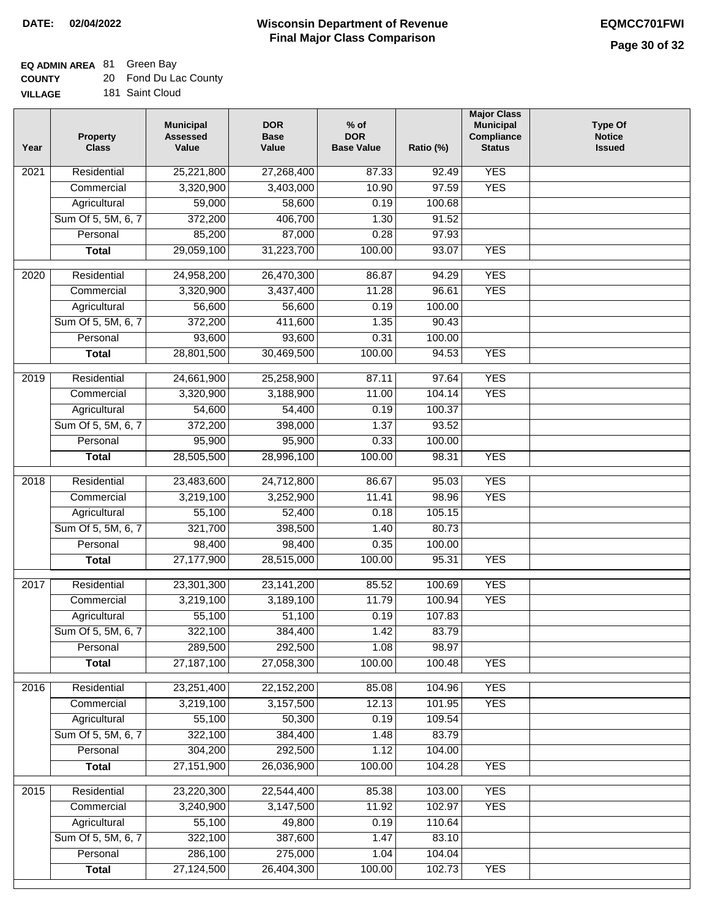**DATE: 02/04/2022**

# Wisconsin Department of Revenue
## Final Major Class Comparison

**EQMCC701FWI**

**EQ ADMIN AREA** 81 Green Bay
**COUNTY** 20 Fond Du Lac County
**VILLAGE** 181 Saint Cloud

| Year | Property Class | Municipal Assessed Value | DOR Base Value | % of DOR Base Value | Ratio (%) | Major Class Municipal Compliance Status | Type Of Notice Issued |
|---|---|---|---|---|---|---|---|
| 2021 | Residential | 25,221,800 | 27,268,400 | 87.33 | 92.49 | YES | |
| | Commercial | 3,320,900 | 3,403,000 | 10.90 | 97.59 | YES | |
| | Agricultural | 59,000 | 58,600 | 0.19 | 100.68 | | |
| | Sum Of 5, 5M, 6, 7 | 372,200 | 406,700 | 1.30 | 91.52 | | |
| | Personal | 85,200 | 87,000 | 0.28 | 97.93 | | |
| | **Total** | 29,059,100 | 31,223,700 | 100.00 | 93.07 | YES | |
| 2020 | Residential | 24,958,200 | 26,470,300 | 86.87 | 94.29 | YES | |
| | Commercial | 3,320,900 | 3,437,400 | 11.28 | 96.61 | YES | |
| | Agricultural | 56,600 | 56,600 | 0.19 | 100.00 | | |
| | Sum Of 5, 5M, 6, 7 | 372,200 | 411,600 | 1.35 | 90.43 | | |
| | Personal | 93,600 | 93,600 | 0.31 | 100.00 | | |
| | **Total** | 28,801,500 | 30,469,500 | 100.00 | 94.53 | YES | |
| 2019 | Residential | 24,661,900 | 25,258,900 | 87.11 | 97.64 | YES | |
| | Commercial | 3,320,900 | 3,188,900 | 11.00 | 104.14 | YES | |
| | Agricultural | 54,600 | 54,400 | 0.19 | 100.37 | | |
| | Sum Of 5, 5M, 6, 7 | 372,200 | 398,000 | 1.37 | 93.52 | | |
| | Personal | 95,900 | 95,900 | 0.33 | 100.00 | | |
| | **Total** | 28,505,500 | 28,996,100 | 100.00 | 98.31 | YES | |
| 2018 | Residential | 23,483,600 | 24,712,800 | 86.67 | 95.03 | YES | |
| | Commercial | 3,219,100 | 3,252,900 | 11.41 | 98.96 | YES | |
| | Agricultural | 55,100 | 52,400 | 0.18 | 105.15 | | |
| | Sum Of 5, 5M, 6, 7 | 321,700 | 398,500 | 1.40 | 80.73 | | |
| | Personal | 98,400 | 98,400 | 0.35 | 100.00 | | |
| | **Total** | 27,177,900 | 28,515,000 | 100.00 | 95.31 | YES | |
| 2017 | Residential | 23,301,300 | 23,141,200 | 85.52 | 100.69 | YES | |
| | Commercial | 3,219,100 | 3,189,100 | 11.79 | 100.94 | YES | |
| | Agricultural | 55,100 | 51,100 | 0.19 | 107.83 | | |
| | Sum Of 5, 5M, 6, 7 | 322,100 | 384,400 | 1.42 | 83.79 | | |
| | Personal | 289,500 | 292,500 | 1.08 | 98.97 | | |
| | **Total** | 27,187,100 | 27,058,300 | 100.00 | 100.48 | YES | |
| 2016 | Residential | 23,251,400 | 22,152,200 | 85.08 | 104.96 | YES | |
| | Commercial | 3,219,100 | 3,157,500 | 12.13 | 101.95 | YES | |
| | Agricultural | 55,100 | 50,300 | 0.19 | 109.54 | | |
| | Sum Of 5, 5M, 6, 7 | 322,100 | 384,400 | 1.48 | 83.79 | | |
| | Personal | 304,200 | 292,500 | 1.12 | 104.00 | | |
| | **Total** | 27,151,900 | 26,036,900 | 100.00 | 104.28 | YES | |
| 2015 | Residential | 23,220,300 | 22,544,400 | 85.38 | 103.00 | YES | |
| | Commercial | 3,240,900 | 3,147,500 | 11.92 | 102.97 | YES | |
| | Agricultural | 55,100 | 49,800 | 0.19 | 110.64 | | |
| | Sum Of 5, 5M, 6, 7 | 322,100 | 387,600 | 1.47 | 83.10 | | |
| | Personal | 286,100 | 275,000 | 1.04 | 104.04 | | |
| | **Total** | 27,124,500 | 26,404,300 | 100.00 | 102.73 | YES | |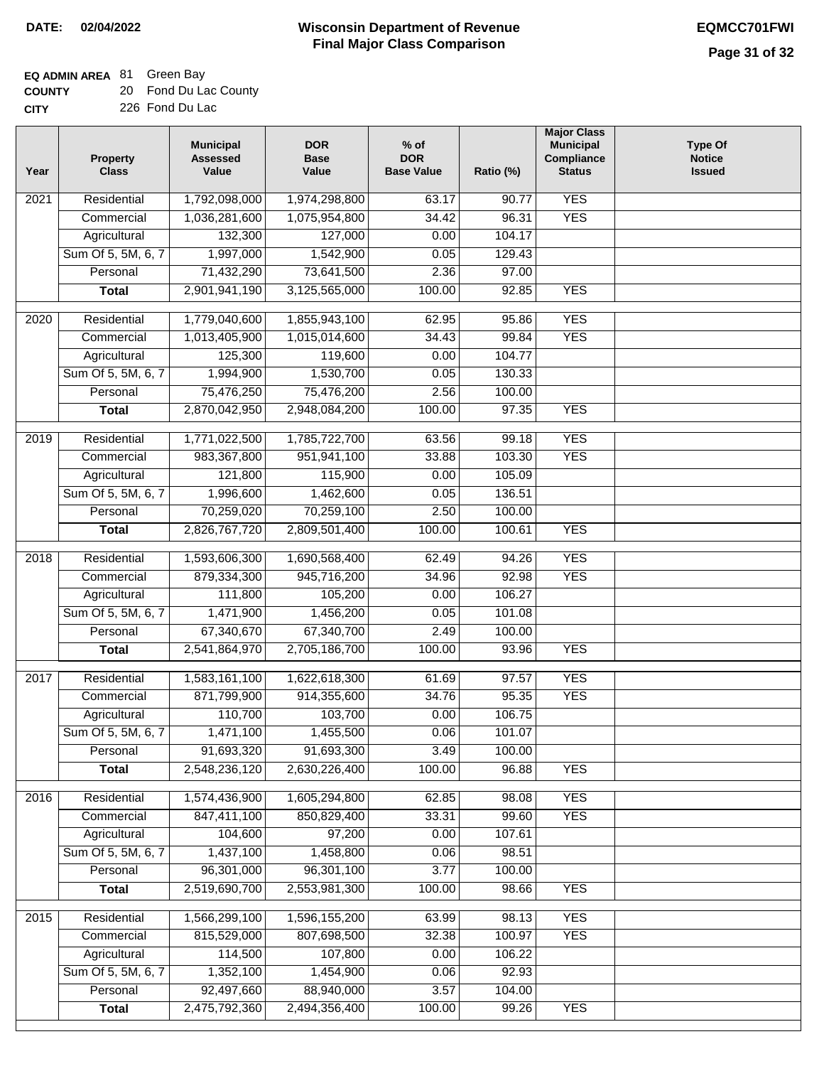**DATE:** 02/04/2022

# Wisconsin Department of Revenue
## Final Major Class Comparison

**EQMCC701FWI**

**EQ ADMIN AREA** 81 Green Bay
**COUNTY** 20 Fond Du Lac County
**CITY** 226 Fond Du Lac

| Year | Property Class | Municipal Assessed Value | DOR Base Value | % of DOR Base Value | Ratio (%) | Major Class Municipal Compliance Status | Type Of Notice Issued |
|---|---|---|---|---|---|---|---|
| 2021 | Residential | 1,792,098,000 | 1,974,298,800 | 63.17 | 90.77 | YES | |
| | Commercial | 1,036,281,600 | 1,075,954,800 | 34.42 | 96.31 | YES | |
| | Agricultural | 132,300 | 127,000 | 0.00 | 104.17 | | |
| | Sum Of 5, 5M, 6, 7 | 1,997,000 | 1,542,900 | 0.05 | 129.43 | | |
| | Personal | 71,432,290 | 73,641,500 | 2.36 | 97.00 | | |
| | **Total** | 2,901,941,190 | 3,125,565,000 | 100.00 | 92.85 | YES | |
| 2020 | Residential | 1,779,040,600 | 1,855,943,100 | 62.95 | 95.86 | YES | |
| | Commercial | 1,013,405,900 | 1,015,014,600 | 34.43 | 99.84 | YES | |
| | Agricultural | 125,300 | 119,600 | 0.00 | 104.77 | | |
| | Sum Of 5, 5M, 6, 7 | 1,994,900 | 1,530,700 | 0.05 | 130.33 | | |
| | Personal | 75,476,250 | 75,476,200 | 2.56 | 100.00 | | |
| | **Total** | 2,870,042,950 | 2,948,084,200 | 100.00 | 97.35 | YES | |
| 2019 | Residential | 1,771,022,500 | 1,785,722,700 | 63.56 | 99.18 | YES | |
| | Commercial | 983,367,800 | 951,941,100 | 33.88 | 103.30 | YES | |
| | Agricultural | 121,800 | 115,900 | 0.00 | 105.09 | | |
| | Sum Of 5, 5M, 6, 7 | 1,996,600 | 1,462,600 | 0.05 | 136.51 | | |
| | Personal | 70,259,020 | 70,259,100 | 2.50 | 100.00 | | |
| | **Total** | 2,826,767,720 | 2,809,501,400 | 100.00 | 100.61 | YES | |
| 2018 | Residential | 1,593,606,300 | 1,690,568,400 | 62.49 | 94.26 | YES | |
| | Commercial | 879,334,300 | 945,716,200 | 34.96 | 92.98 | YES | |
| | Agricultural | 111,800 | 105,200 | 0.00 | 106.27 | | |
| | Sum Of 5, 5M, 6, 7 | 1,471,900 | 1,456,200 | 0.05 | 101.08 | | |
| | Personal | 67,340,670 | 67,340,700 | 2.49 | 100.00 | | |
| | **Total** | 2,541,864,970 | 2,705,186,700 | 100.00 | 93.96 | YES | |
| 2017 | Residential | 1,583,161,100 | 1,622,618,300 | 61.69 | 97.57 | YES | |
| | Commercial | 871,799,900 | 914,355,600 | 34.76 | 95.35 | YES | |
| | Agricultural | 110,700 | 103,700 | 0.00 | 106.75 | | |
| | Sum Of 5, 5M, 6, 7 | 1,471,100 | 1,455,500 | 0.06 | 101.07 | | |
| | Personal | 91,693,320 | 91,693,300 | 3.49 | 100.00 | | |
| | **Total** | 2,548,236,120 | 2,630,226,400 | 100.00 | 96.88 | YES | |
| 2016 | Residential | 1,574,436,900 | 1,605,294,800 | 62.85 | 98.08 | YES | |
| | Commercial | 847,411,100 | 850,829,400 | 33.31 | 99.60 | YES | |
| | Agricultural | 104,600 | 97,200 | 0.00 | 107.61 | | |
| | Sum Of 5, 5M, 6, 7 | 1,437,100 | 1,458,800 | 0.06 | 98.51 | | |
| | Personal | 96,301,000 | 96,301,100 | 3.77 | 100.00 | | |
| | **Total** | 2,519,690,700 | 2,553,981,300 | 100.00 | 98.66 | YES | |
| 2015 | Residential | 1,566,299,100 | 1,596,155,200 | 63.99 | 98.13 | YES | |
| | Commercial | 815,529,000 | 807,698,500 | 32.38 | 100.97 | YES | |
| | Agricultural | 114,500 | 107,800 | 0.00 | 106.22 | | |
| | Sum Of 5, 5M, 6, 7 | 1,352,100 | 1,454,900 | 0.06 | 92.93 | | |
| | Personal | 92,497,660 | 88,940,000 | 3.57 | 104.00 | | |
| | **Total** | 2,475,792,360 | 2,494,356,400 | 100.00 | 99.26 | YES | |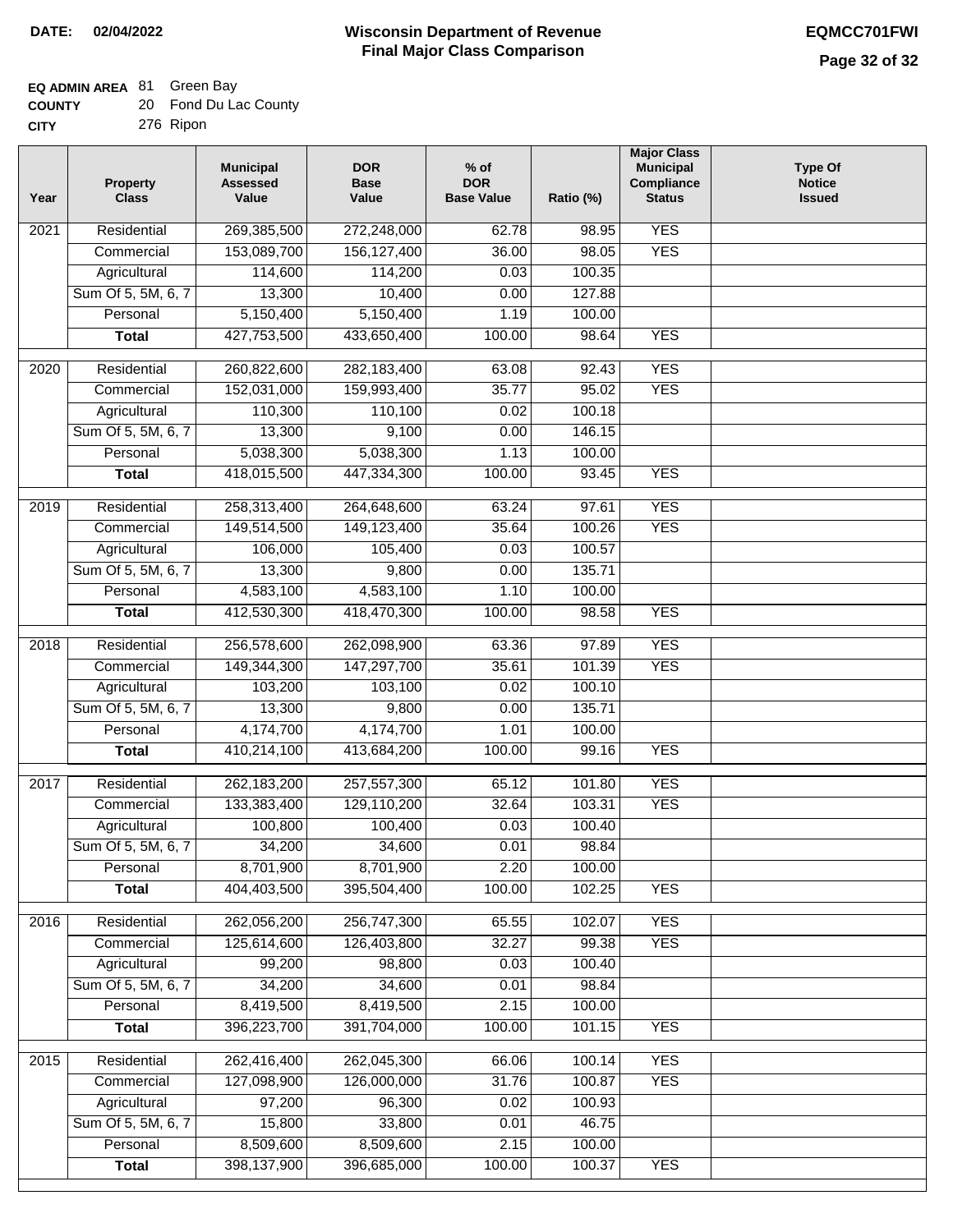**DATE: 02/04/2022**

# Wisconsin Department of Revenue
## Final Major Class Comparison

**EQMCC701FWI**

**EQ ADMIN AREA** 81 Green Bay
**COUNTY** 20 Fond Du Lac County
**CITY** 276 Ripon

| Year | Property Class | Municipal Assessed Value | DOR Base Value | % of DOR Base Value | Ratio (%) | Major Class Municipal Compliance Status | Type Of Notice Issued |
|---|---|---|---|---|---|---|---|
| 2021 | Residential | 269,385,500 | 272,248,000 | 62.78 | 98.95 | YES | |
| | Commercial | 153,089,700 | 156,127,400 | 36.00 | 98.05 | YES | |
| | Agricultural | 114,600 | 114,200 | 0.03 | 100.35 | | |
| | Sum Of 5, 5M, 6, 7 | 13,300 | 10,400 | 0.00 | 127.88 | | |
| | Personal | 5,150,400 | 5,150,400 | 1.19 | 100.00 | | |
| | **Total** | 427,753,500 | 433,650,400 | 100.00 | 98.64 | YES | |
| 2020 | Residential | 260,822,600 | 282,183,400 | 63.08 | 92.43 | YES | |
| | Commercial | 152,031,000 | 159,993,400 | 35.77 | 95.02 | YES | |
| | Agricultural | 110,300 | 110,100 | 0.02 | 100.18 | | |
| | Sum Of 5, 5M, 6, 7 | 13,300 | 9,100 | 0.00 | 146.15 | | |
| | Personal | 5,038,300 | 5,038,300 | 1.13 | 100.00 | | |
| | **Total** | 418,015,500 | 447,334,300 | 100.00 | 93.45 | YES | |
| 2019 | Residential | 258,313,400 | 264,648,600 | 63.24 | 97.61 | YES | |
| | Commercial | 149,514,500 | 149,123,400 | 35.64 | 100.26 | YES | |
| | Agricultural | 106,000 | 105,400 | 0.03 | 100.57 | | |
| | Sum Of 5, 5M, 6, 7 | 13,300 | 9,800 | 0.00 | 135.71 | | |
| | Personal | 4,583,100 | 4,583,100 | 1.10 | 100.00 | | |
| | **Total** | 412,530,300 | 418,470,300 | 100.00 | 98.58 | YES | |
| 2018 | Residential | 256,578,600 | 262,098,900 | 63.36 | 97.89 | YES | |
| | Commercial | 149,344,300 | 147,297,700 | 35.61 | 101.39 | YES | |
| | Agricultural | 103,200 | 103,100 | 0.02 | 100.10 | | |
| | Sum Of 5, 5M, 6, 7 | 13,300 | 9,800 | 0.00 | 135.71 | | |
| | Personal | 4,174,700 | 4,174,700 | 1.01 | 100.00 | | |
| | **Total** | 410,214,100 | 413,684,200 | 100.00 | 99.16 | YES | |
| 2017 | Residential | 262,183,200 | 257,557,300 | 65.12 | 101.80 | YES | |
| | Commercial | 133,383,400 | 129,110,200 | 32.64 | 103.31 | YES | |
| | Agricultural | 100,800 | 100,400 | 0.03 | 100.40 | | |
| | Sum Of 5, 5M, 6, 7 | 34,200 | 34,600 | 0.01 | 98.84 | | |
| | Personal | 8,701,900 | 8,701,900 | 2.20 | 100.00 | | |
| | **Total** | 404,403,500 | 395,504,400 | 100.00 | 102.25 | YES | |
| 2016 | Residential | 262,056,200 | 256,747,300 | 65.55 | 102.07 | YES | |
| | Commercial | 125,614,600 | 126,403,800 | 32.27 | 99.38 | YES | |
| | Agricultural | 99,200 | 98,800 | 0.03 | 100.40 | | |
| | Sum Of 5, 5M, 6, 7 | 34,200 | 34,600 | 0.01 | 98.84 | | |
| | Personal | 8,419,500 | 8,419,500 | 2.15 | 100.00 | | |
| | **Total** | 396,223,700 | 391,704,000 | 100.00 | 101.15 | YES | |
| 2015 | Residential | 262,416,400 | 262,045,300 | 66.06 | 100.14 | YES | |
| | Commercial | 127,098,900 | 126,000,000 | 31.76 | 100.87 | YES | |
| | Agricultural | 97,200 | 96,300 | 0.02 | 100.93 | | |
| | Sum Of 5, 5M, 6, 7 | 15,800 | 33,800 | 0.01 | 46.75 | | |
| | Personal | 8,509,600 | 8,509,600 | 2.15 | 100.00 | | |
| | **Total** | 398,137,900 | 396,685,000 | 100.00 | 100.37 | YES | |